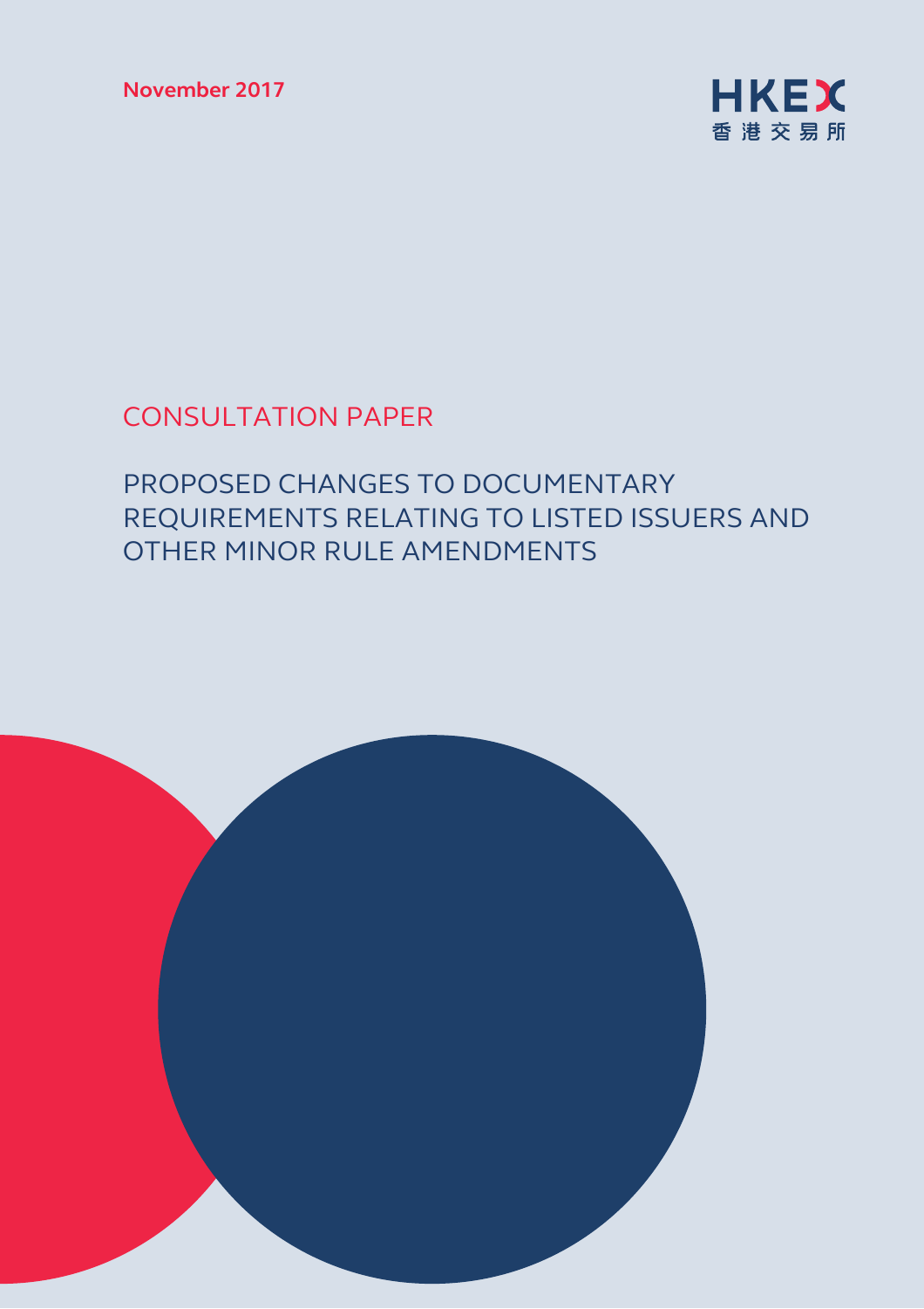November 2017

HKEX
香港交易所

# CONSULTATION PAPER

## PROPOSED CHANGES TO DOCUMENTARY REQUIREMENTS RELATING TO LISTED ISSUERS AND OTHER MINOR RULE AMENDMENTS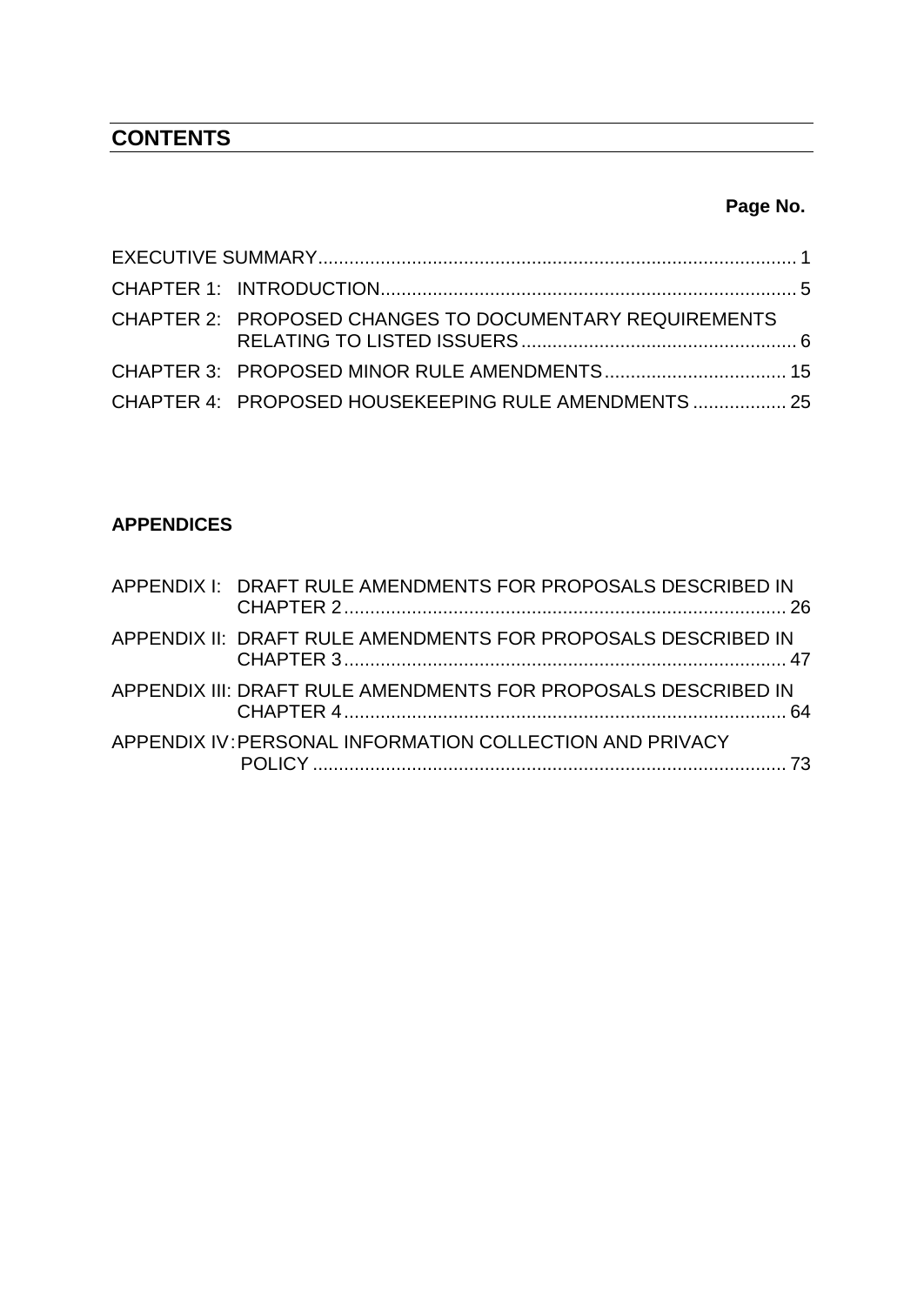## CONTENTS

**Page No.**

| | |
|---|---|
| EXECUTIVE SUMMARY | 1 |
| CHAPTER 1: INTRODUCTION | 5 |
| CHAPTER 2: PROPOSED CHANGES TO DOCUMENTARY REQUIREMENTS RELATING TO LISTED ISSUERS | 6 |
| CHAPTER 3: PROPOSED MINOR RULE AMENDMENTS | 15 |
| CHAPTER 4: PROPOSED HOUSEKEEPING RULE AMENDMENTS | 25 |

**APPENDICES**

| | |
|---|---|
| APPENDIX I: DRAFT RULE AMENDMENTS FOR PROPOSALS DESCRIBED IN CHAPTER 2 | 26 |
| APPENDIX II: DRAFT RULE AMENDMENTS FOR PROPOSALS DESCRIBED IN CHAPTER 3 | 47 |
| APPENDIX III: DRAFT RULE AMENDMENTS FOR PROPOSALS DESCRIBED IN CHAPTER 4 | 64 |
| APPENDIX IV: PERSONAL INFORMATION COLLECTION AND PRIVACY POLICY | 73 |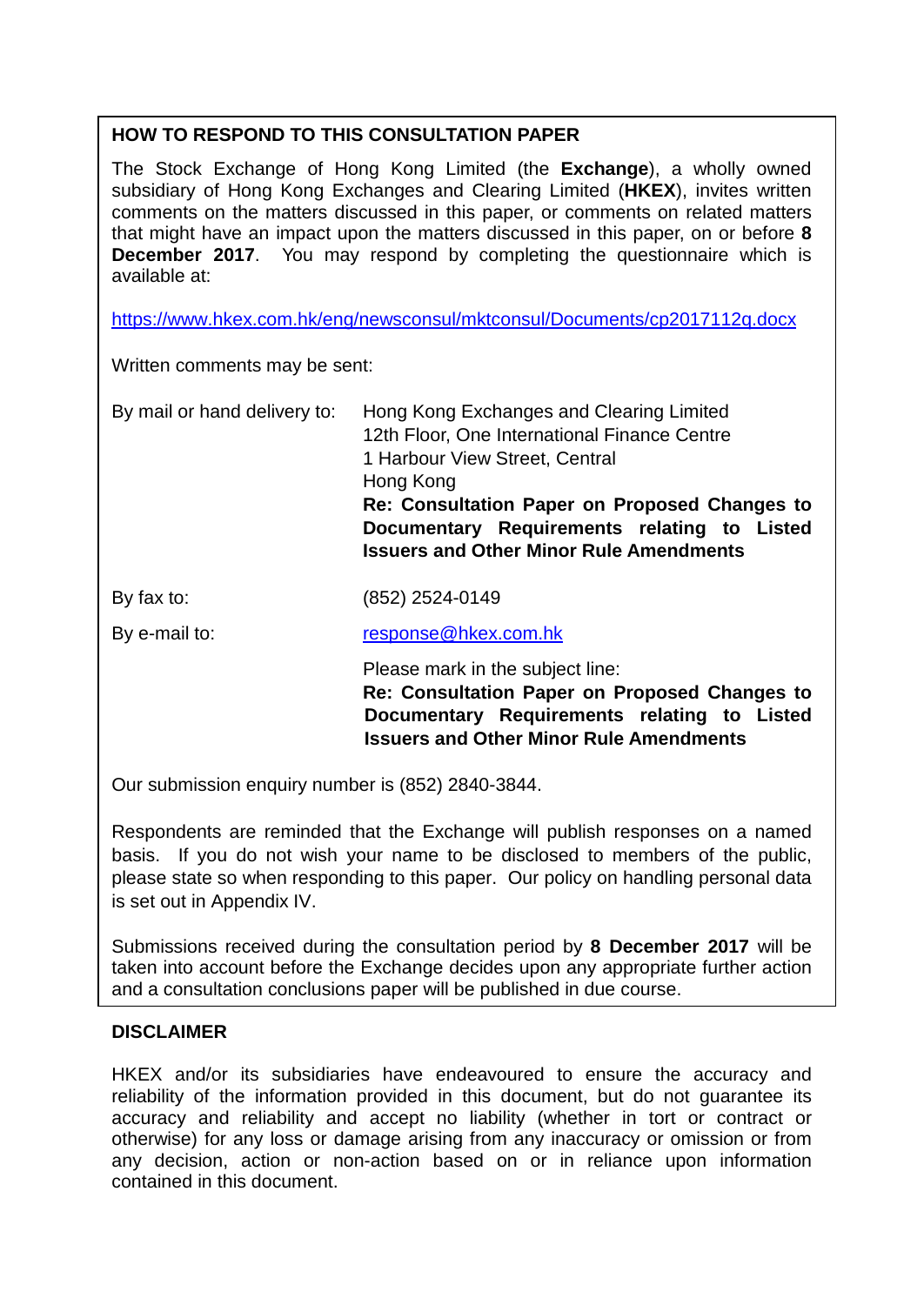## HOW TO RESPOND TO THIS CONSULTATION PAPER

The Stock Exchange of Hong Kong Limited (the **Exchange**), a wholly owned subsidiary of Hong Kong Exchanges and Clearing Limited (**HKEX**), invites written comments on the matters discussed in this paper, or comments on related matters that might have an impact upon the matters discussed in this paper, on or before **8 December 2017**. You may respond by completing the questionnaire which is available at:

https://www.hkex.com.hk/eng/newsconsul/mktconsul/Documents/cp2017112q.docx

Written comments may be sent:

| | |
|---|---|
| By mail or hand delivery to: | Hong Kong Exchanges and Clearing Limited<br>12th Floor, One International Finance Centre<br>1 Harbour View Street, Central<br>Hong Kong<br>**Re: Consultation Paper on Proposed Changes to Documentary Requirements relating to Listed Issuers and Other Minor Rule Amendments** |
| By fax to: | (852) 2524-0149 |
| By e-mail to: | response@hkex.com.hk<br><br>Please mark in the subject line:<br>**Re: Consultation Paper on Proposed Changes to Documentary Requirements relating to Listed Issuers and Other Minor Rule Amendments** |

Our submission enquiry number is (852) 2840-3844.

Respondents are reminded that the Exchange will publish responses on a named basis. If you do not wish your name to be disclosed to members of the public, please state so when responding to this paper. Our policy on handling personal data is set out in Appendix IV.

Submissions received during the consultation period by **8 December 2017** will be taken into account before the Exchange decides upon any appropriate further action and a consultation conclusions paper will be published in due course.

## DISCLAIMER

HKEX and/or its subsidiaries have endeavoured to ensure the accuracy and reliability of the information provided in this document, but do not guarantee its accuracy and reliability and accept no liability (whether in tort or contract or otherwise) for any loss or damage arising from any inaccuracy or omission or from any decision, action or non-action based on or in reliance upon information contained in this document.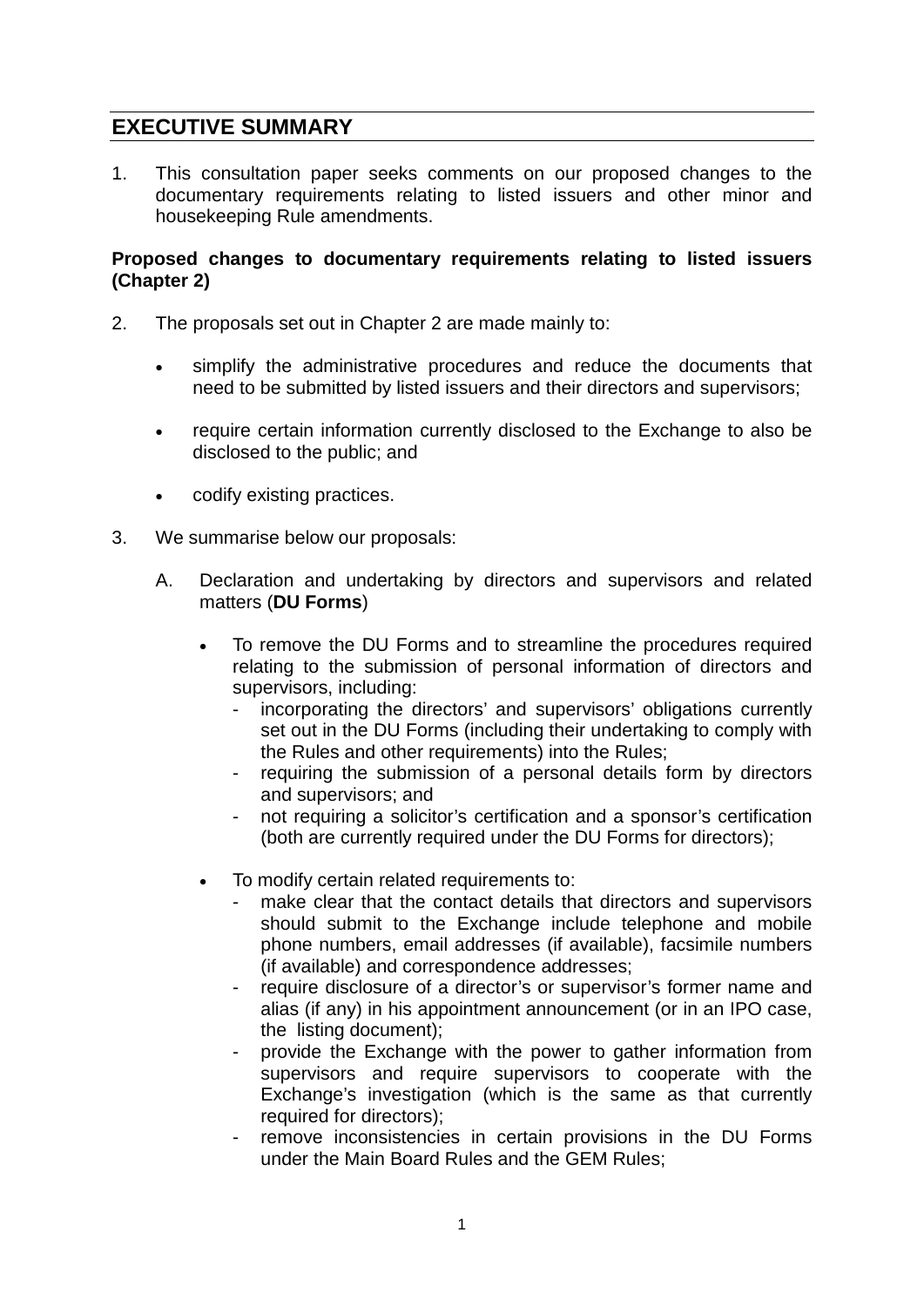## EXECUTIVE SUMMARY

1. This consultation paper seeks comments on our proposed changes to the documentary requirements relating to listed issuers and other minor and housekeeping Rule amendments.

**Proposed changes to documentary requirements relating to listed issuers (Chapter 2)**

2. The proposals set out in Chapter 2 are made mainly to:

   - simplify the administrative procedures and reduce the documents that need to be submitted by listed issuers and their directors and supervisors;
   - require certain information currently disclosed to the Exchange to also be disclosed to the public; and
   - codify existing practices.

3. We summarise below our proposals:

   A. Declaration and undertaking by directors and supervisors and related matters (**DU Forms**)

      - To remove the DU Forms and to streamline the procedures required relating to the submission of personal information of directors and supervisors, including:
        - incorporating the directors' and supervisors' obligations currently set out in the DU Forms (including their undertaking to comply with the Rules and other requirements) into the Rules;
        - requiring the submission of a personal details form by directors and supervisors; and
        - not requiring a solicitor's certification and a sponsor's certification (both are currently required under the DU Forms for directors);

      - To modify certain related requirements to:
        - make clear that the contact details that directors and supervisors should submit to the Exchange include telephone and mobile phone numbers, email addresses (if available), facsimile numbers (if available) and correspondence addresses;
        - require disclosure of a director's or supervisor's former name and alias (if any) in his appointment announcement (or in an IPO case, the listing document);
        - provide the Exchange with the power to gather information from supervisors and require supervisors to cooperate with the Exchange's investigation (which is the same as that currently required for directors);
        - remove inconsistencies in certain provisions in the DU Forms under the Main Board Rules and the GEM Rules;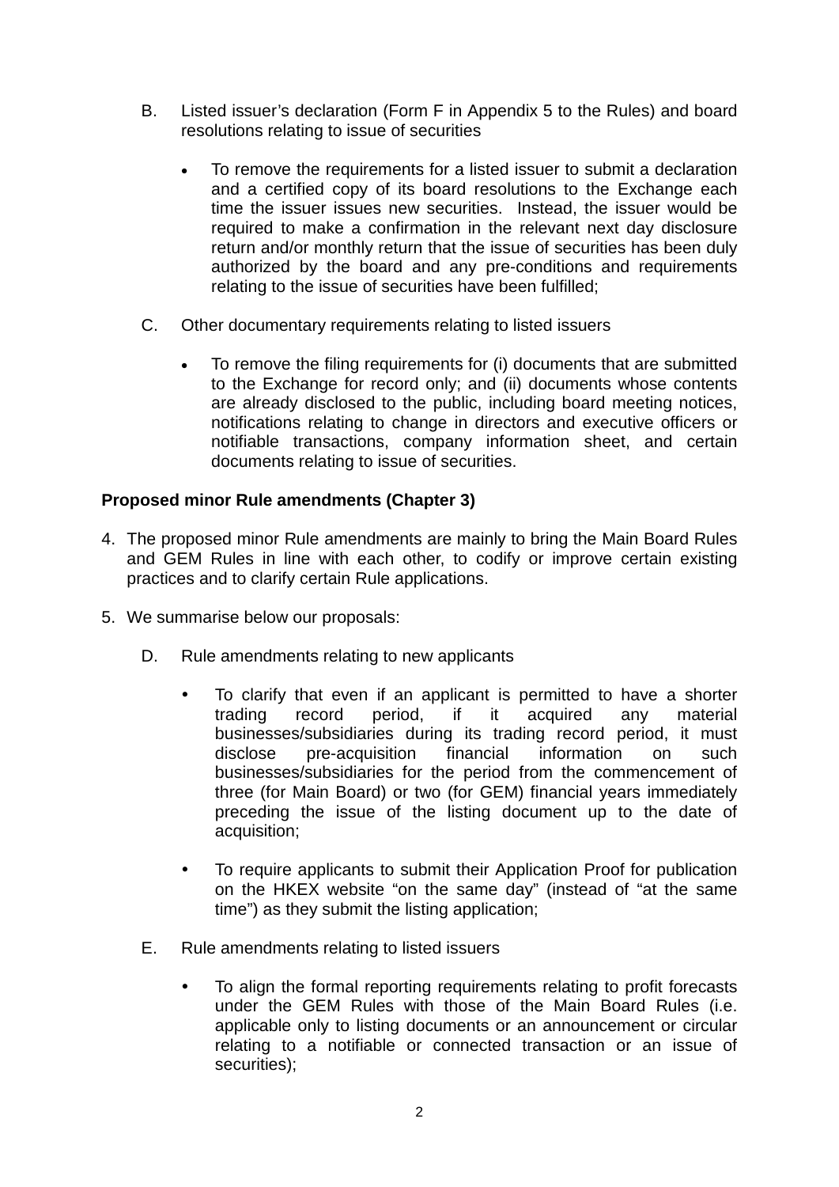B. Listed issuer's declaration (Form F in Appendix 5 to the Rules) and board resolutions relating to issue of securities

- To remove the requirements for a listed issuer to submit a declaration and a certified copy of its board resolutions to the Exchange each time the issuer issues new securities. Instead, the issuer would be required to make a confirmation in the relevant next day disclosure return and/or monthly return that the issue of securities has been duly authorized by the board and any pre-conditions and requirements relating to the issue of securities have been fulfilled;

C. Other documentary requirements relating to listed issuers

- To remove the filing requirements for (i) documents that are submitted to the Exchange for record only; and (ii) documents whose contents are already disclosed to the public, including board meeting notices, notifications relating to change in directors and executive officers or notifiable transactions, company information sheet, and certain documents relating to issue of securities.

**Proposed minor Rule amendments (Chapter 3)**

4. The proposed minor Rule amendments are mainly to bring the Main Board Rules and GEM Rules in line with each other, to codify or improve certain existing practices and to clarify certain Rule applications.

5. We summarise below our proposals:

D. Rule amendments relating to new applicants

- To clarify that even if an applicant is permitted to have a shorter trading record period, if it acquired any material businesses/subsidiaries during its trading record period, it must disclose pre-acquisition financial information on such businesses/subsidiaries for the period from the commencement of three (for Main Board) or two (for GEM) financial years immediately preceding the issue of the listing document up to the date of acquisition;
- To require applicants to submit their Application Proof for publication on the HKEX website "on the same day" (instead of "at the same time") as they submit the listing application;

E. Rule amendments relating to listed issuers

- To align the formal reporting requirements relating to profit forecasts under the GEM Rules with those of the Main Board Rules (i.e. applicable only to listing documents or an announcement or circular relating to a notifiable or connected transaction or an issue of securities);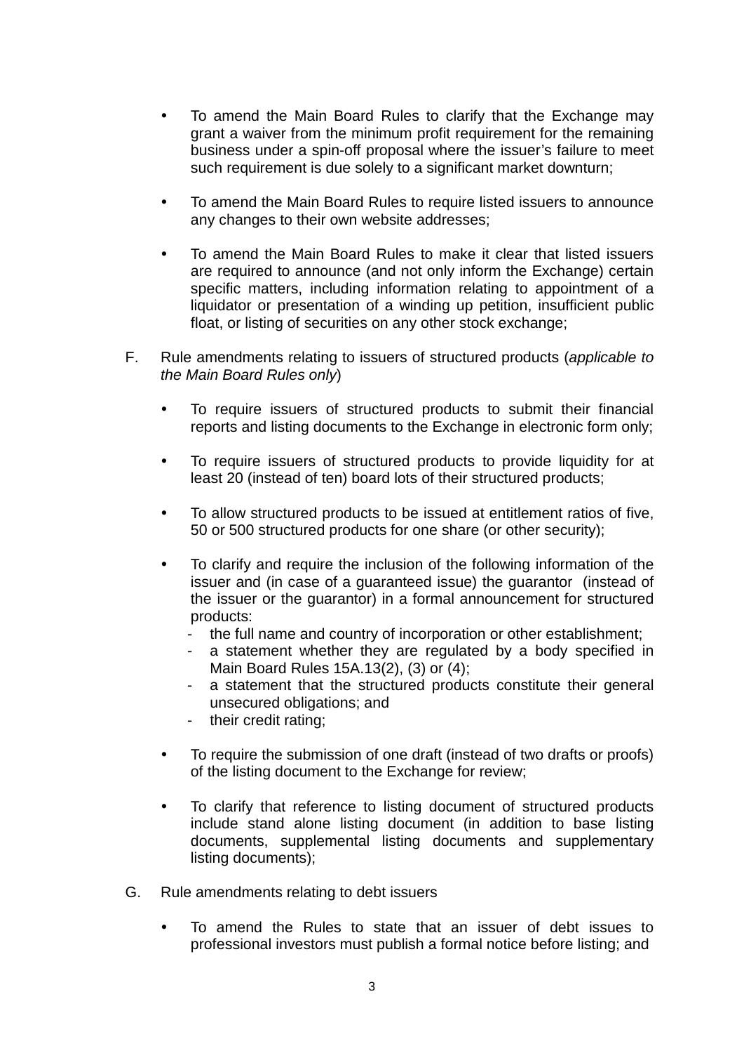- To amend the Main Board Rules to clarify that the Exchange may grant a waiver from the minimum profit requirement for the remaining business under a spin-off proposal where the issuer's failure to meet such requirement is due solely to a significant market downturn;

- To amend the Main Board Rules to require listed issuers to announce any changes to their own website addresses;

- To amend the Main Board Rules to make it clear that listed issuers are required to announce (and not only inform the Exchange) certain specific matters, including information relating to appointment of a liquidator or presentation of a winding up petition, insufficient public float, or listing of securities on any other stock exchange;

F. Rule amendments relating to issuers of structured products (*applicable to the Main Board Rules only*)

- To require issuers of structured products to submit their financial reports and listing documents to the Exchange in electronic form only;

- To require issuers of structured products to provide liquidity for at least 20 (instead of ten) board lots of their structured products;

- To allow structured products to be issued at entitlement ratios of five, 50 or 500 structured products for one share (or other security);

- To clarify and require the inclusion of the following information of the issuer and (in case of a guaranteed issue) the guarantor (instead of the issuer or the guarantor) in a formal announcement for structured products:
  - the full name and country of incorporation or other establishment;
  - a statement whether they are regulated by a body specified in Main Board Rules 15A.13(2), (3) or (4);
  - a statement that the structured products constitute their general unsecured obligations; and
  - their credit rating;

- To require the submission of one draft (instead of two drafts or proofs) of the listing document to the Exchange for review;

- To clarify that reference to listing document of structured products include stand alone listing document (in addition to base listing documents, supplemental listing documents and supplementary listing documents);

G. Rule amendments relating to debt issuers

- To amend the Rules to state that an issuer of debt issues to professional investors must publish a formal notice before listing; and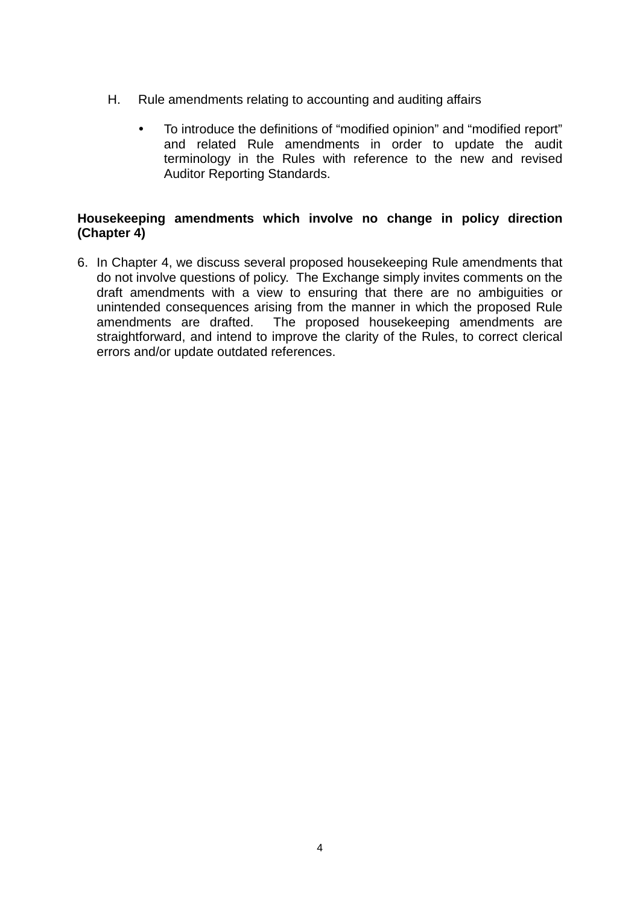H. Rule amendments relating to accounting and auditing affairs

- To introduce the definitions of "modified opinion" and "modified report" and related Rule amendments in order to update the audit terminology in the Rules with reference to the new and revised Auditor Reporting Standards.

**Housekeeping amendments which involve no change in policy direction (Chapter 4)**

6. In Chapter 4, we discuss several proposed housekeeping Rule amendments that do not involve questions of policy. The Exchange simply invites comments on the draft amendments with a view to ensuring that there are no ambiguities or unintended consequences arising from the manner in which the proposed Rule amendments are drafted. The proposed housekeeping amendments are straightforward, and intend to improve the clarity of the Rules, to correct clerical errors and/or update outdated references.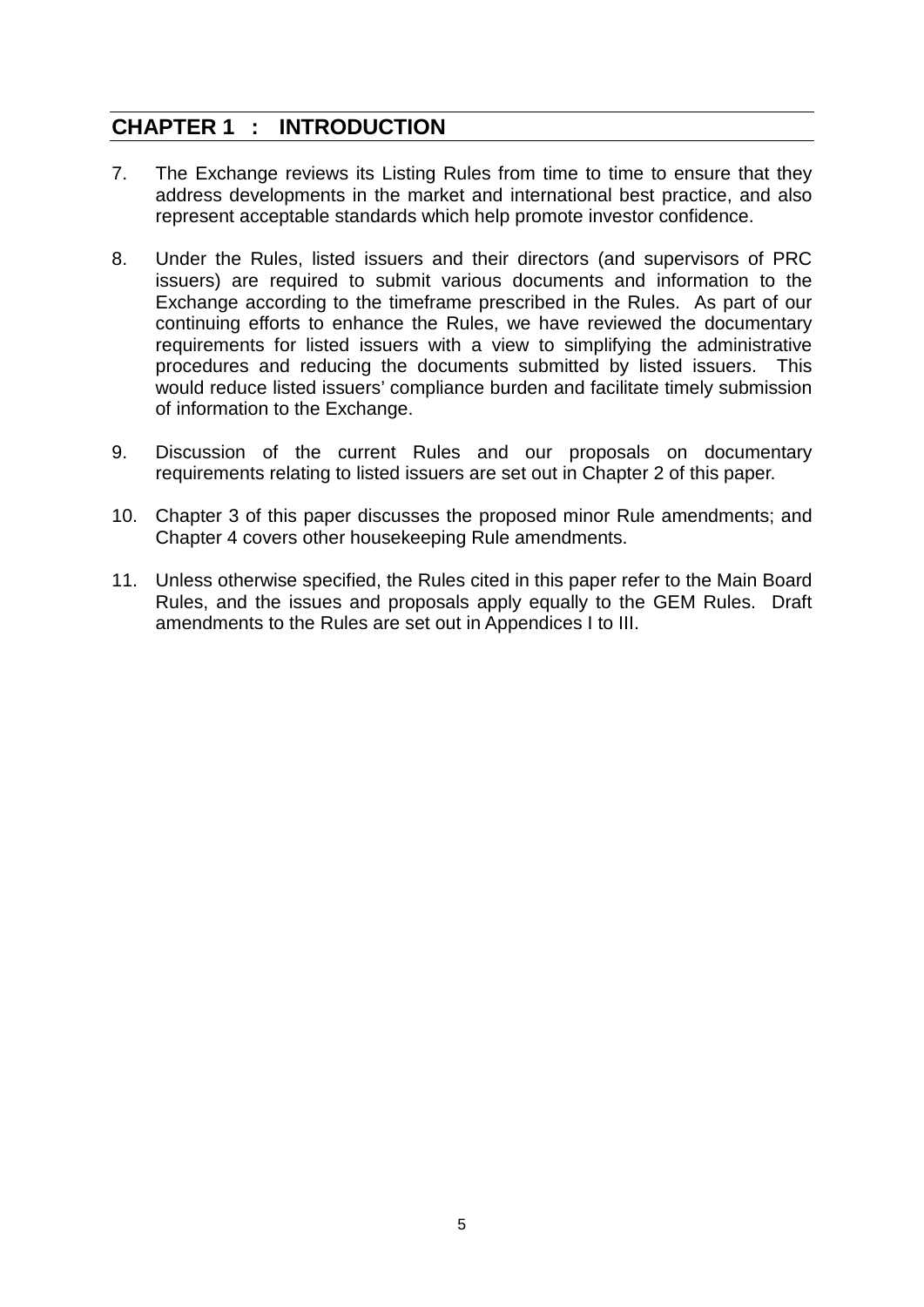## CHAPTER 1 : INTRODUCTION

7. The Exchange reviews its Listing Rules from time to time to ensure that they address developments in the market and international best practice, and also represent acceptable standards which help promote investor confidence.

8. Under the Rules, listed issuers and their directors (and supervisors of PRC issuers) are required to submit various documents and information to the Exchange according to the timeframe prescribed in the Rules. As part of our continuing efforts to enhance the Rules, we have reviewed the documentary requirements for listed issuers with a view to simplifying the administrative procedures and reducing the documents submitted by listed issuers. This would reduce listed issuers' compliance burden and facilitate timely submission of information to the Exchange.

9. Discussion of the current Rules and our proposals on documentary requirements relating to listed issuers are set out in Chapter 2 of this paper.

10. Chapter 3 of this paper discusses the proposed minor Rule amendments; and Chapter 4 covers other housekeeping Rule amendments.

11. Unless otherwise specified, the Rules cited in this paper refer to the Main Board Rules, and the issues and proposals apply equally to the GEM Rules. Draft amendments to the Rules are set out in Appendices I to III.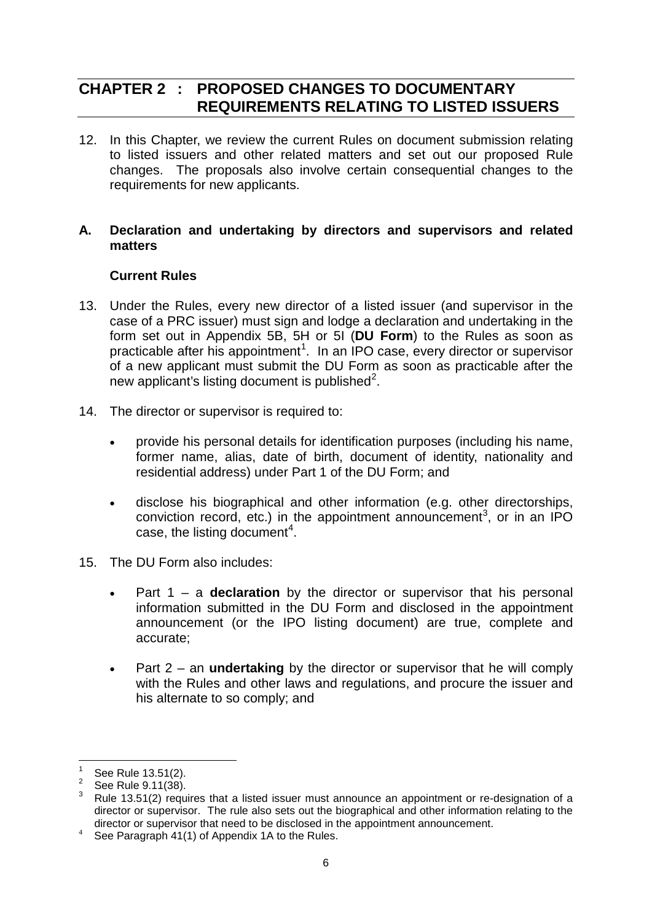## CHAPTER 2 : PROPOSED CHANGES TO DOCUMENTARY REQUIREMENTS RELATING TO LISTED ISSUERS

12. In this Chapter, we review the current Rules on document submission relating to listed issuers and other related matters and set out our proposed Rule changes. The proposals also involve certain consequential changes to the requirements for new applicants.

### A. Declaration and undertaking by directors and supervisors and related matters

#### Current Rules

13. Under the Rules, every new director of a listed issuer (and supervisor in the case of a PRC issuer) must sign and lodge a declaration and undertaking in the form set out in Appendix 5B, 5H or 5I (**DU Form**) to the Rules as soon as practicable after his appointment[1]. In an IPO case, every director or supervisor of a new applicant must submit the DU Form as soon as practicable after the new applicant's listing document is published[2].

14. The director or supervisor is required to:

    - provide his personal details for identification purposes (including his name, former name, alias, date of birth, document of identity, nationality and residential address) under Part 1 of the DU Form; and

    - disclose his biographical and other information (e.g. other directorships, conviction record, etc.) in the appointment announcement[3], or in an IPO case, the listing document[4].

15. The DU Form also includes:

    - Part 1 – a **declaration** by the director or supervisor that his personal information submitted in the DU Form and disclosed in the appointment announcement (or the IPO listing document) are true, complete and accurate;

    - Part 2 – an **undertaking** by the director or supervisor that he will comply with the Rules and other laws and regulations, and procure the issuer and his alternate to so comply; and

---

1 See Rule 13.51(2).

2 See Rule 9.11(38).

3 Rule 13.51(2) requires that a listed issuer must announce an appointment or re-designation of a director or supervisor. The rule also sets out the biographical and other information relating to the director or supervisor that need to be disclosed in the appointment announcement.

4 See Paragraph 41(1) of Appendix 1A to the Rules.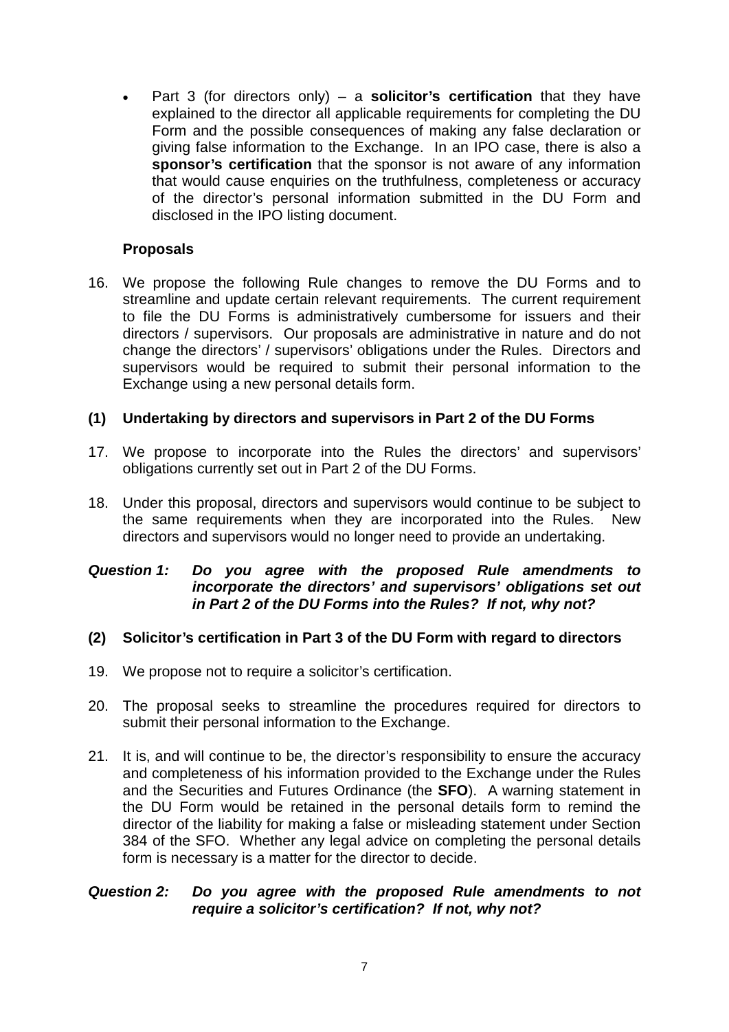- Part 3 (for directors only) – a **solicitor's certification** that they have explained to the director all applicable requirements for completing the DU Form and the possible consequences of making any false declaration or giving false information to the Exchange. In an IPO case, there is also a **sponsor's certification** that the sponsor is not aware of any information that would cause enquiries on the truthfulness, completeness or accuracy of the director's personal information submitted in the DU Form and disclosed in the IPO listing document.

**Proposals**

16. We propose the following Rule changes to remove the DU Forms and to streamline and update certain relevant requirements. The current requirement to file the DU Forms is administratively cumbersome for issuers and their directors / supervisors. Our proposals are administrative in nature and do not change the directors' / supervisors' obligations under the Rules. Directors and supervisors would be required to submit their personal information to the Exchange using a new personal details form.

**(1) Undertaking by directors and supervisors in Part 2 of the DU Forms**

17. We propose to incorporate into the Rules the directors' and supervisors' obligations currently set out in Part 2 of the DU Forms.

18. Under this proposal, directors and supervisors would continue to be subject to the same requirements when they are incorporated into the Rules. New directors and supervisors would no longer need to provide an undertaking.

***Question 1: Do you agree with the proposed Rule amendments to incorporate the directors' and supervisors' obligations set out in Part 2 of the DU Forms into the Rules? If not, why not?***

**(2) Solicitor's certification in Part 3 of the DU Form with regard to directors**

19. We propose not to require a solicitor's certification.

20. The proposal seeks to streamline the procedures required for directors to submit their personal information to the Exchange.

21. It is, and will continue to be, the director's responsibility to ensure the accuracy and completeness of his information provided to the Exchange under the Rules and the Securities and Futures Ordinance (the **SFO**). A warning statement in the DU Form would be retained in the personal details form to remind the director of the liability for making a false or misleading statement under Section 384 of the SFO. Whether any legal advice on completing the personal details form is necessary is a matter for the director to decide.

***Question 2: Do you agree with the proposed Rule amendments to not require a solicitor's certification? If not, why not?***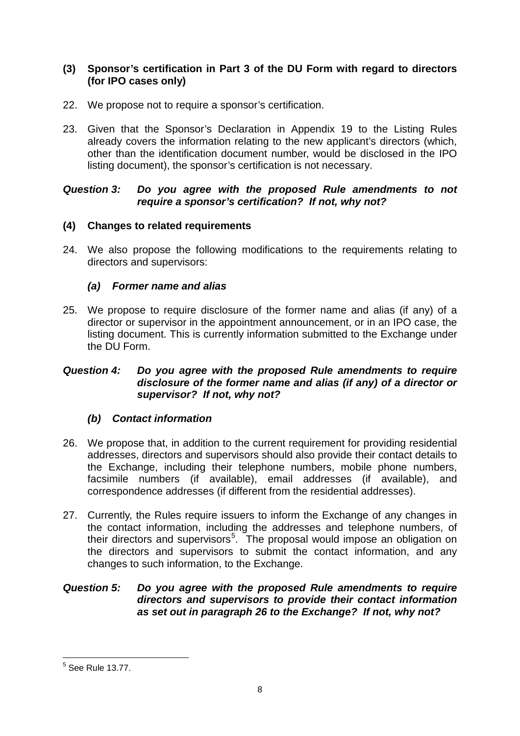### (3) Sponsor's certification in Part 3 of the DU Form with regard to directors (for IPO cases only)

22. We propose not to require a sponsor's certification.

23. Given that the Sponsor's Declaration in Appendix 19 to the Listing Rules already covers the information relating to the new applicant's directors (which, other than the identification document number, would be disclosed in the IPO listing document), the sponsor's certification is not necessary.

***Question 3: Do you agree with the proposed Rule amendments to not require a sponsor's certification? If not, why not?***

### (4) Changes to related requirements

24. We also propose the following modifications to the requirements relating to directors and supervisors:

#### *(a) Former name and alias*

25. We propose to require disclosure of the former name and alias (if any) of a director or supervisor in the appointment announcement, or in an IPO case, the listing document. This is currently information submitted to the Exchange under the DU Form.

***Question 4: Do you agree with the proposed Rule amendments to require disclosure of the former name and alias (if any) of a director or supervisor? If not, why not?***

#### *(b) Contact information*

26. We propose that, in addition to the current requirement for providing residential addresses, directors and supervisors should also provide their contact details to the Exchange, including their telephone numbers, mobile phone numbers, facsimile numbers (if available), email addresses (if available), and correspondence addresses (if different from the residential addresses).

27. Currently, the Rules require issuers to inform the Exchange of any changes in the contact information, including the addresses and telephone numbers, of their directors and supervisors[5]. The proposal would impose an obligation on the directors and supervisors to submit the contact information, and any changes to such information, to the Exchange.

***Question 5: Do you agree with the proposed Rule amendments to require directors and supervisors to provide their contact information as set out in paragraph 26 to the Exchange? If not, why not?***

---

[5] See Rule 13.77.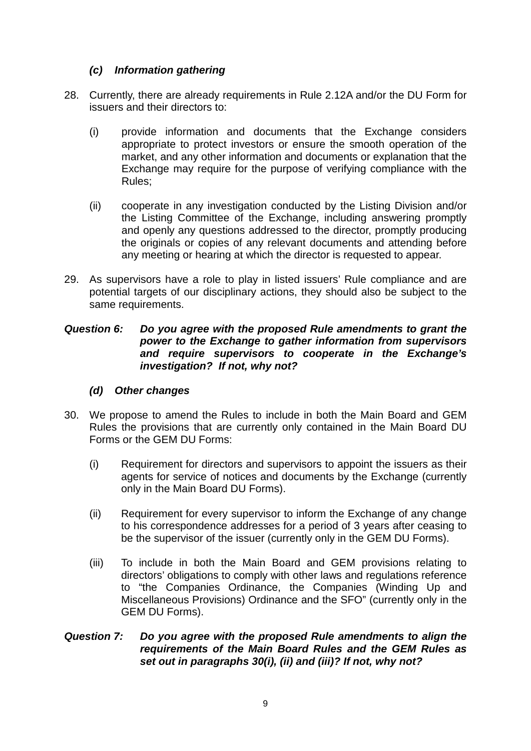### *(c) Information gathering*

28. Currently, there are already requirements in Rule 2.12A and/or the DU Form for issuers and their directors to:

    (i) provide information and documents that the Exchange considers appropriate to protect investors or ensure the smooth operation of the market, and any other information and documents or explanation that the Exchange may require for the purpose of verifying compliance with the Rules;

    (ii) cooperate in any investigation conducted by the Listing Division and/or the Listing Committee of the Exchange, including answering promptly and openly any questions addressed to the director, promptly producing the originals or copies of any relevant documents and attending before any meeting or hearing at which the director is requested to appear.

29. As supervisors have a role to play in listed issuers' Rule compliance and are potential targets of our disciplinary actions, they should also be subject to the same requirements.

***Question 6: Do you agree with the proposed Rule amendments to grant the power to the Exchange to gather information from supervisors and require supervisors to cooperate in the Exchange's investigation? If not, why not?***

### *(d) Other changes*

30. We propose to amend the Rules to include in both the Main Board and GEM Rules the provisions that are currently only contained in the Main Board DU Forms or the GEM DU Forms:

    (i) Requirement for directors and supervisors to appoint the issuers as their agents for service of notices and documents by the Exchange (currently only in the Main Board DU Forms).

    (ii) Requirement for every supervisor to inform the Exchange of any change to his correspondence addresses for a period of 3 years after ceasing to be the supervisor of the issuer (currently only in the GEM DU Forms).

    (iii) To include in both the Main Board and GEM provisions relating to directors' obligations to comply with other laws and regulations reference to "the Companies Ordinance, the Companies (Winding Up and Miscellaneous Provisions) Ordinance and the SFO" (currently only in the GEM DU Forms).

***Question 7: Do you agree with the proposed Rule amendments to align the requirements of the Main Board Rules and the GEM Rules as set out in paragraphs 30(i), (ii) and (iii)? If not, why not?***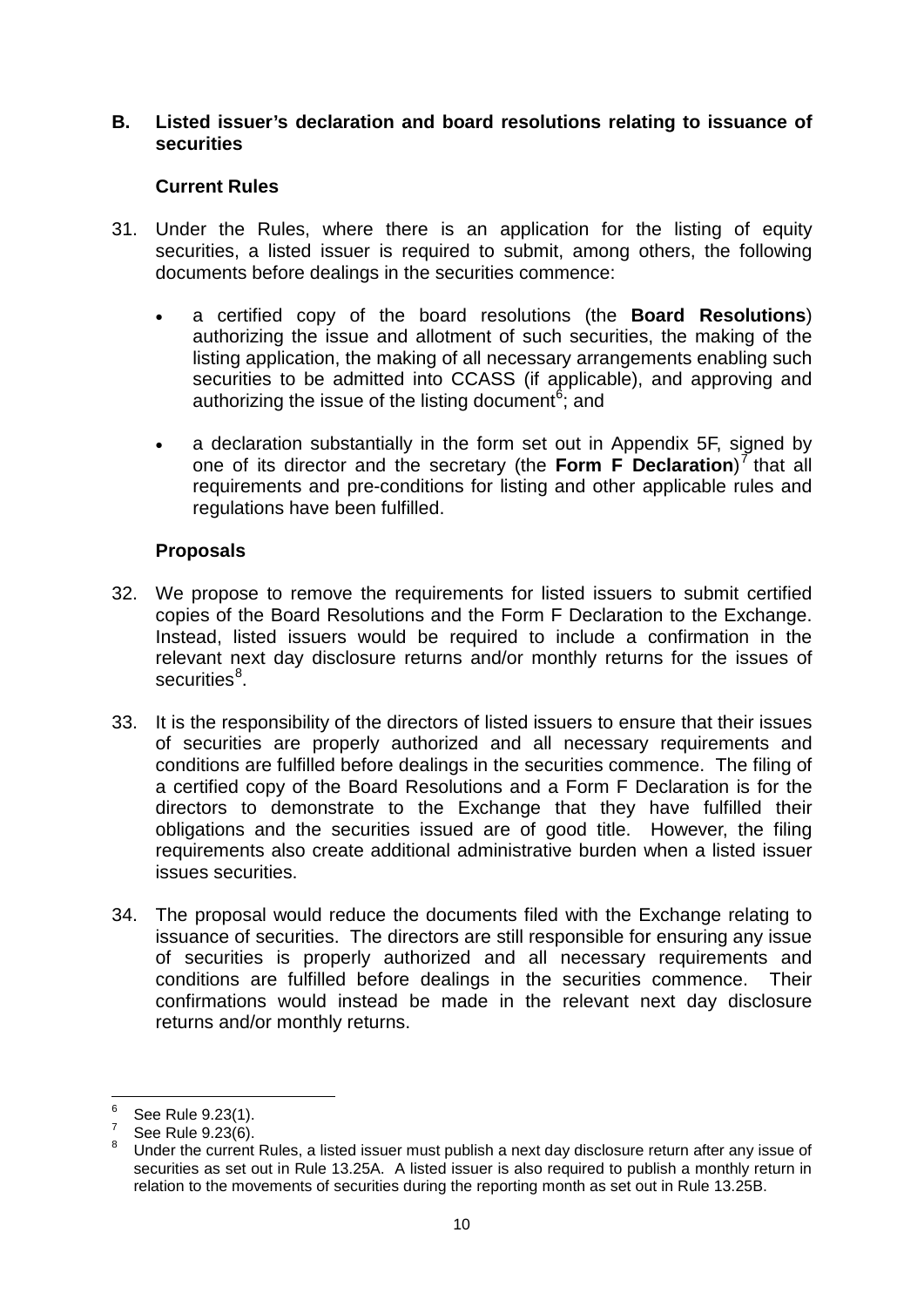## B. Listed issuer's declaration and board resolutions relating to issuance of securities

### Current Rules

31. Under the Rules, where there is an application for the listing of equity securities, a listed issuer is required to submit, among others, the following documents before dealings in the securities commence:

   - a certified copy of the board resolutions (the **Board Resolutions**) authorizing the issue and allotment of such securities, the making of the listing application, the making of all necessary arrangements enabling such securities to be admitted into CCASS (if applicable), and approving and authorizing the issue of the listing document[6]; and

   - a declaration substantially in the form set out in Appendix 5F, signed by one of its director and the secretary (the **Form F Declaration**)[7] that all requirements and pre-conditions for listing and other applicable rules and regulations have been fulfilled.

### Proposals

32. We propose to remove the requirements for listed issuers to submit certified copies of the Board Resolutions and the Form F Declaration to the Exchange. Instead, listed issuers would be required to include a confirmation in the relevant next day disclosure returns and/or monthly returns for the issues of securities[8].

33. It is the responsibility of the directors of listed issuers to ensure that their issues of securities are properly authorized and all necessary requirements and conditions are fulfilled before dealings in the securities commence. The filing of a certified copy of the Board Resolutions and a Form F Declaration is for the directors to demonstrate to the Exchange that they have fulfilled their obligations and the securities issued are of good title. However, the filing requirements also create additional administrative burden when a listed issuer issues securities.

34. The proposal would reduce the documents filed with the Exchange relating to issuance of securities. The directors are still responsible for ensuring any issue of securities is properly authorized and all necessary requirements and conditions are fulfilled before dealings in the securities commence. Their confirmations would instead be made in the relevant next day disclosure returns and/or monthly returns.

---

[6] See Rule 9.23(1).

[7] See Rule 9.23(6).

[8] Under the current Rules, a listed issuer must publish a next day disclosure return after any issue of securities as set out in Rule 13.25A. A listed issuer is also required to publish a monthly return in relation to the movements of securities during the reporting month as set out in Rule 13.25B.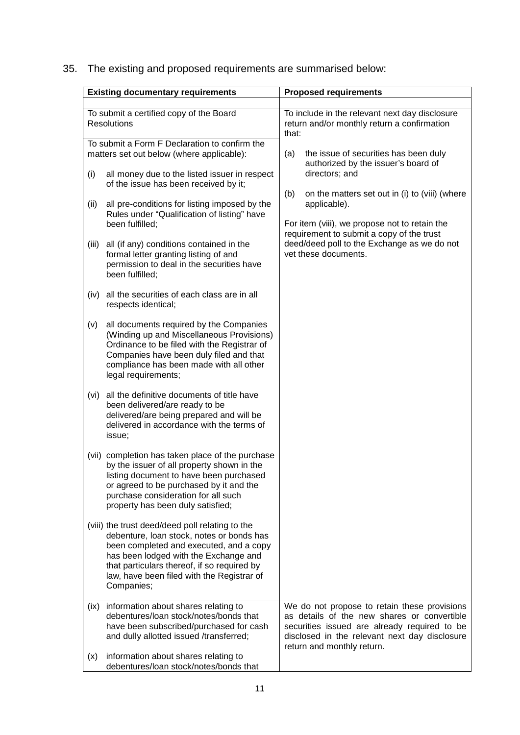35. The existing and proposed requirements are summarised below:

| Existing documentary requirements | Proposed requirements |
|---|---|
| | |
| To submit a certified copy of the Board Resolutions<br><br>To submit a Form F Declaration to confirm the matters set out below (where applicable):<br><br>(i) all money due to the listed issuer in respect of the issue has been received by it;<br><br>(ii) all pre-conditions for listing imposed by the Rules under "Qualification of listing" have been fulfilled;<br><br>(iii) all (if any) conditions contained in the formal letter granting listing of and permission to deal in the securities have been fulfilled;<br><br>(iv) all the securities of each class are in all respects identical;<br><br>(v) all documents required by the Companies (Winding up and Miscellaneous Provisions) Ordinance to be filed with the Registrar of Companies have been duly filed and that compliance has been made with all other legal requirements;<br><br>(vi) all the definitive documents of title have been delivered/are ready to be delivered/are being prepared and will be delivered in accordance with the terms of issue;<br><br>(vii) completion has taken place of the purchase by the issuer of all property shown in the listing document to have been purchased or agreed to be purchased by it and the purchase consideration for all such property has been duly satisfied;<br><br>(viii) the trust deed/deed poll relating to the debenture, loan stock, notes or bonds has been completed and executed, and a copy has been lodged with the Exchange and that particulars thereof, if so required by law, have been filed with the Registrar of Companies; | To include in the relevant next day disclosure return and/or monthly return a confirmation that:<br><br>(a) the issue of securities has been duly authorized by the issuer's board of directors; and<br><br>(b) on the matters set out in (i) to (viii) (where applicable).<br><br>For item (viii), we propose not to retain the requirement to submit a copy of the trust deed/deed poll to the Exchange as we do not vet these documents. |
| (ix) information about shares relating to debentures/loan stock/notes/bonds that have been subscribed/purchased for cash and dully allotted issued /transferred;<br><br>(x) information about shares relating to debentures/loan stock/notes/bonds that | We do not propose to retain these provisions as details of the new shares or convertible securities issued are already required to be disclosed in the relevant next day disclosure return and monthly return. |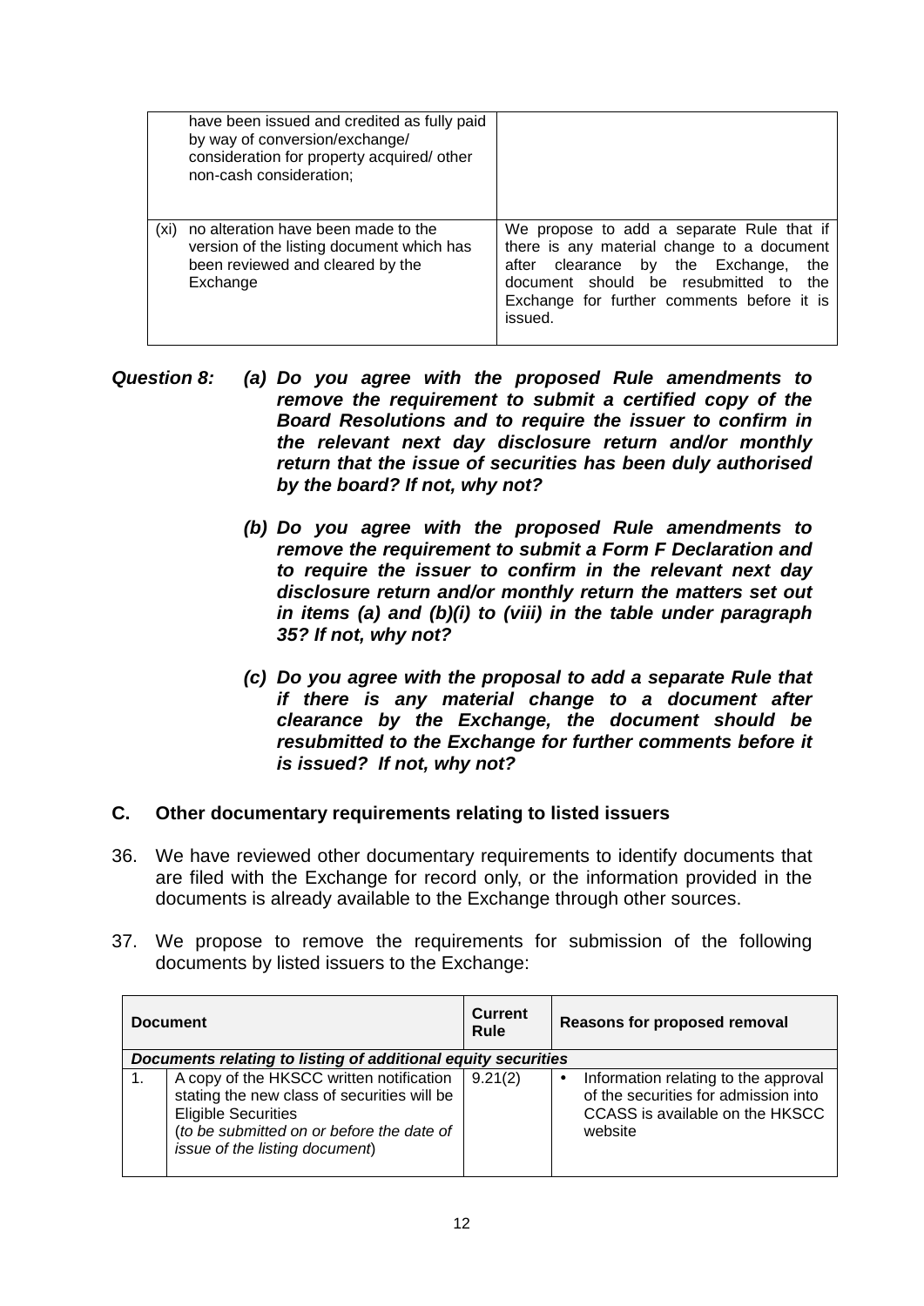| | |
|---|---|
| have been issued and credited as fully paid by way of conversion/exchange/ consideration for property acquired/ other non-cash consideration; | |
| (xi) no alteration have been made to the version of the listing document which has been reviewed and cleared by the Exchange | We propose to add a separate Rule that if there is any material change to a document after clearance by the Exchange, the document should be resubmitted to the Exchange for further comments before it is issued. |

***Question 8:*** ***(a) Do you agree with the proposed Rule amendments to remove the requirement to submit a certified copy of the Board Resolutions and to require the issuer to confirm in the relevant next day disclosure return and/or monthly return that the issue of securities has been duly authorised by the board? If not, why not?***

***(b) Do you agree with the proposed Rule amendments to remove the requirement to submit a Form F Declaration and to require the issuer to confirm in the relevant next day disclosure return and/or monthly return the matters set out in items (a) and (b)(i) to (viii) in the table under paragraph 35? If not, why not?***

***(c) Do you agree with the proposal to add a separate Rule that if there is any material change to a document after clearance by the Exchange, the document should be resubmitted to the Exchange for further comments before it is issued? If not, why not?***

## C. Other documentary requirements relating to listed issuers

36. We have reviewed other documentary requirements to identify documents that are filed with the Exchange for record only, or the information provided in the documents is already available to the Exchange through other sources.

37. We propose to remove the requirements for submission of the following documents by listed issuers to the Exchange:

| Document | | Current Rule | Reasons for proposed removal |
|---|---|---|---|
| ***Documents relating to listing of additional equity securities*** | | | |
| 1. | A copy of the HKSCC written notification stating the new class of securities will be Eligible Securities (*to be submitted on or before the date of issue of the listing document*) | 9.21(2) | • Information relating to the approval of the securities for admission into CCASS is available on the HKSCC website |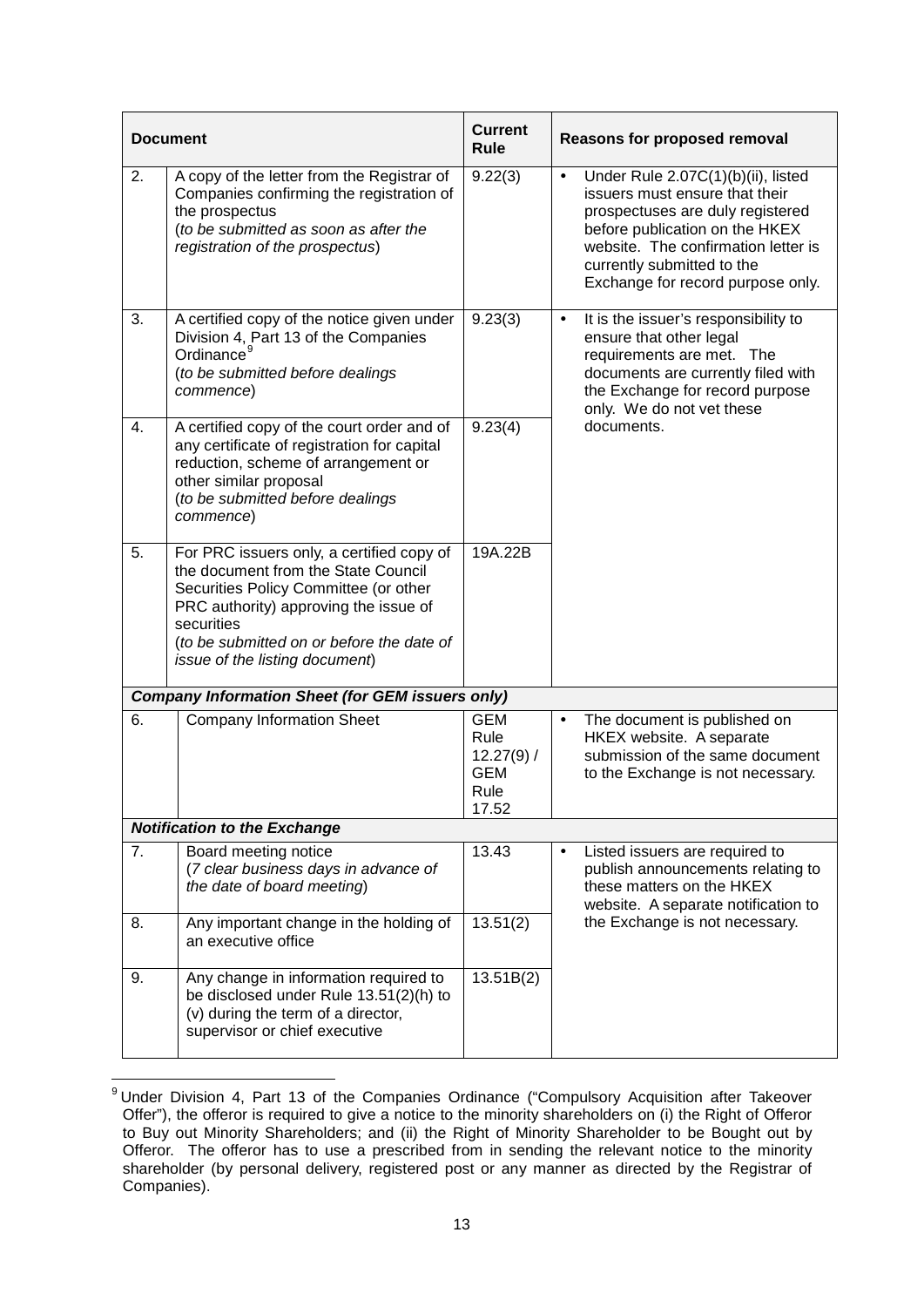| Document | | Current Rule | Reasons for proposed removal |
|---|---|---|---|
| 2. | A copy of the letter from the Registrar of Companies confirming the registration of the prospectus<br>(*to be submitted as soon as after the registration of the prospectus*) | 9.22(3) | • Under Rule 2.07C(1)(b)(ii), listed issuers must ensure that their prospectuses are duly registered before publication on the HKEX website. The confirmation letter is currently submitted to the Exchange for record purpose only. |
| 3. | A certified copy of the notice given under Division 4, Part 13 of the Companies Ordinance[9]<br>(*to be submitted before dealings commence*) | 9.23(3) | • It is the issuer's responsibility to ensure that other legal requirements are met. The documents are currently filed with the Exchange for record purpose only. We do not vet these documents. |
| 4. | A certified copy of the court order and of any certificate of registration for capital reduction, scheme of arrangement or other similar proposal<br>(*to be submitted before dealings commence*) | 9.23(4) | |
| 5. | For PRC issuers only, a certified copy of the document from the State Council Securities Policy Committee (or other PRC authority) approving the issue of securities<br>(*to be submitted on or before the date of issue of the listing document*) | 19A.22B | |
| ***Company Information Sheet (for GEM issuers only)*** | | | |
| 6. | Company Information Sheet | GEM Rule 12.27(9) / GEM Rule 17.52 | • The document is published on HKEX website. A separate submission of the same document to the Exchange is not necessary. |
| ***Notification to the Exchange*** | | | |
| 7. | Board meeting notice<br>(*7 clear business days in advance of the date of board meeting*) | 13.43 | • Listed issuers are required to publish announcements relating to these matters on the HKEX website. A separate notification to the Exchange is not necessary. |
| 8. | Any important change in the holding of an executive office | 13.51(2) | |
| 9. | Any change in information required to be disclosed under Rule 13.51(2)(h) to (v) during the term of a director, supervisor or chief executive | 13.51B(2) | |

[9] Under Division 4, Part 13 of the Companies Ordinance ("Compulsory Acquisition after Takeover Offer"), the offeror is required to give a notice to the minority shareholders on (i) the Right of Offeror to Buy out Minority Shareholders; and (ii) the Right of Minority Shareholder to be Bought out by Offeror. The offeror has to use a prescribed from in sending the relevant notice to the minority shareholder (by personal delivery, registered post or any manner as directed by the Registrar of Companies).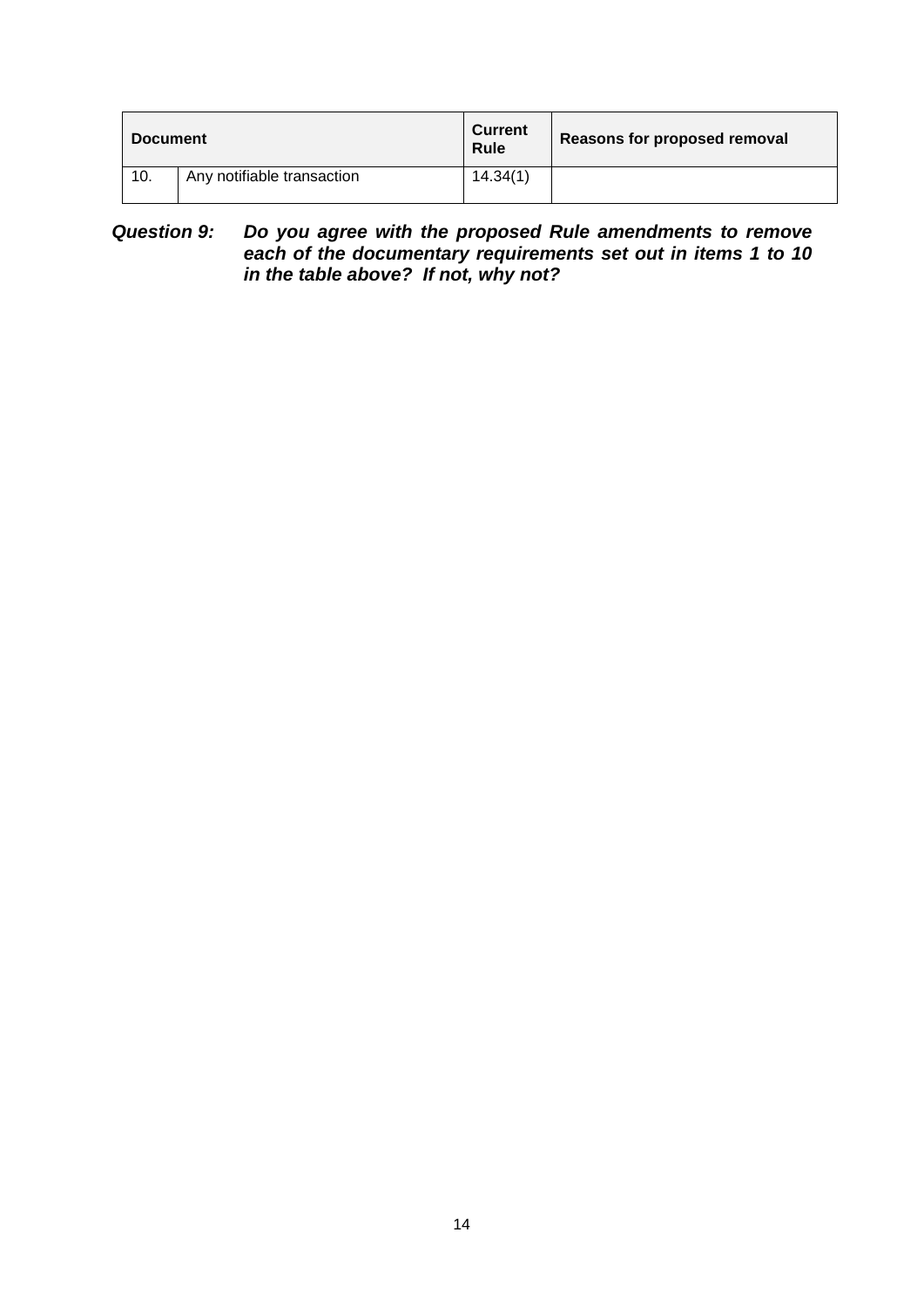| Document | | Current Rule | Reasons for proposed removal |
|---|---|---|---|
| 10. | Any notifiable transaction | 14.34(1) | |

***Question 9: Do you agree with the proposed Rule amendments to remove each of the documentary requirements set out in items 1 to 10 in the table above? If not, why not?***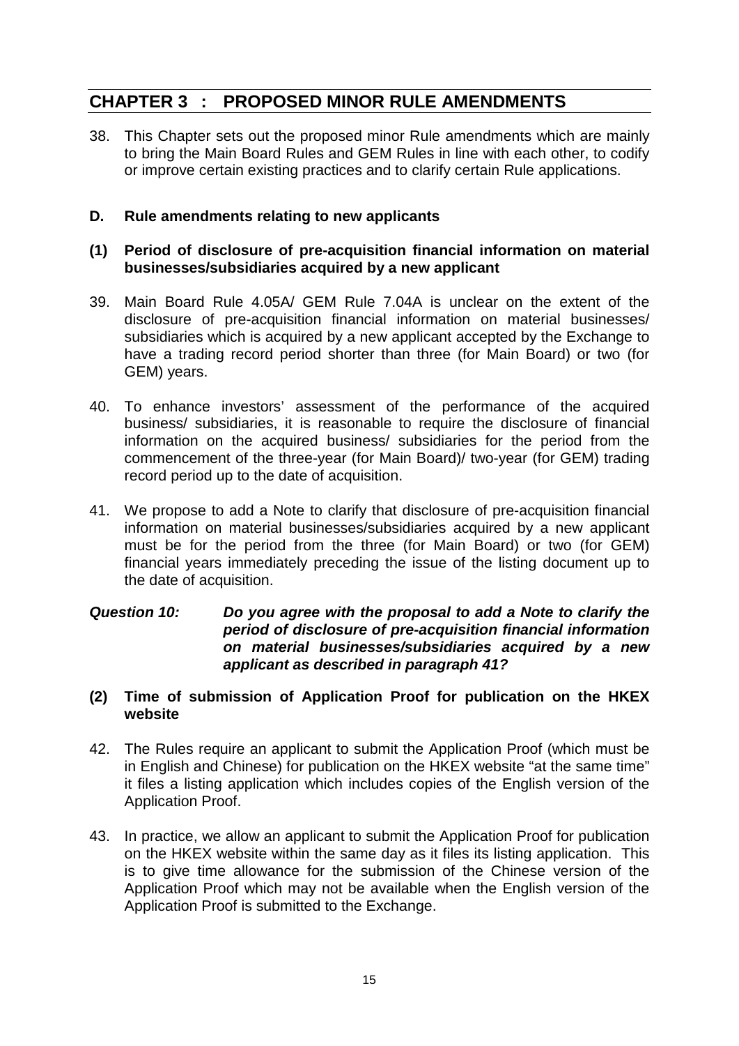## CHAPTER 3 : PROPOSED MINOR RULE AMENDMENTS

38. This Chapter sets out the proposed minor Rule amendments which are mainly to bring the Main Board Rules and GEM Rules in line with each other, to codify or improve certain existing practices and to clarify certain Rule applications.

### D. Rule amendments relating to new applicants

#### (1) Period of disclosure of pre-acquisition financial information on material businesses/subsidiaries acquired by a new applicant

39. Main Board Rule 4.05A/ GEM Rule 7.04A is unclear on the extent of the disclosure of pre-acquisition financial information on material businesses/ subsidiaries which is acquired by a new applicant accepted by the Exchange to have a trading record period shorter than three (for Main Board) or two (for GEM) years.

40. To enhance investors' assessment of the performance of the acquired business/ subsidiaries, it is reasonable to require the disclosure of financial information on the acquired business/ subsidiaries for the period from the commencement of the three-year (for Main Board)/ two-year (for GEM) trading record period up to the date of acquisition.

41. We propose to add a Note to clarify that disclosure of pre-acquisition financial information on material businesses/subsidiaries acquired by a new applicant must be for the period from the three (for Main Board) or two (for GEM) financial years immediately preceding the issue of the listing document up to the date of acquisition.

***Question 10: Do you agree with the proposal to add a Note to clarify the period of disclosure of pre-acquisition financial information on material businesses/subsidiaries acquired by a new applicant as described in paragraph 41?***

#### (2) Time of submission of Application Proof for publication on the HKEX website

42. The Rules require an applicant to submit the Application Proof (which must be in English and Chinese) for publication on the HKEX website "at the same time" it files a listing application which includes copies of the English version of the Application Proof.

43. In practice, we allow an applicant to submit the Application Proof for publication on the HKEX website within the same day as it files its listing application. This is to give time allowance for the submission of the Chinese version of the Application Proof which may not be available when the English version of the Application Proof is submitted to the Exchange.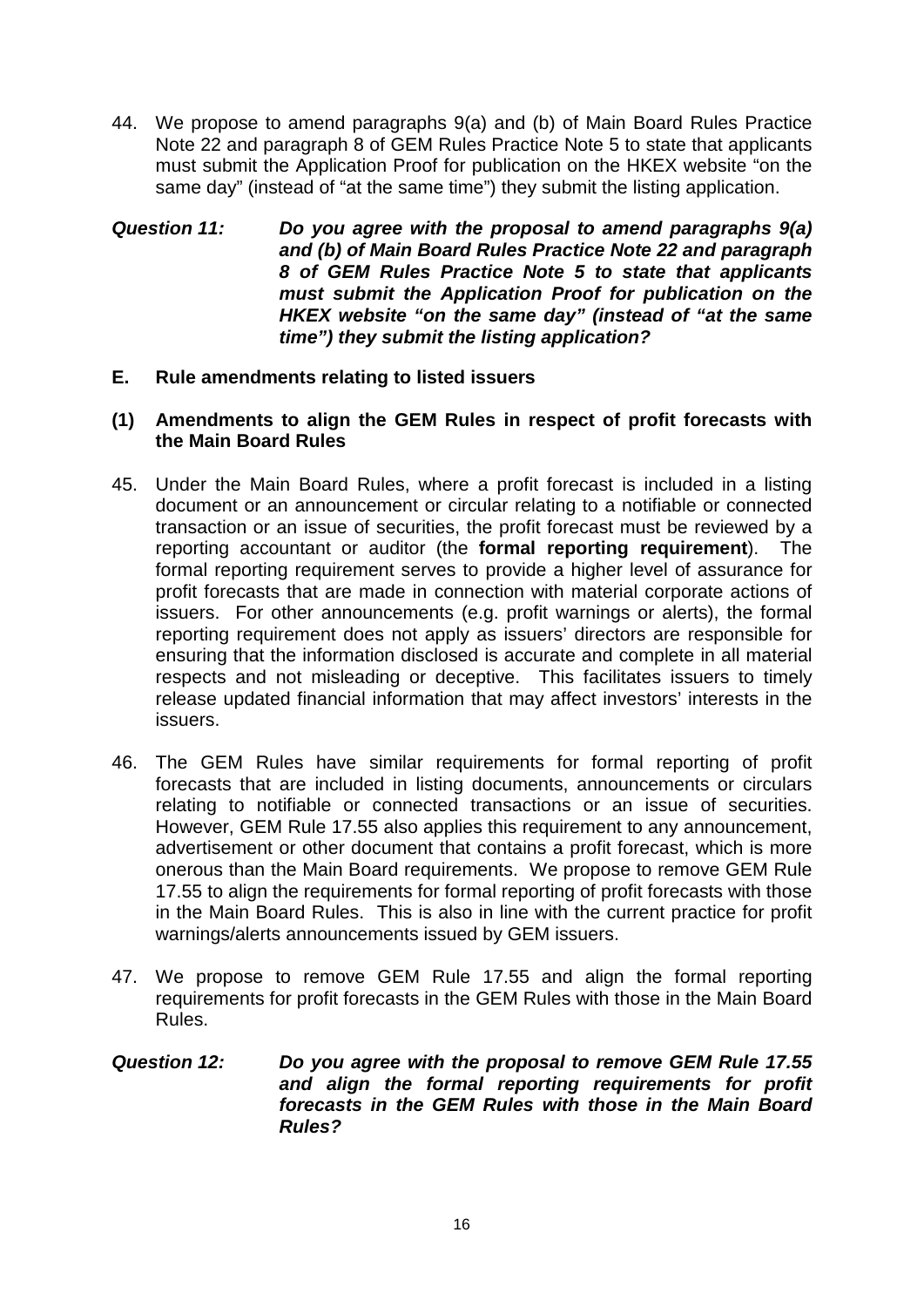44. We propose to amend paragraphs 9(a) and (b) of Main Board Rules Practice Note 22 and paragraph 8 of GEM Rules Practice Note 5 to state that applicants must submit the Application Proof for publication on the HKEX website "on the same day" (instead of "at the same time") they submit the listing application.

***Question 11:*** ***Do you agree with the proposal to amend paragraphs 9(a) and (b) of Main Board Rules Practice Note 22 and paragraph 8 of GEM Rules Practice Note 5 to state that applicants must submit the Application Proof for publication on the HKEX website "on the same day" (instead of "at the same time") they submit the listing application?***

## E. Rule amendments relating to listed issuers

### (1) Amendments to align the GEM Rules in respect of profit forecasts with the Main Board Rules

45. Under the Main Board Rules, where a profit forecast is included in a listing document or an announcement or circular relating to a notifiable or connected transaction or an issue of securities, the profit forecast must be reviewed by a reporting accountant or auditor (the **formal reporting requirement**). The formal reporting requirement serves to provide a higher level of assurance for profit forecasts that are made in connection with material corporate actions of issuers. For other announcements (e.g. profit warnings or alerts), the formal reporting requirement does not apply as issuers' directors are responsible for ensuring that the information disclosed is accurate and complete in all material respects and not misleading or deceptive. This facilitates issuers to timely release updated financial information that may affect investors' interests in the issuers.

46. The GEM Rules have similar requirements for formal reporting of profit forecasts that are included in listing documents, announcements or circulars relating to notifiable or connected transactions or an issue of securities. However, GEM Rule 17.55 also applies this requirement to any announcement, advertisement or other document that contains a profit forecast, which is more onerous than the Main Board requirements. We propose to remove GEM Rule 17.55 to align the requirements for formal reporting of profit forecasts with those in the Main Board Rules. This is also in line with the current practice for profit warnings/alerts announcements issued by GEM issuers.

47. We propose to remove GEM Rule 17.55 and align the formal reporting requirements for profit forecasts in the GEM Rules with those in the Main Board Rules.

***Question 12:*** ***Do you agree with the proposal to remove GEM Rule 17.55 and align the formal reporting requirements for profit forecasts in the GEM Rules with those in the Main Board Rules?***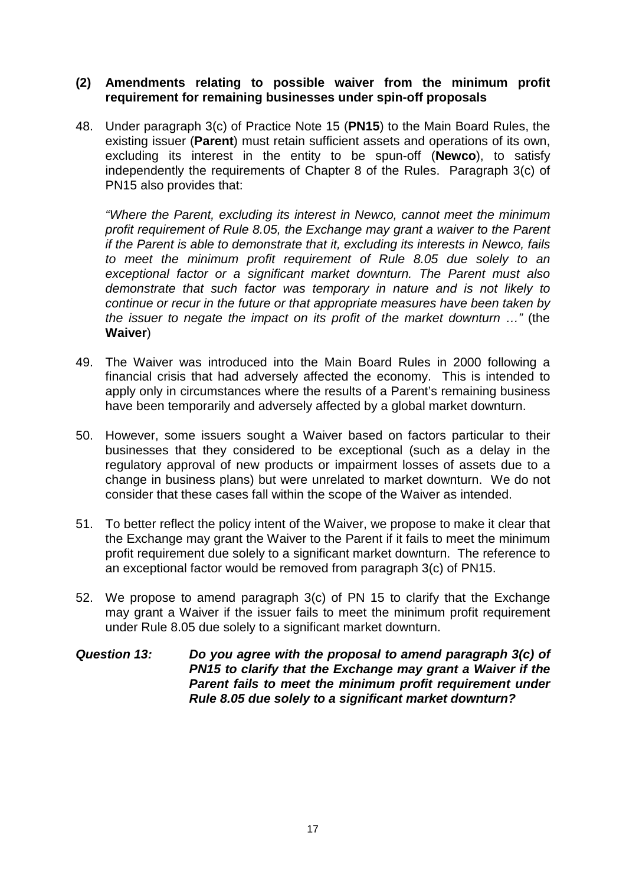### (2) Amendments relating to possible waiver from the minimum profit requirement for remaining businesses under spin-off proposals

48. Under paragraph 3(c) of Practice Note 15 (**PN15**) to the Main Board Rules, the existing issuer (**Parent**) must retain sufficient assets and operations of its own, excluding its interest in the entity to be spun-off (**Newco**), to satisfy independently the requirements of Chapter 8 of the Rules. Paragraph 3(c) of PN15 also provides that:

    *"Where the Parent, excluding its interest in Newco, cannot meet the minimum profit requirement of Rule 8.05, the Exchange may grant a waiver to the Parent if the Parent is able to demonstrate that it, excluding its interests in Newco, fails to meet the minimum profit requirement of Rule 8.05 due solely to an exceptional factor or a significant market downturn. The Parent must also demonstrate that such factor was temporary in nature and is not likely to continue or recur in the future or that appropriate measures have been taken by the issuer to negate the impact on its profit of the market downturn …"* (the **Waiver**)

49. The Waiver was introduced into the Main Board Rules in 2000 following a financial crisis that had adversely affected the economy. This is intended to apply only in circumstances where the results of a Parent's remaining business have been temporarily and adversely affected by a global market downturn.

50. However, some issuers sought a Waiver based on factors particular to their businesses that they considered to be exceptional (such as a delay in the regulatory approval of new products or impairment losses of assets due to a change in business plans) but were unrelated to market downturn. We do not consider that these cases fall within the scope of the Waiver as intended.

51. To better reflect the policy intent of the Waiver, we propose to make it clear that the Exchange may grant the Waiver to the Parent if it fails to meet the minimum profit requirement due solely to a significant market downturn. The reference to an exceptional factor would be removed from paragraph 3(c) of PN15.

52. We propose to amend paragraph 3(c) of PN 15 to clarify that the Exchange may grant a Waiver if the issuer fails to meet the minimum profit requirement under Rule 8.05 due solely to a significant market downturn.

***Question 13: Do you agree with the proposal to amend paragraph 3(c) of PN15 to clarify that the Exchange may grant a Waiver if the Parent fails to meet the minimum profit requirement under Rule 8.05 due solely to a significant market downturn?***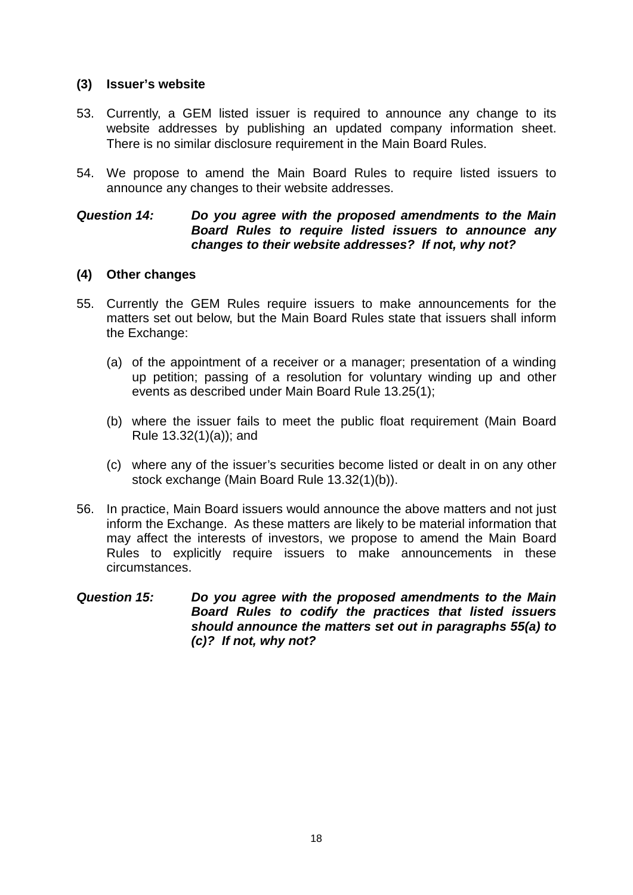### (3) Issuer's website

53. Currently, a GEM listed issuer is required to announce any change to its website addresses by publishing an updated company information sheet. There is no similar disclosure requirement in the Main Board Rules.

54. We propose to amend the Main Board Rules to require listed issuers to announce any changes to their website addresses.

***Question 14: Do you agree with the proposed amendments to the Main Board Rules to require listed issuers to announce any changes to their website addresses? If not, why not?***

### (4) Other changes

55. Currently the GEM Rules require issuers to make announcements for the matters set out below, but the Main Board Rules state that issuers shall inform the Exchange:

    (a) of the appointment of a receiver or a manager; presentation of a winding up petition; passing of a resolution for voluntary winding up and other events as described under Main Board Rule 13.25(1);

    (b) where the issuer fails to meet the public float requirement (Main Board Rule 13.32(1)(a)); and

    (c) where any of the issuer's securities become listed or dealt in on any other stock exchange (Main Board Rule 13.32(1)(b)).

56. In practice, Main Board issuers would announce the above matters and not just inform the Exchange. As these matters are likely to be material information that may affect the interests of investors, we propose to amend the Main Board Rules to explicitly require issuers to make announcements in these circumstances.

***Question 15: Do you agree with the proposed amendments to the Main Board Rules to codify the practices that listed issuers should announce the matters set out in paragraphs 55(a) to (c)? If not, why not?***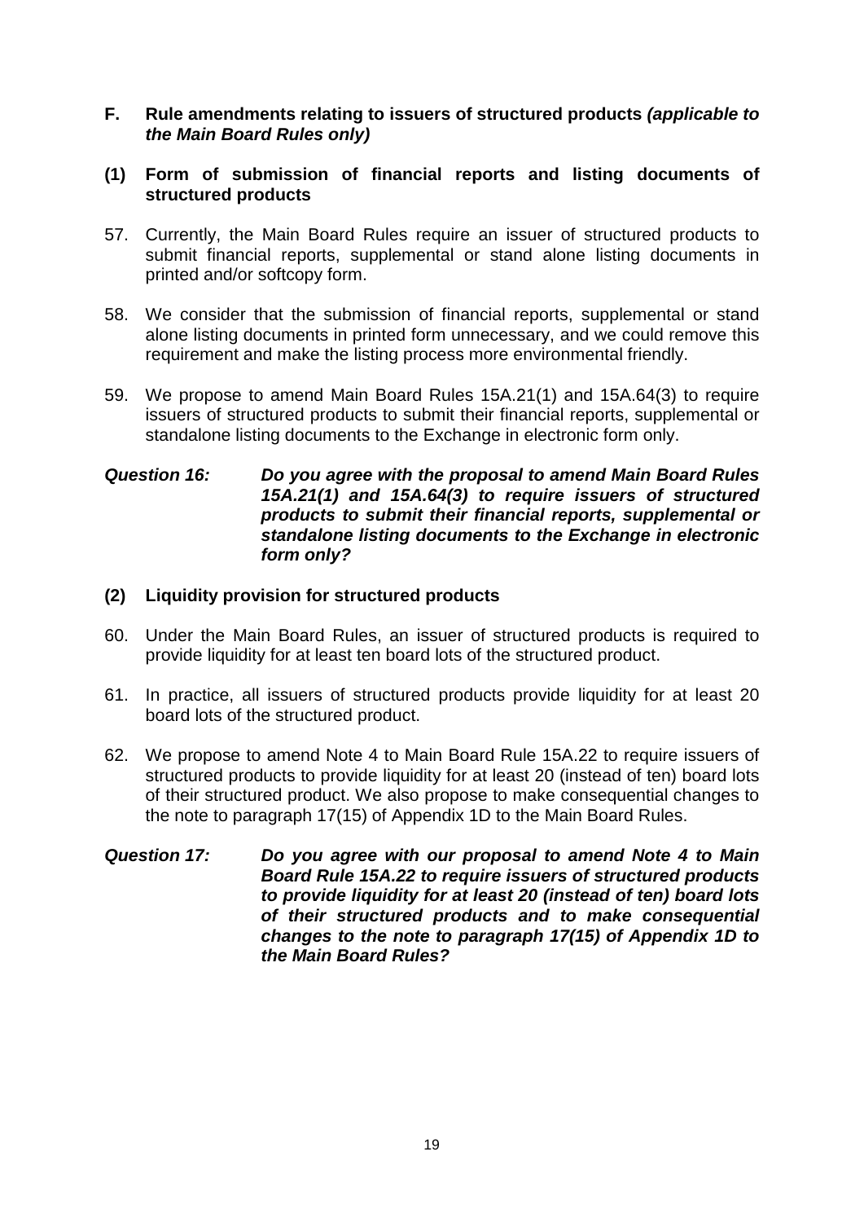## F. Rule amendments relating to issuers of structured products *(applicable to the Main Board Rules only)*

### (1) Form of submission of financial reports and listing documents of structured products

57. Currently, the Main Board Rules require an issuer of structured products to submit financial reports, supplemental or stand alone listing documents in printed and/or softcopy form.

58. We consider that the submission of financial reports, supplemental or stand alone listing documents in printed form unnecessary, and we could remove this requirement and make the listing process more environmental friendly.

59. We propose to amend Main Board Rules 15A.21(1) and 15A.64(3) to require issuers of structured products to submit their financial reports, supplemental or standalone listing documents to the Exchange in electronic form only.

***Question 16: Do you agree with the proposal to amend Main Board Rules 15A.21(1) and 15A.64(3) to require issuers of structured products to submit their financial reports, supplemental or standalone listing documents to the Exchange in electronic form only?***

### (2) Liquidity provision for structured products

60. Under the Main Board Rules, an issuer of structured products is required to provide liquidity for at least ten board lots of the structured product.

61. In practice, all issuers of structured products provide liquidity for at least 20 board lots of the structured product.

62. We propose to amend Note 4 to Main Board Rule 15A.22 to require issuers of structured products to provide liquidity for at least 20 (instead of ten) board lots of their structured product. We also propose to make consequential changes to the note to paragraph 17(15) of Appendix 1D to the Main Board Rules.

***Question 17: Do you agree with our proposal to amend Note 4 to Main Board Rule 15A.22 to require issuers of structured products to provide liquidity for at least 20 (instead of ten) board lots of their structured products and to make consequential changes to the note to paragraph 17(15) of Appendix 1D to the Main Board Rules?***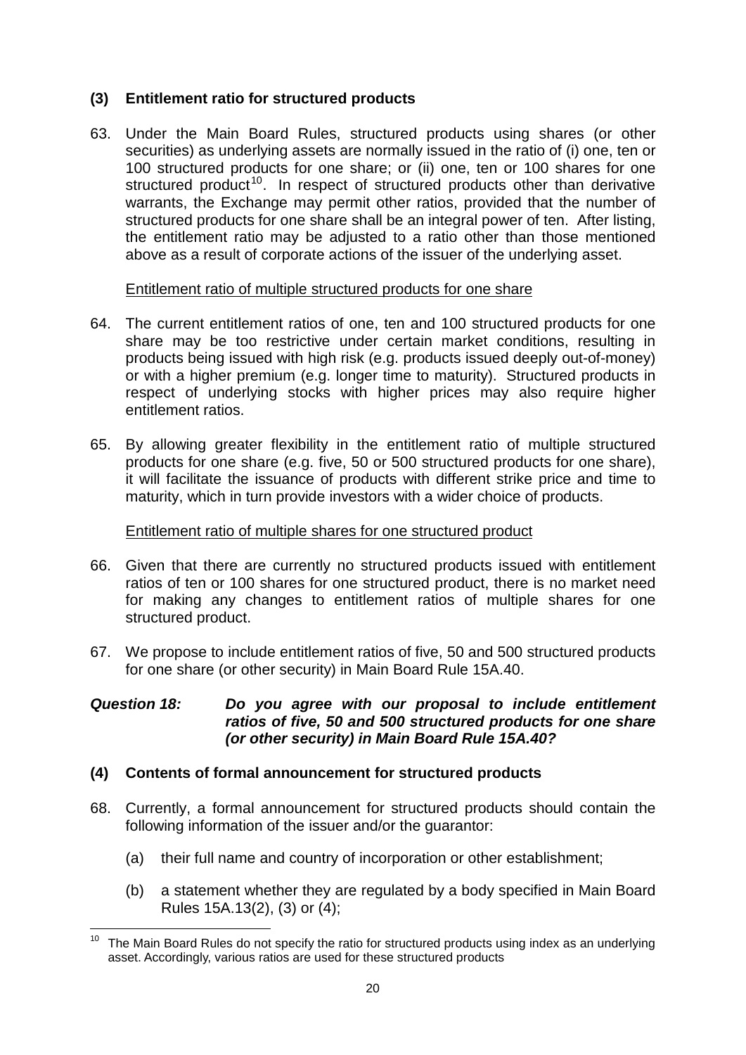### (3) Entitlement ratio for structured products

63. Under the Main Board Rules, structured products using shares (or other securities) as underlying assets are normally issued in the ratio of (i) one, ten or 100 structured products for one share; or (ii) one, ten or 100 shares for one structured product[10]. In respect of structured products other than derivative warrants, the Exchange may permit other ratios, provided that the number of structured products for one share shall be an integral power of ten. After listing, the entitlement ratio may be adjusted to a ratio other than those mentioned above as a result of corporate actions of the issuer of the underlying asset.

<u>Entitlement ratio of multiple structured products for one share</u>

64. The current entitlement ratios of one, ten and 100 structured products for one share may be too restrictive under certain market conditions, resulting in products being issued with high risk (e.g. products issued deeply out-of-money) or with a higher premium (e.g. longer time to maturity). Structured products in respect of underlying stocks with higher prices may also require higher entitlement ratios.

65. By allowing greater flexibility in the entitlement ratio of multiple structured products for one share (e.g. five, 50 or 500 structured products for one share), it will facilitate the issuance of products with different strike price and time to maturity, which in turn provide investors with a wider choice of products.

<u>Entitlement ratio of multiple shares for one structured product</u>

66. Given that there are currently no structured products issued with entitlement ratios of ten or 100 shares for one structured product, there is no market need for making any changes to entitlement ratios of multiple shares for one structured product.

67. We propose to include entitlement ratios of five, 50 and 500 structured products for one share (or other security) in Main Board Rule 15A.40.

***Question 18: Do you agree with our proposal to include entitlement ratios of five, 50 and 500 structured products for one share (or other security) in Main Board Rule 15A.40?***

### (4) Contents of formal announcement for structured products

68. Currently, a formal announcement for structured products should contain the following information of the issuer and/or the guarantor:

    (a) their full name and country of incorporation or other establishment;

    (b) a statement whether they are regulated by a body specified in Main Board Rules 15A.13(2), (3) or (4);

---

[10] The Main Board Rules do not specify the ratio for structured products using index as an underlying asset. Accordingly, various ratios are used for these structured products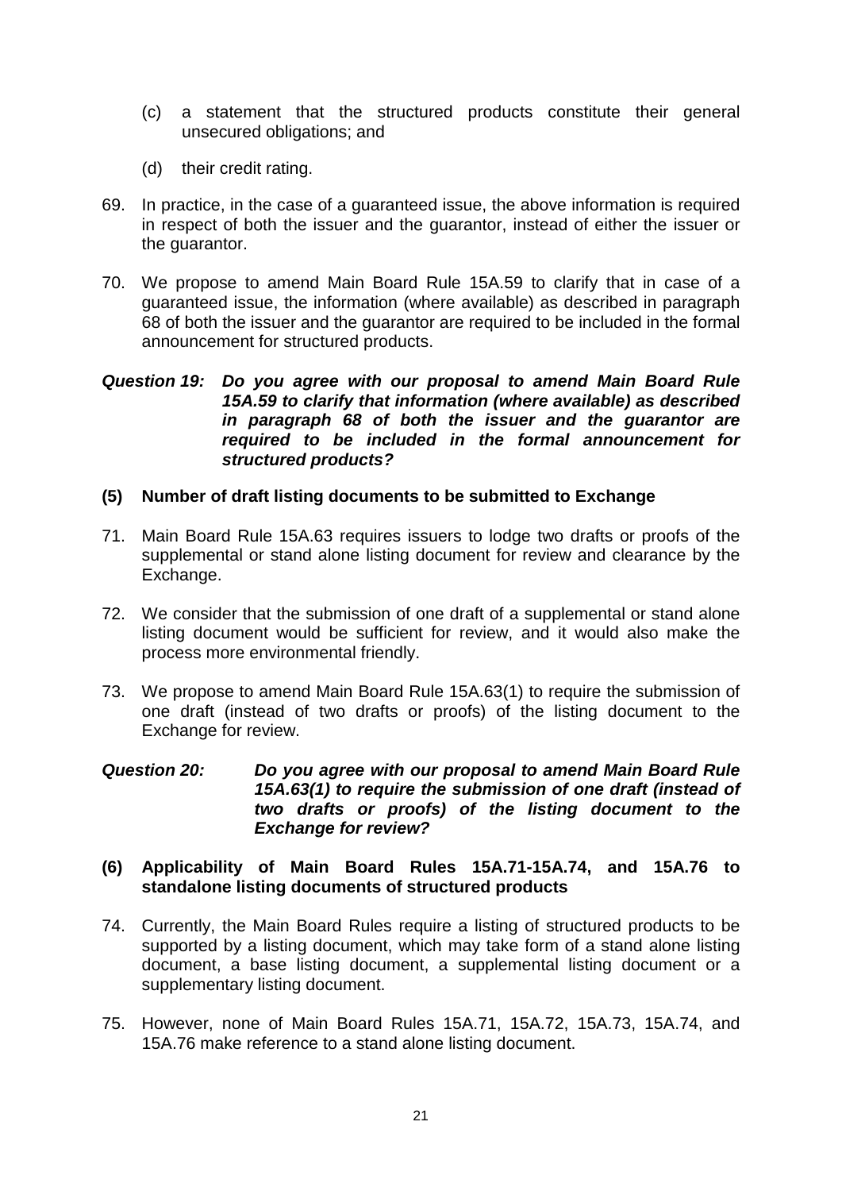(c) a statement that the structured products constitute their general unsecured obligations; and

(d) their credit rating.

69. In practice, in the case of a guaranteed issue, the above information is required in respect of both the issuer and the guarantor, instead of either the issuer or the guarantor.

70. We propose to amend Main Board Rule 15A.59 to clarify that in case of a guaranteed issue, the information (where available) as described in paragraph 68 of both the issuer and the guarantor are required to be included in the formal announcement for structured products.

***Question 19: Do you agree with our proposal to amend Main Board Rule 15A.59 to clarify that information (where available) as described in paragraph 68 of both the issuer and the guarantor are required to be included in the formal announcement for structured products?***

**(5) Number of draft listing documents to be submitted to Exchange**

71. Main Board Rule 15A.63 requires issuers to lodge two drafts or proofs of the supplemental or stand alone listing document for review and clearance by the Exchange.

72. We consider that the submission of one draft of a supplemental or stand alone listing document would be sufficient for review, and it would also make the process more environmental friendly.

73. We propose to amend Main Board Rule 15A.63(1) to require the submission of one draft (instead of two drafts or proofs) of the listing document to the Exchange for review.

***Question 20: Do you agree with our proposal to amend Main Board Rule 15A.63(1) to require the submission of one draft (instead of two drafts or proofs) of the listing document to the Exchange for review?***

**(6) Applicability of Main Board Rules 15A.71-15A.74, and 15A.76 to standalone listing documents of structured products**

74. Currently, the Main Board Rules require a listing of structured products to be supported by a listing document, which may take form of a stand alone listing document, a base listing document, a supplemental listing document or a supplementary listing document.

75. However, none of Main Board Rules 15A.71, 15A.72, 15A.73, 15A.74, and 15A.76 make reference to a stand alone listing document.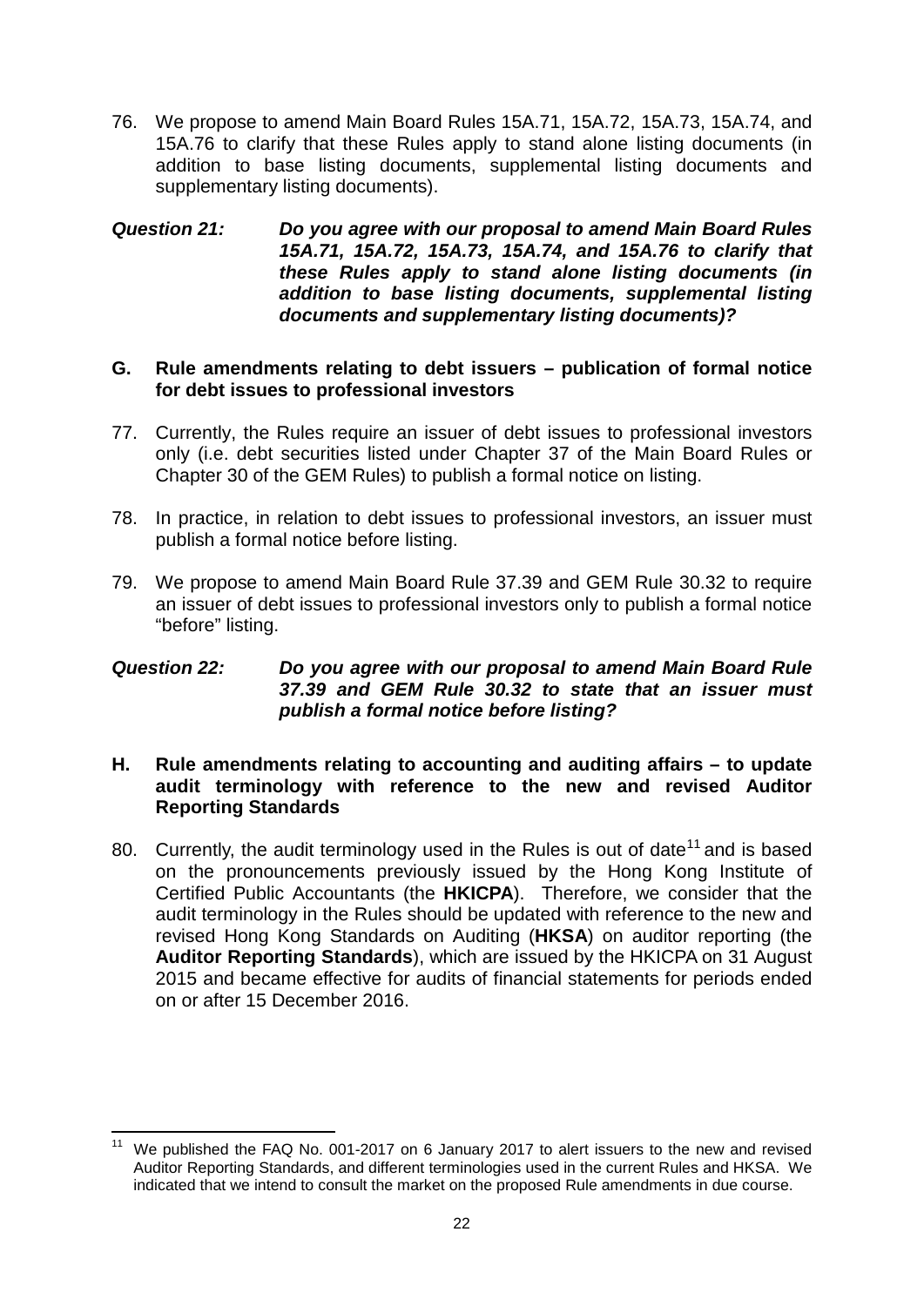76. We propose to amend Main Board Rules 15A.71, 15A.72, 15A.73, 15A.74, and 15A.76 to clarify that these Rules apply to stand alone listing documents (in addition to base listing documents, supplemental listing documents and supplementary listing documents).

***Question 21: Do you agree with our proposal to amend Main Board Rules 15A.71, 15A.72, 15A.73, 15A.74, and 15A.76 to clarify that these Rules apply to stand alone listing documents (in addition to base listing documents, supplemental listing documents and supplementary listing documents)?***

## G. Rule amendments relating to debt issuers – publication of formal notice for debt issues to professional investors

77. Currently, the Rules require an issuer of debt issues to professional investors only (i.e. debt securities listed under Chapter 37 of the Main Board Rules or Chapter 30 of the GEM Rules) to publish a formal notice on listing.

78. In practice, in relation to debt issues to professional investors, an issuer must publish a formal notice before listing.

79. We propose to amend Main Board Rule 37.39 and GEM Rule 30.32 to require an issuer of debt issues to professional investors only to publish a formal notice "before" listing.

***Question 22: Do you agree with our proposal to amend Main Board Rule 37.39 and GEM Rule 30.32 to state that an issuer must publish a formal notice before listing?***

## H. Rule amendments relating to accounting and auditing affairs – to update audit terminology with reference to the new and revised Auditor Reporting Standards

80. Currently, the audit terminology used in the Rules is out of date[11] and is based on the pronouncements previously issued by the Hong Kong Institute of Certified Public Accountants (the **HKICPA**). Therefore, we consider that the audit terminology in the Rules should be updated with reference to the new and revised Hong Kong Standards on Auditing (**HKSA**) on auditor reporting (the **Auditor Reporting Standards**), which are issued by the HKICPA on 31 August 2015 and became effective for audits of financial statements for periods ended on or after 15 December 2016.

---

[11] We published the FAQ No. 001-2017 on 6 January 2017 to alert issuers to the new and revised Auditor Reporting Standards, and different terminologies used in the current Rules and HKSA. We indicated that we intend to consult the market on the proposed Rule amendments in due course.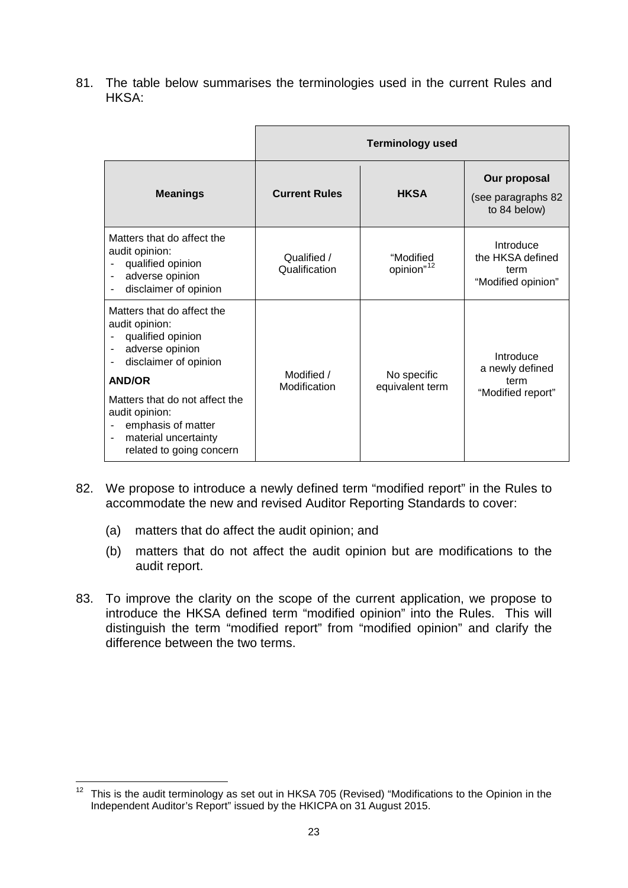81. The table below summarises the terminologies used in the current Rules and HKSA:

| | Terminology used | | |
|---|---|---|---|
| **Meanings** | **Current Rules** | **HKSA** | **Our proposal** (see paragraphs 82 to 84 below) |
| Matters that do affect the audit opinion:<br>- qualified opinion<br>- adverse opinion<br>- disclaimer of opinion | Qualified / Qualification | "Modified opinion"[12] | Introduce the HKSA defined term "Modified opinion" |
| Matters that do affect the audit opinion:<br>- qualified opinion<br>- adverse opinion<br>- disclaimer of opinion<br>**AND/OR**<br>Matters that do not affect the audit opinion:<br>- emphasis of matter<br>- material uncertainty related to going concern | Modified / Modification | No specific equivalent term | Introduce a newly defined term "Modified report" |

82. We propose to introduce a newly defined term "modified report" in the Rules to accommodate the new and revised Auditor Reporting Standards to cover:

    (a) matters that do affect the audit opinion; and

    (b) matters that do not affect the audit opinion but are modifications to the audit report.

83. To improve the clarity on the scope of the current application, we propose to introduce the HKSA defined term "modified opinion" into the Rules. This will distinguish the term "modified report" from "modified opinion" and clarify the difference between the two terms.

---

[12] This is the audit terminology as set out in HKSA 705 (Revised) "Modifications to the Opinion in the Independent Auditor's Report" issued by the HKICPA on 31 August 2015.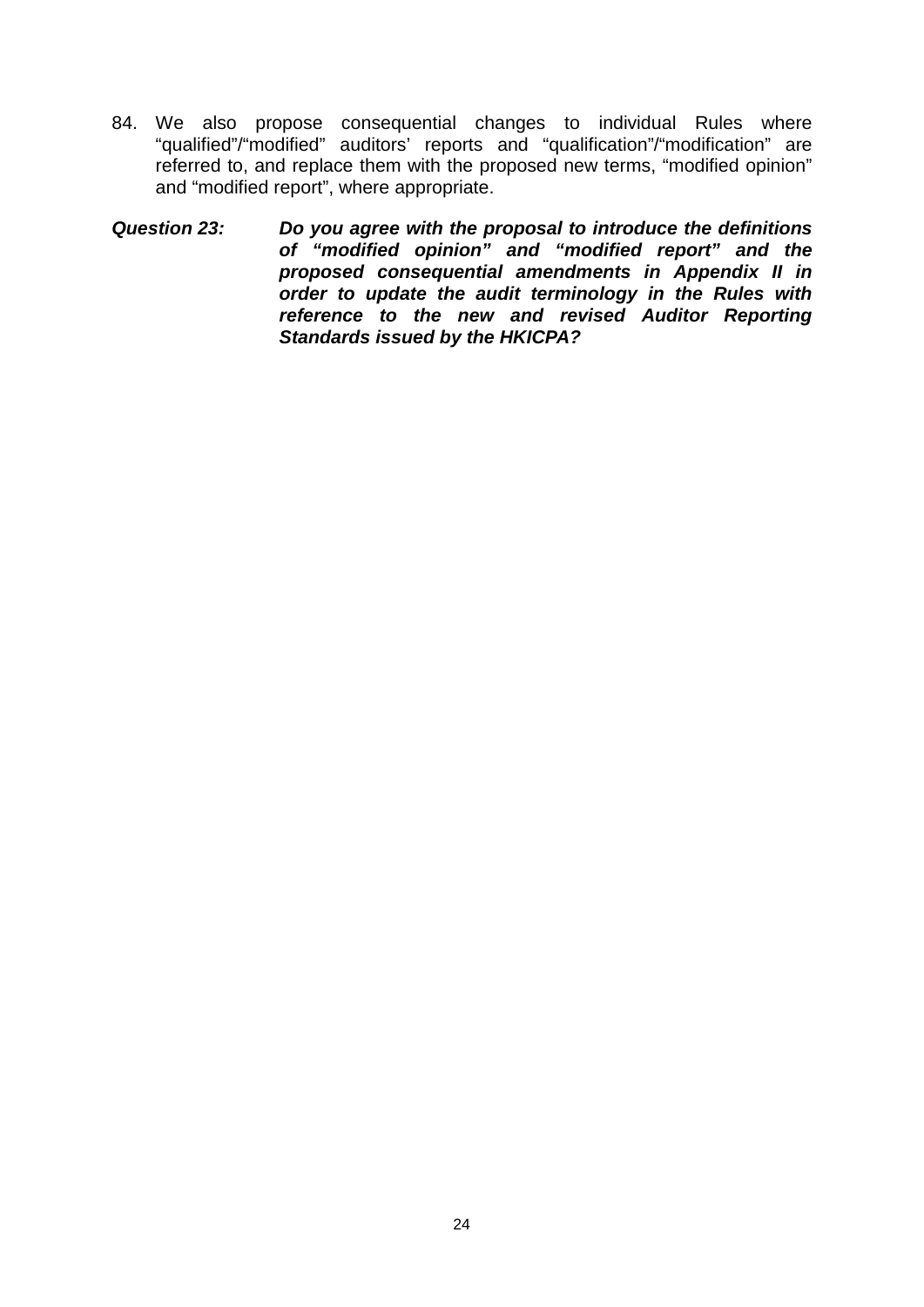84. We also propose consequential changes to individual Rules where "qualified"/"modified" auditors' reports and "qualification"/"modification" are referred to, and replace them with the proposed new terms, "modified opinion" and "modified report", where appropriate.

***Question 23:*** ***Do you agree with the proposal to introduce the definitions of "modified opinion" and "modified report" and the proposed consequential amendments in Appendix II in order to update the audit terminology in the Rules with reference to the new and revised Auditor Reporting Standards issued by the HKICPA?***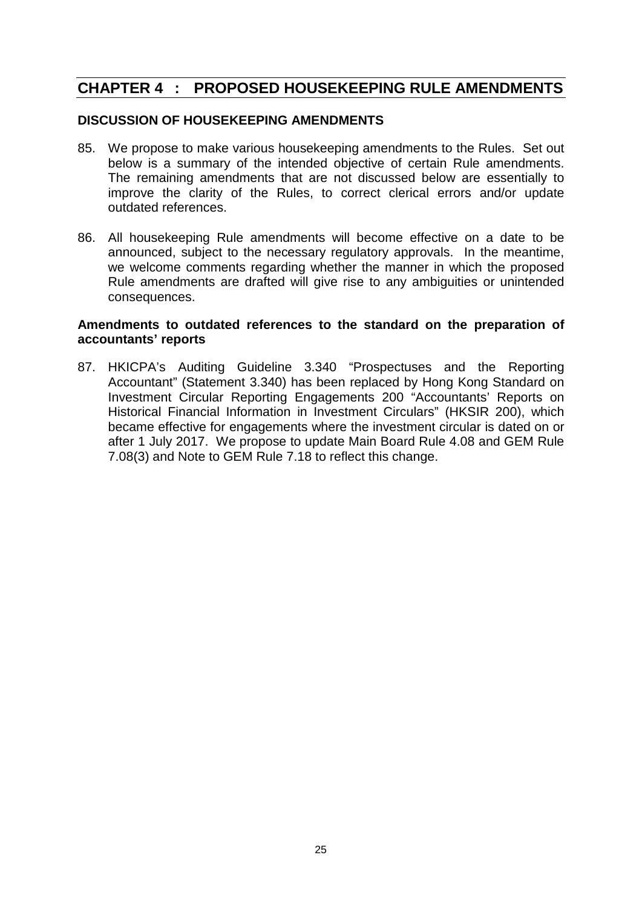# CHAPTER 4 : PROPOSED HOUSEKEEPING RULE AMENDMENTS

## DISCUSSION OF HOUSEKEEPING AMENDMENTS

85. We propose to make various housekeeping amendments to the Rules. Set out below is a summary of the intended objective of certain Rule amendments. The remaining amendments that are not discussed below are essentially to improve the clarity of the Rules, to correct clerical errors and/or update outdated references.

86. All housekeeping Rule amendments will become effective on a date to be announced, subject to the necessary regulatory approvals. In the meantime, we welcome comments regarding whether the manner in which the proposed Rule amendments are drafted will give rise to any ambiguities or unintended consequences.

### Amendments to outdated references to the standard on the preparation of accountants' reports

87. HKICPA's Auditing Guideline 3.340 "Prospectuses and the Reporting Accountant" (Statement 3.340) has been replaced by Hong Kong Standard on Investment Circular Reporting Engagements 200 "Accountants' Reports on Historical Financial Information in Investment Circulars" (HKSIR 200), which became effective for engagements where the investment circular is dated on or after 1 July 2017. We propose to update Main Board Rule 4.08 and GEM Rule 7.08(3) and Note to GEM Rule 7.18 to reflect this change.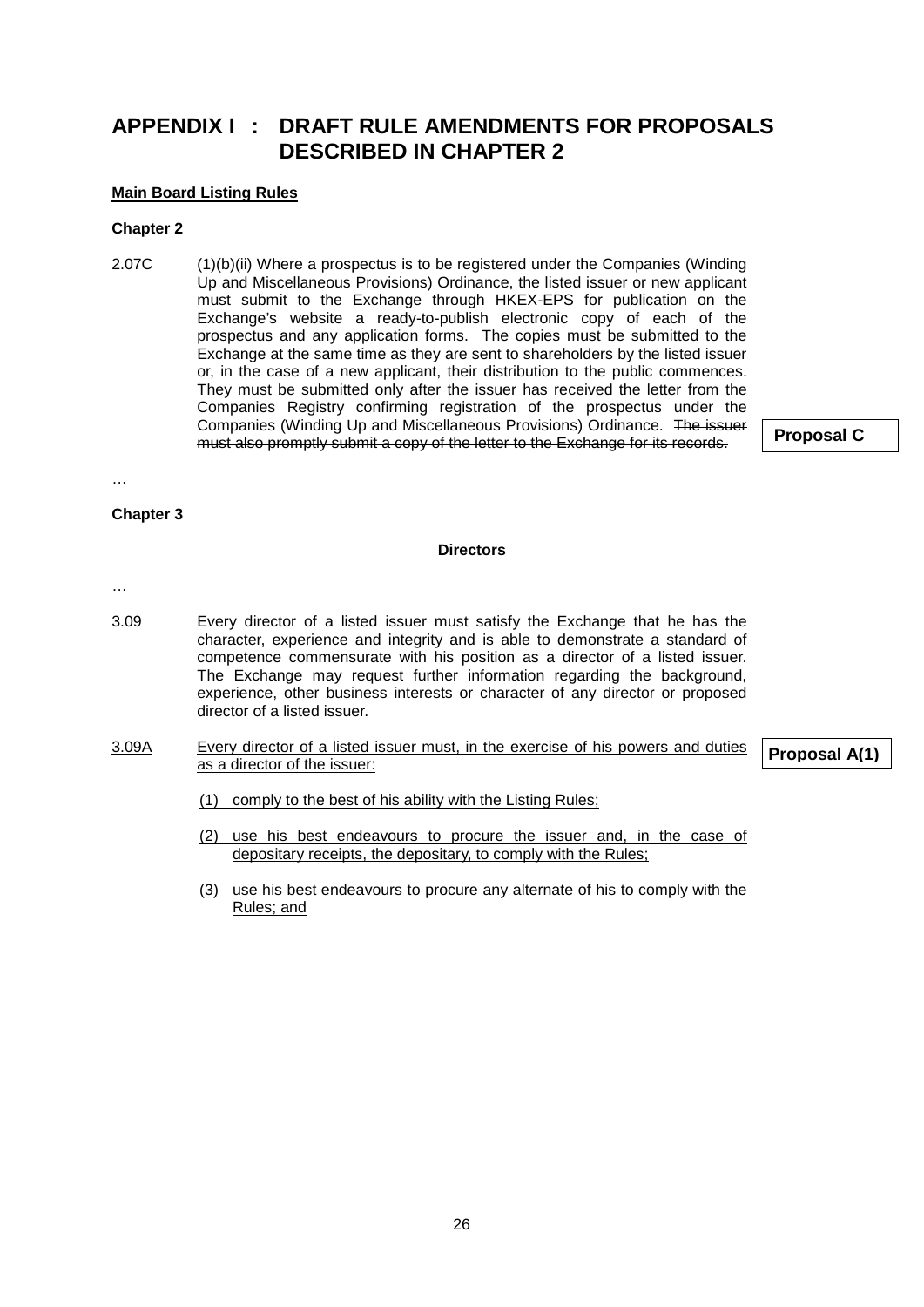# APPENDIX I : DRAFT RULE AMENDMENTS FOR PROPOSALS DESCRIBED IN CHAPTER 2

**<u>Main Board Listing Rules</u>**

**Chapter 2**

2.07C (1)(b)(ii) Where a prospectus is to be registered under the Companies (Winding Up and Miscellaneous Provisions) Ordinance, the listed issuer or new applicant must submit to the Exchange through HKEX-EPS for publication on the Exchange's website a ready-to-publish electronic copy of each of the prospectus and any application forms. The copies must be submitted to the Exchange at the same time as they are sent to shareholders by the listed issuer or, in the case of a new applicant, their distribution to the public commences. They must be submitted only after the issuer has received the letter from the Companies Registry confirming registration of the prospectus under the Companies (Winding Up and Miscellaneous Provisions) Ordinance. ~~The issuer must also promptly submit a copy of the letter to the Exchange for its records.~~

**Proposal C**

…

**Chapter 3**

**Directors**

…

3.09 Every director of a listed issuer must satisfy the Exchange that he has the character, experience and integrity and is able to demonstrate a standard of competence commensurate with his position as a director of a listed issuer. The Exchange may request further information regarding the background, experience, other business interests or character of any director or proposed director of a listed issuer.

<u>3.09A</u> <u>Every director of a listed issuer must, in the exercise of his powers and duties as a director of the issuer:</u>

**Proposal A(1)**

<u>(1) comply to the best of his ability with the Listing Rules;</u>

<u>(2) use his best endeavours to procure the issuer and, in the case of depositary receipts, the depositary, to comply with the Rules;</u>

<u>(3) use his best endeavours to procure any alternate of his to comply with the Rules; and</u>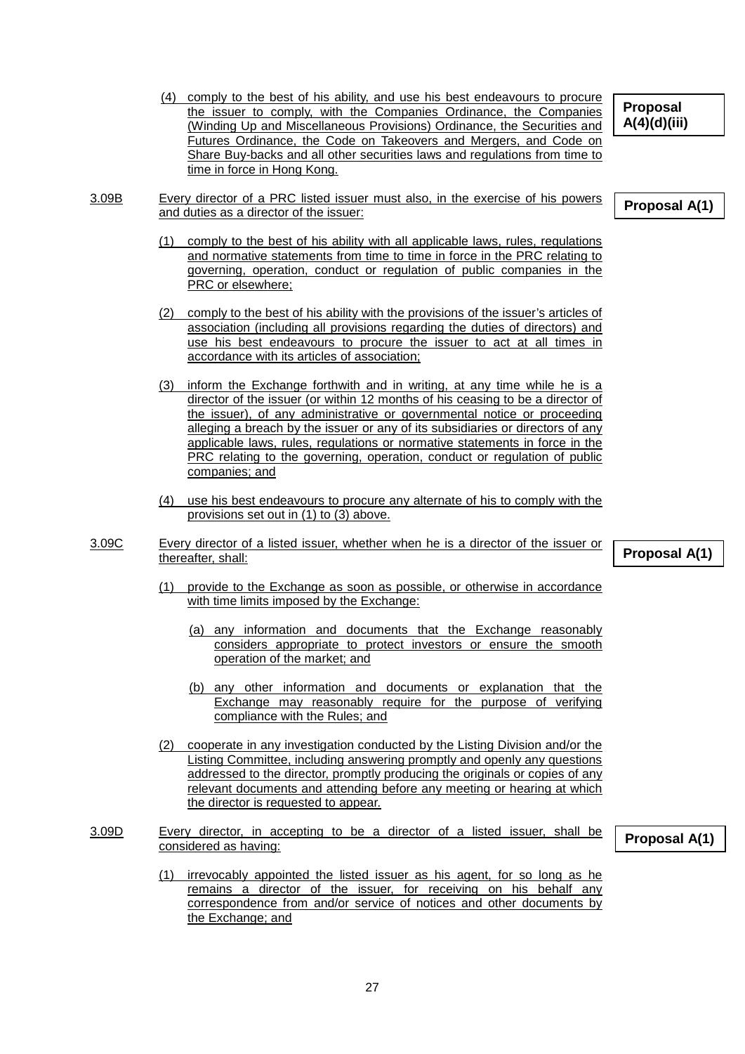(4) comply to the best of his ability, and use his best endeavours to procure the issuer to comply, with the Companies Ordinance, the Companies (Winding Up and Miscellaneous Provisions) Ordinance, the Securities and Futures Ordinance, the Code on Takeovers and Mergers, and Code on Share Buy-backs and all other securities laws and regulations from time to time in force in Hong Kong.

**Proposal A(4)(d)(iii)**

3.09B Every director of a PRC listed issuer must also, in the exercise of his powers and duties as a director of the issuer:

**Proposal A(1)**

(1) comply to the best of his ability with all applicable laws, rules, regulations and normative statements from time to time in force in the PRC relating to governing, operation, conduct or regulation of public companies in the PRC or elsewhere;

(2) comply to the best of his ability with the provisions of the issuer's articles of association (including all provisions regarding the duties of directors) and use his best endeavours to procure the issuer to act at all times in accordance with its articles of association;

(3) inform the Exchange forthwith and in writing, at any time while he is a director of the issuer (or within 12 months of his ceasing to be a director of the issuer), of any administrative or governmental notice or proceeding alleging a breach by the issuer or any of its subsidiaries or directors of any applicable laws, rules, regulations or normative statements in force in the PRC relating to the governing, operation, conduct or regulation of public companies; and

(4) use his best endeavours to procure any alternate of his to comply with the provisions set out in (1) to (3) above.

3.09C Every director of a listed issuer, whether when he is a director of the issuer or thereafter, shall:

**Proposal A(1)**

(1) provide to the Exchange as soon as possible, or otherwise in accordance with time limits imposed by the Exchange:

(a) any information and documents that the Exchange reasonably considers appropriate to protect investors or ensure the smooth operation of the market; and

(b) any other information and documents or explanation that the Exchange may reasonably require for the purpose of verifying compliance with the Rules; and

(2) cooperate in any investigation conducted by the Listing Division and/or the Listing Committee, including answering promptly and openly any questions addressed to the director, promptly producing the originals or copies of any relevant documents and attending before any meeting or hearing at which the director is requested to appear.

3.09D Every director, in accepting to be a director of a listed issuer, shall be considered as having:

**Proposal A(1)**

(1) irrevocably appointed the listed issuer as his agent, for so long as he remains a director of the issuer, for receiving on his behalf any correspondence from and/or service of notices and other documents by the Exchange; and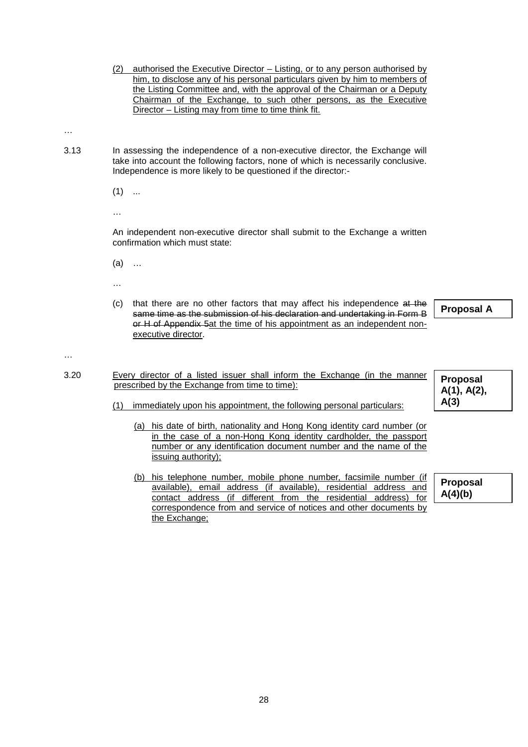(2) authorised the Executive Director – Listing, or to any person authorised by him, to disclose any of his personal particulars given by him to members of the Listing Committee and, with the approval of the Chairman or a Deputy Chairman of the Exchange, to such other persons, as the Executive Director – Listing may from time to time think fit.

…

3.13 In assessing the independence of a non-executive director, the Exchange will take into account the following factors, none of which is necessarily conclusive. Independence is more likely to be questioned if the director:-

(1) ...

…

An independent non-executive director shall submit to the Exchange a written confirmation which must state:

(a) …

…

(c) that there are no other factors that may affect his independence ~~at the same time as the submission of his declaration and undertaking in Form B or H of Appendix 5~~at the time of his appointment as an independent non-executive director.

**Proposal A**

…

3.20 Every director of a listed issuer shall inform the Exchange (in the manner prescribed by the Exchange from time to time):

**Proposal A(1), A(2), A(3)**

(1) immediately upon his appointment, the following personal particulars:

(a) his date of birth, nationality and Hong Kong identity card number (or in the case of a non-Hong Kong identity cardholder, the passport number or any identification document number and the name of the issuing authority);

(b) his telephone number, mobile phone number, facsimile number (if available), email address (if available), residential address and contact address (if different from the residential address) for correspondence from and service of notices and other documents by the Exchange;

**Proposal A(4)(b)**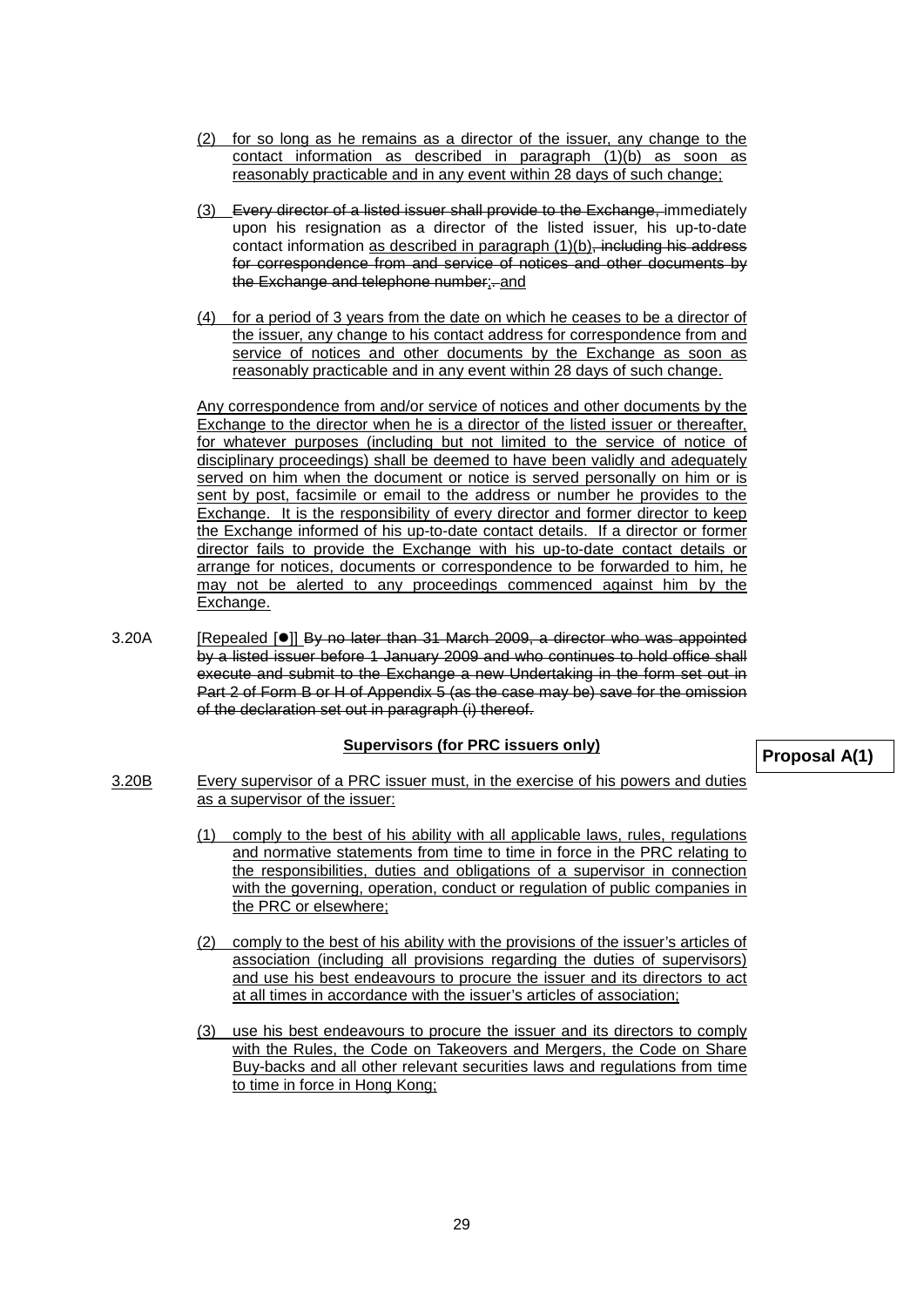(2) for so long as he remains as a director of the issuer, any change to the contact information as described in paragraph (1)(b) as soon as reasonably practicable and in any event within 28 days of such change;

(3) ~~Every director of a listed issuer shall provide to the Exchange,~~ immediately upon his resignation as a director of the listed issuer, his up-to-date contact information as described in paragraph (1)(b)~~, including his address for correspondence from and service of notices and other documents by the Exchange and telephone number~~;~~.~~ and

(4) for a period of 3 years from the date on which he ceases to be a director of the issuer, any change to his contact address for correspondence from and service of notices and other documents by the Exchange as soon as reasonably practicable and in any event within 28 days of such change.

Any correspondence from and/or service of notices and other documents by the Exchange to the director when he is a director of the listed issuer or thereafter, for whatever purposes (including but not limited to the service of notice of disciplinary proceedings) shall be deemed to have been validly and adequately served on him when the document or notice is served personally on him or is sent by post, facsimile or email to the address or number he provides to the Exchange. It is the responsibility of every director and former director to keep the Exchange informed of his up-to-date contact details. If a director or former director fails to provide the Exchange with his up-to-date contact details or arrange for notices, documents or correspondence to be forwarded to him, he may not be alerted to any proceedings commenced against him by the Exchange.

3.20A [Repealed [●]] ~~By no later than 31 March 2009, a director who was appointed by a listed issuer before 1 January 2009 and who continues to hold office shall execute and submit to the Exchange a new Undertaking in the form set out in Part 2 of Form B or H of Appendix 5 (as the case may be) save for the omission of the declaration set out in paragraph (i) thereof.~~

**Supervisors (for PRC issuers only)**

**Proposal A(1)**

3.20B Every supervisor of a PRC issuer must, in the exercise of his powers and duties as a supervisor of the issuer:

(1) comply to the best of his ability with all applicable laws, rules, regulations and normative statements from time to time in force in the PRC relating to the responsibilities, duties and obligations of a supervisor in connection with the governing, operation, conduct or regulation of public companies in the PRC or elsewhere;

(2) comply to the best of his ability with the provisions of the issuer's articles of association (including all provisions regarding the duties of supervisors) and use his best endeavours to procure the issuer and its directors to act at all times in accordance with the issuer's articles of association;

(3) use his best endeavours to procure the issuer and its directors to comply with the Rules, the Code on Takeovers and Mergers, the Code on Share Buy-backs and all other relevant securities laws and regulations from time to time in force in Hong Kong;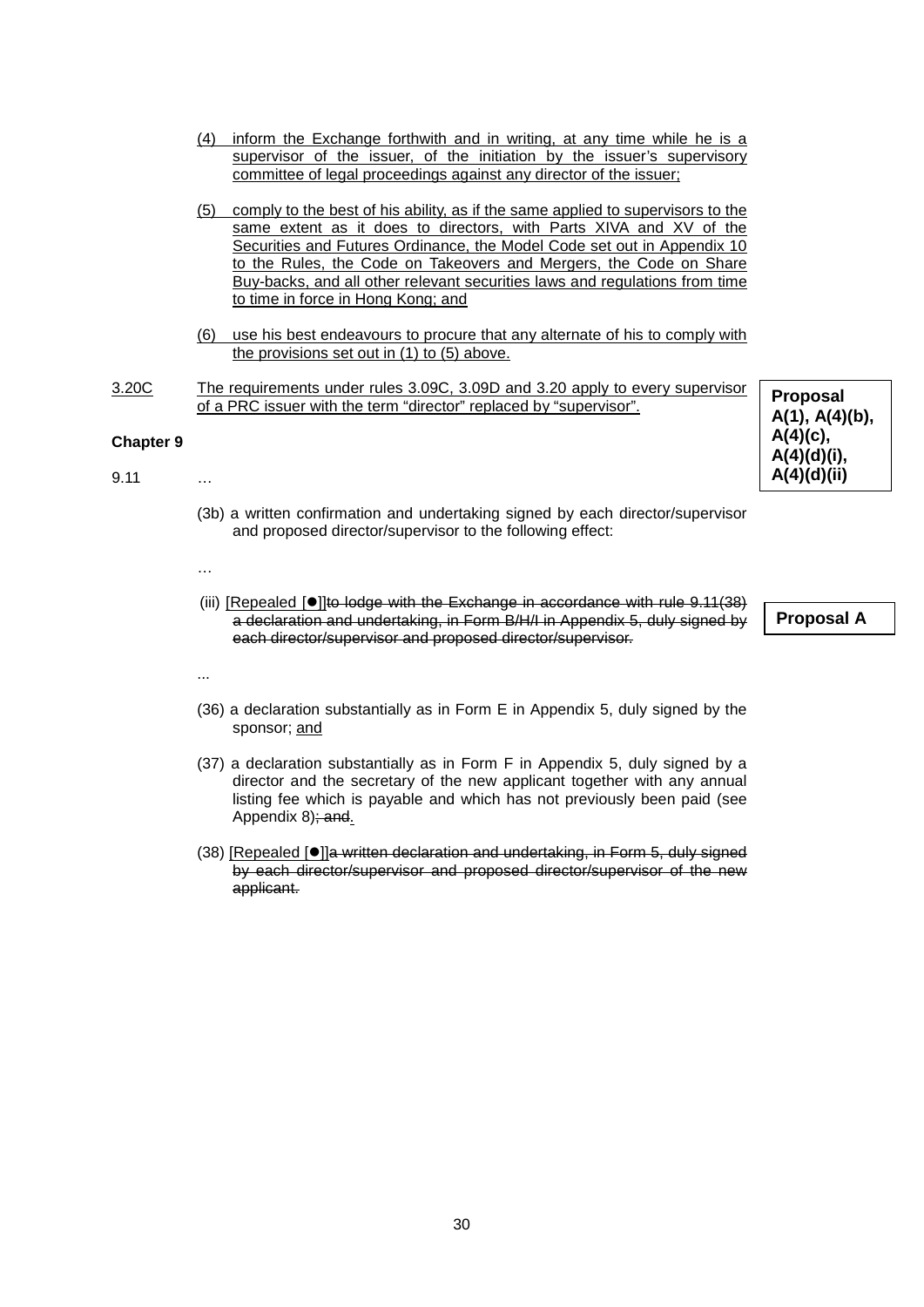(4) inform the Exchange forthwith and in writing, at any time while he is a supervisor of the issuer, of the initiation by the issuer's supervisory committee of legal proceedings against any director of the issuer;

(5) comply to the best of his ability, as if the same applied to supervisors to the same extent as it does to directors, with Parts XIVA and XV of the Securities and Futures Ordinance, the Model Code set out in Appendix 10 to the Rules, the Code on Takeovers and Mergers, the Code on Share Buy-backs, and all other relevant securities laws and regulations from time to time in force in Hong Kong; and

(6) use his best endeavours to procure that any alternate of his to comply with the provisions set out in (1) to (5) above.

3.20C The requirements under rules 3.09C, 3.09D and 3.20 apply to every supervisor of a PRC issuer with the term "director" replaced by "supervisor".

**Proposal A(1), A(4)(b), A(4)(c), A(4)(d)(i), A(4)(d)(ii)**

**Chapter 9**

9.11 …

(3b) a written confirmation and undertaking signed by each director/supervisor and proposed director/supervisor to the following effect:

…

(iii) [Repealed [●]]~~to lodge with the Exchange in accordance with rule 9.11(38) a declaration and undertaking, in Form B/H/I in Appendix 5, duly signed by each director/supervisor and proposed director/supervisor.~~

**Proposal A**

...

(36) a declaration substantially as in Form E in Appendix 5, duly signed by the sponsor; and

(37) a declaration substantially as in Form F in Appendix 5, duly signed by a director and the secretary of the new applicant together with any annual listing fee which is payable and which has not previously been paid (see Appendix 8)~~; and~~.

(38) [Repealed [●]]~~a written declaration and undertaking, in Form 5, duly signed by each director/supervisor and proposed director/supervisor of the new applicant.~~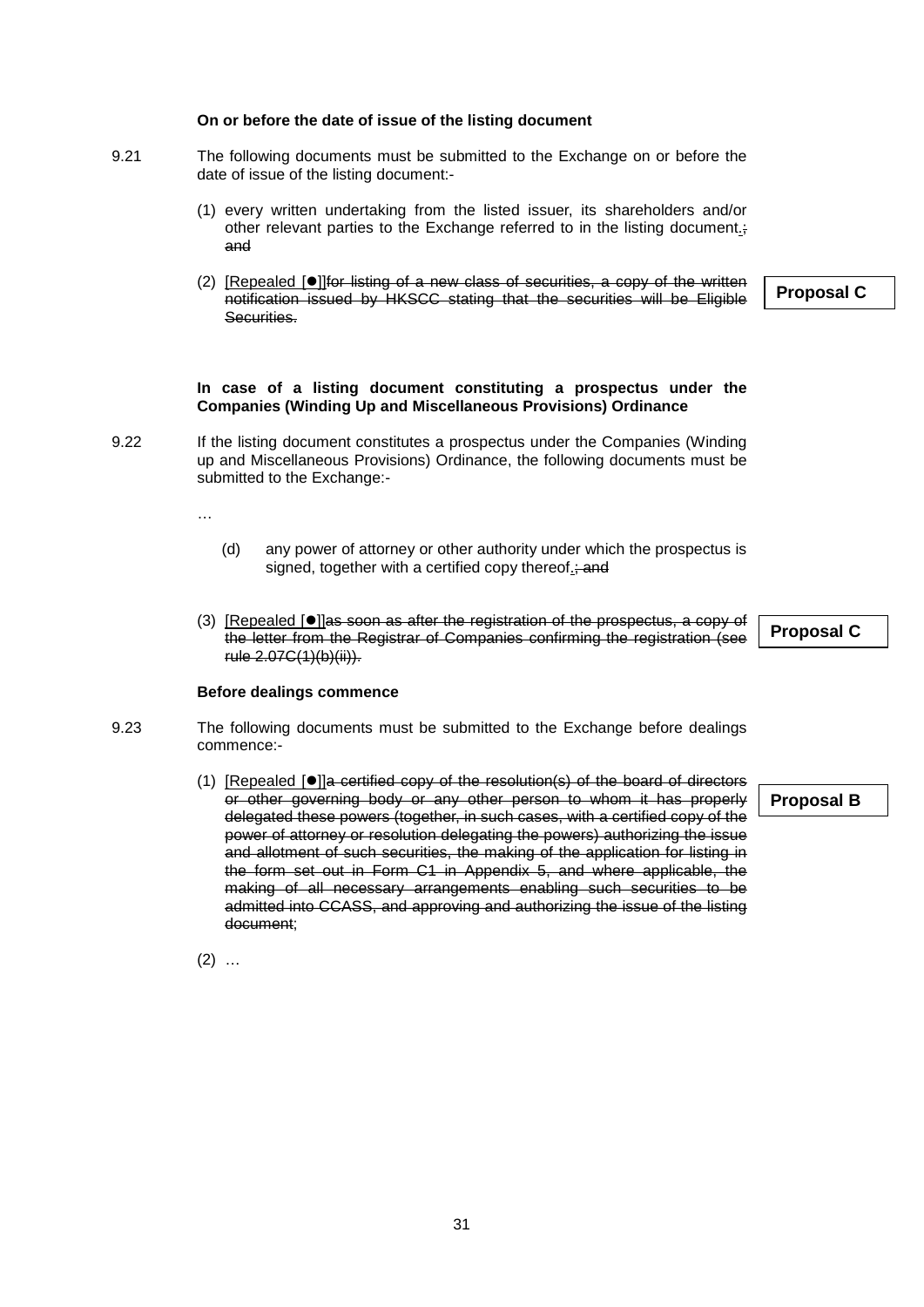**On or before the date of issue of the listing document**

9.21 The following documents must be submitted to the Exchange on or before the date of issue of the listing document:-

(1) every written undertaking from the listed issuer, its shareholders and/or other relevant parties to the Exchange referred to in the listing document.; and

(2) [Repealed [●]]for listing of a new class of securities, a copy of the written notification issued by HKSCC stating that the securities will be Eligible Securities.

**Proposal C**

**In case of a listing document constituting a prospectus under the Companies (Winding Up and Miscellaneous Provisions) Ordinance**

9.22 If the listing document constitutes a prospectus under the Companies (Winding up and Miscellaneous Provisions) Ordinance, the following documents must be submitted to the Exchange:-

…

(d) any power of attorney or other authority under which the prospectus is signed, together with a certified copy thereof.; and

(3) [Repealed [●]]as soon as after the registration of the prospectus, a copy of the letter from the Registrar of Companies confirming the registration (see rule 2.07C(1)(b)(ii)).

**Proposal C**

**Before dealings commence**

9.23 The following documents must be submitted to the Exchange before dealings commence:-

(1) [Repealed [●]]a certified copy of the resolution(s) of the board of directors or other governing body or any other person to whom it has properly delegated these powers (together, in such cases, with a certified copy of the power of attorney or resolution delegating the powers) authorizing the issue and allotment of such securities, the making of the application for listing in the form set out in Form C1 in Appendix 5, and where applicable, the making of all necessary arrangements enabling such securities to be admitted into CCASS, and approving and authorizing the issue of the listing document;

**Proposal B**

(2) …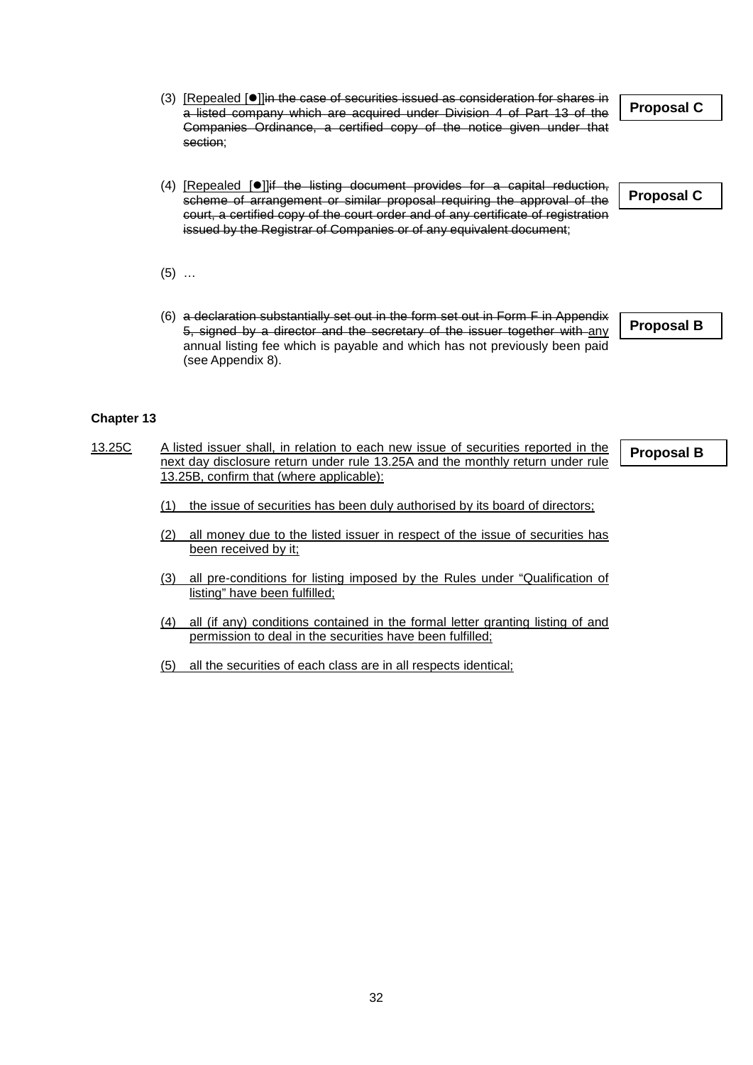(3) [Repealed [●]]~~in the case of securities issued as consideration for shares in a listed company which are acquired under Division 4 of Part 13 of the Companies Ordinance, a certified copy of the notice given under that section~~; **Proposal C**

(4) [Repealed [●]]~~if the listing document provides for a capital reduction, scheme of arrangement or similar proposal requiring the approval of the court, a certified copy of the court order and of any certificate of registration issued by the Registrar of Companies or of any equivalent document~~; **Proposal C**

(5) …

(6) ~~a declaration substantially set out in the form set out in Form F in Appendix 5, signed by a director and the secretary of the issuer together with~~ any annual listing fee which is payable and which has not previously been paid (see Appendix 8). **Proposal B**

**Chapter 13**

13.25C A listed issuer shall, in relation to each new issue of securities reported in the next day disclosure return under rule 13.25A and the monthly return under rule 13.25B, confirm that (where applicable): **Proposal B**

(1) the issue of securities has been duly authorised by its board of directors;

(2) all money due to the listed issuer in respect of the issue of securities has been received by it;

(3) all pre-conditions for listing imposed by the Rules under "Qualification of listing" have been fulfilled;

(4) all (if any) conditions contained in the formal letter granting listing of and permission to deal in the securities have been fulfilled;

(5) all the securities of each class are in all respects identical;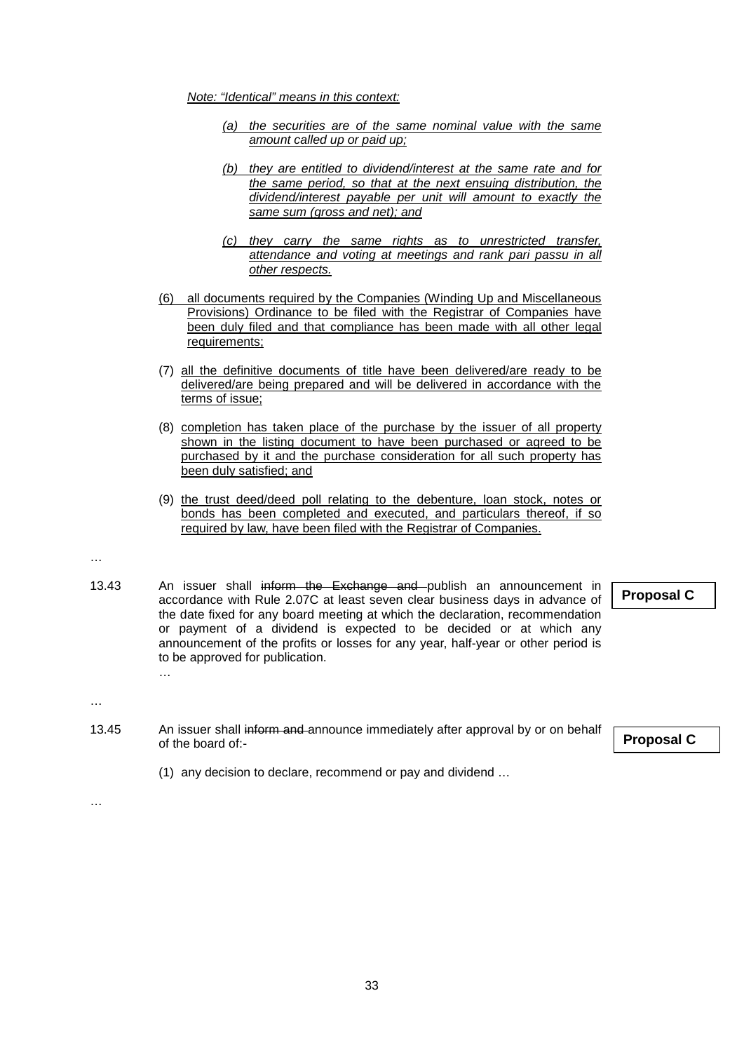*Note: "Identical" means in this context:*

*(a) the securities are of the same nominal value with the same amount called up or paid up;*

*(b) they are entitled to dividend/interest at the same rate and for the same period, so that at the next ensuing distribution, the dividend/interest payable per unit will amount to exactly the same sum (gross and net); and*

*(c) they carry the same rights as to unrestricted transfer, attendance and voting at meetings and rank pari passu in all other respects.*

(6) all documents required by the Companies (Winding Up and Miscellaneous Provisions) Ordinance to be filed with the Registrar of Companies have been duly filed and that compliance has been made with all other legal requirements;

(7) all the definitive documents of title have been delivered/are ready to be delivered/are being prepared and will be delivered in accordance with the terms of issue;

(8) completion has taken place of the purchase by the issuer of all property shown in the listing document to have been purchased or agreed to be purchased by it and the purchase consideration for all such property has been duly satisfied; and

(9) the trust deed/deed poll relating to the debenture, loan stock, notes or bonds has been completed and executed, and particulars thereof, if so required by law, have been filed with the Registrar of Companies.

…

13.43 An issuer shall ~~inform the Exchange and~~ publish an announcement in accordance with Rule 2.07C at least seven clear business days in advance of the date fixed for any board meeting at which the declaration, recommendation or payment of a dividend is expected to be decided or at which any announcement of the profits or losses for any year, half-year or other period is to be approved for publication.

…

**Proposal C**

…

13.45 An issuer shall ~~inform and~~ announce immediately after approval by or on behalf of the board of:-

(1) any decision to declare, recommend or pay and dividend …

**Proposal C**

…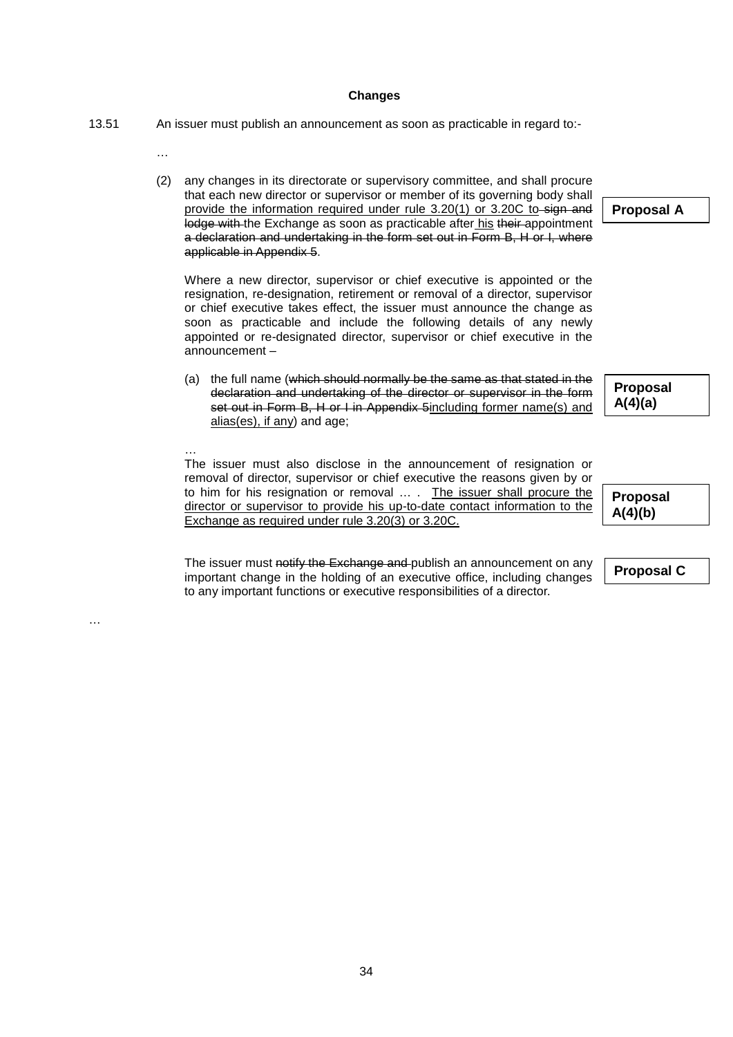**Changes**

13.51 An issuer must publish an announcement as soon as practicable in regard to:-

…

(2) any changes in its directorate or supervisory committee, and shall procure that each new director or supervisor or member of its governing body shall <u>provide the information required under rule 3.20(1) or 3.20C to</u> ~~sign and lodge with~~ the Exchange as soon as practicable after <u>his</u> ~~their~~ appointment ~~a declaration and undertaking in the form set out in Form B, H or I, where applicable in Appendix 5~~.

**Proposal A**

Where a new director, supervisor or chief executive is appointed or the resignation, re-designation, retirement or removal of a director, supervisor or chief executive takes effect, the issuer must announce the change as soon as practicable and include the following details of any newly appointed or re-designated director, supervisor or chief executive in the announcement –

(a) the full name (~~which should normally be the same as that stated in the declaration and undertaking of the director or supervisor in the form set out in Form B, H or I in Appendix 5~~<u>including former name(s) and alias(es), if any</u>) and age;

**Proposal A(4)(a)**

…

The issuer must also disclose in the announcement of resignation or removal of director, supervisor or chief executive the reasons given by or to him for his resignation or removal … . <u>The issuer shall procure the director or supervisor to provide his up-to-date contact information to the Exchange as required under rule 3.20(3) or 3.20C.</u>

**Proposal A(4)(b)**

The issuer must ~~notify the Exchange and~~ publish an announcement on any important change in the holding of an executive office, including changes to any important functions or executive responsibilities of a director.

**Proposal C**

…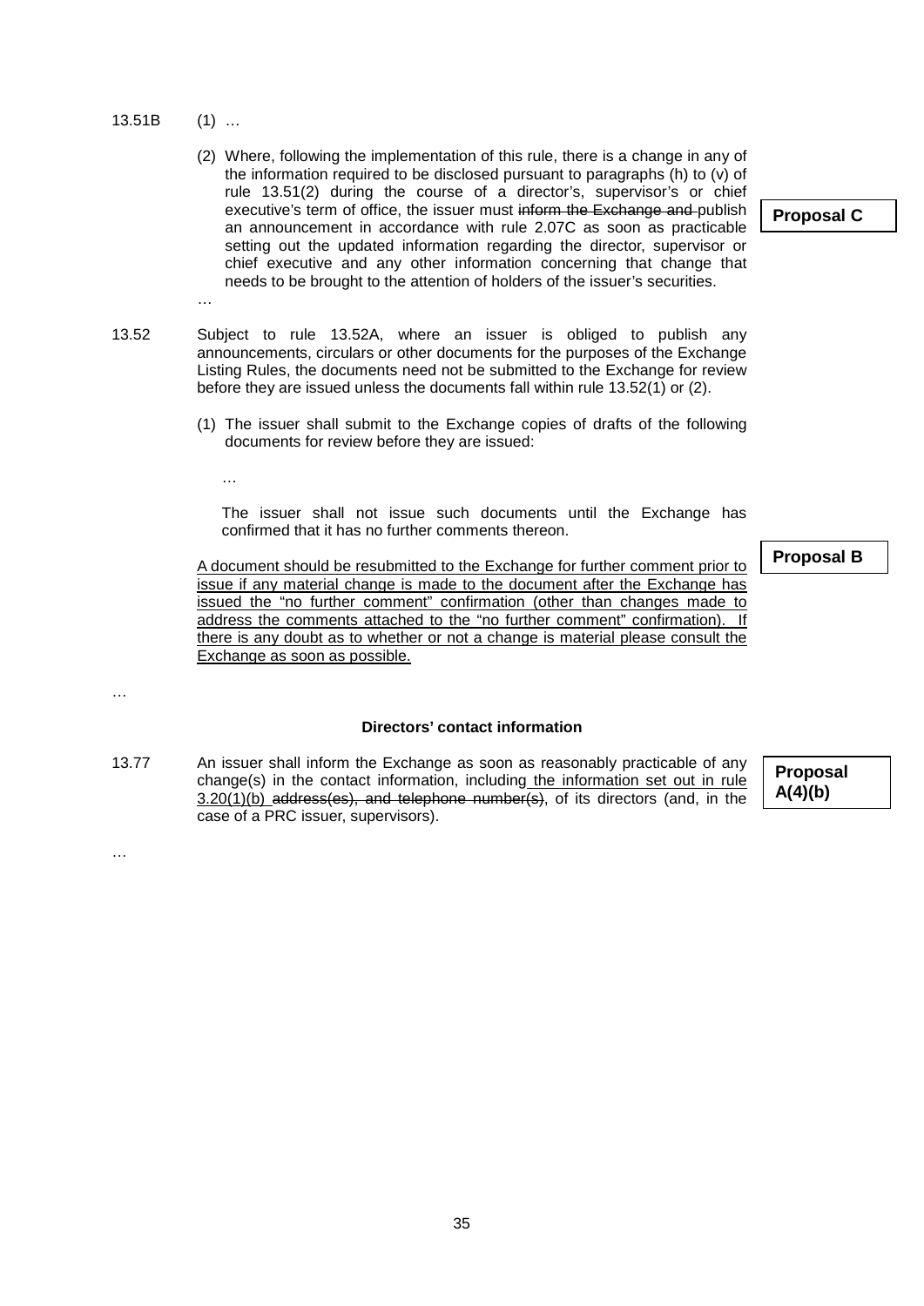13.51B (1) …

(2) Where, following the implementation of this rule, there is a change in any of the information required to be disclosed pursuant to paragraphs (h) to (v) of rule 13.51(2) during the course of a director's, supervisor's or chief executive's term of office, the issuer must ~~inform the Exchange and~~ publish an announcement in accordance with rule 2.07C as soon as practicable setting out the updated information regarding the director, supervisor or chief executive and any other information concerning that change that needs to be brought to the attention of holders of the issuer's securities.

**Proposal C**

…

13.52 Subject to rule 13.52A, where an issuer is obliged to publish any announcements, circulars or other documents for the purposes of the Exchange Listing Rules, the documents need not be submitted to the Exchange for review before they are issued unless the documents fall within rule 13.52(1) or (2).

(1) The issuer shall submit to the Exchange copies of drafts of the following documents for review before they are issued:

…

The issuer shall not issue such documents until the Exchange has confirmed that it has no further comments thereon.

<u>A document should be resubmitted to the Exchange for further comment prior to issue if any material change is made to the document after the Exchange has issued the "no further comment" confirmation (other than changes made to address the comments attached to the "no further comment" confirmation). If there is any doubt as to whether or not a change is material please consult the Exchange as soon as possible.</u>

**Proposal B**

…

**Directors' contact information**

13.77 An issuer shall inform the Exchange as soon as reasonably practicable of any change(s) in the contact information, including <u>the information set out in rule 3.20(1)(b)</u> ~~address(es), and telephone number(s)~~, of its directors (and, in the case of a PRC issuer, supervisors).

**Proposal A(4)(b)**

…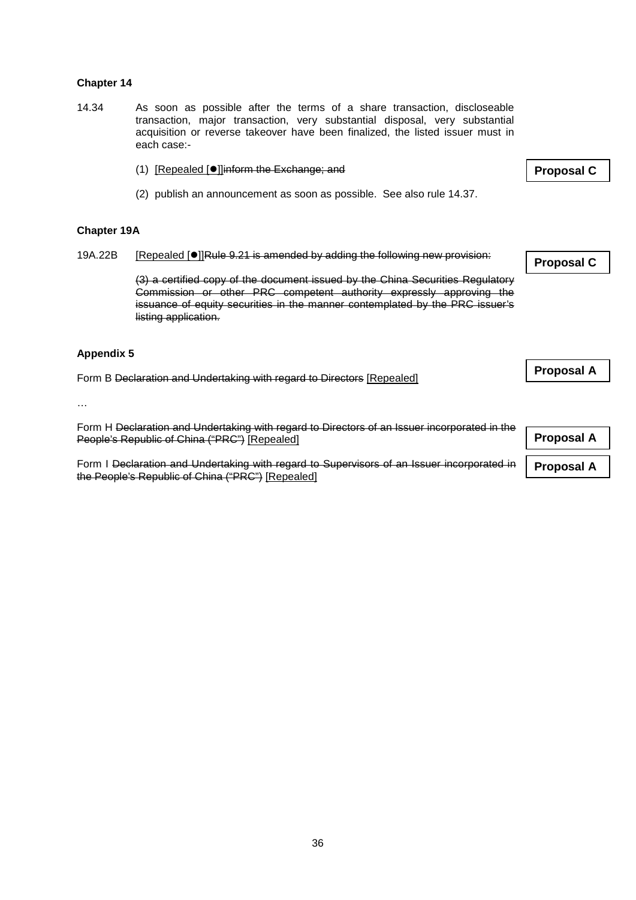**Chapter 14**

14.34 As soon as possible after the terms of a share transaction, discloseable transaction, major transaction, very substantial disposal, very substantial acquisition or reverse takeover have been finalized, the listed issuer must in each case:-

(1) <u>[Repealed [●]]</u>~~inform the Exchange; and~~

**Proposal C**

(2) publish an announcement as soon as possible. See also rule 14.37.

**Chapter 19A**

19A.22B <u>[Repealed [●]]</u>~~Rule 9.21 is amended by adding the following new provision:~~

**Proposal C**

~~(3) a certified copy of the document issued by the China Securities Regulatory Commission or other PRC competent authority expressly approving the issuance of equity securities in the manner contemplated by the PRC issuer's listing application.~~

**Appendix 5**

**Proposal A**

Form B ~~Declaration and Undertaking with regard to Directors~~ <u>[Repealed]</u>

…

Form H ~~Declaration and Undertaking with regard to Directors of an Issuer incorporated in the People's Republic of China ("PRC")~~ <u>[Repealed]</u>

**Proposal A**

Form I ~~Declaration and Undertaking with regard to Supervisors of an Issuer incorporated in the People's Republic of China ("PRC")~~ <u>[Repealed]</u>

**Proposal A**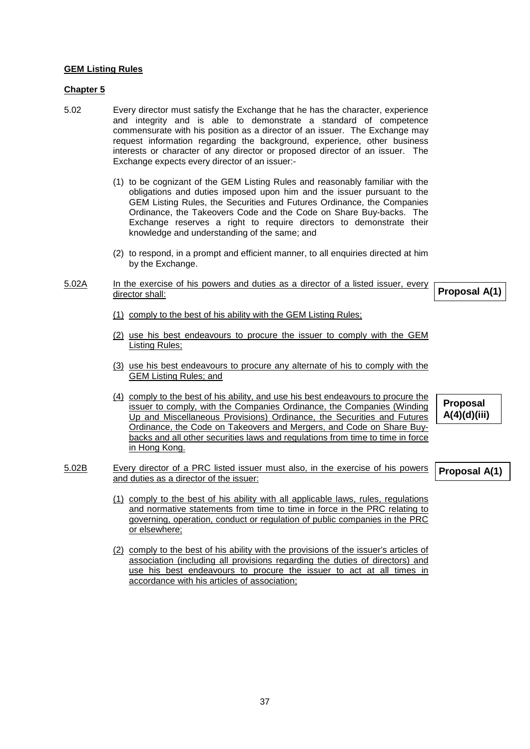**GEM Listing Rules**

**Chapter 5**

5.02 Every director must satisfy the Exchange that he has the character, experience and integrity and is able to demonstrate a standard of competence commensurate with his position as a director of an issuer. The Exchange may request information regarding the background, experience, other business interests or character of any director or proposed director of an issuer. The Exchange expects every director of an issuer:-

(1) to be cognizant of the GEM Listing Rules and reasonably familiar with the obligations and duties imposed upon him and the issuer pursuant to the GEM Listing Rules, the Securities and Futures Ordinance, the Companies Ordinance, the Takeovers Code and the Code on Share Buy-backs. The Exchange reserves a right to require directors to demonstrate their knowledge and understanding of the same; and

(2) to respond, in a prompt and efficient manner, to all enquiries directed at him by the Exchange.

<u>5.02A</u> <u>In the exercise of his powers and duties as a director of a listed issuer, every director shall:</u>

**Proposal A(1)**

<u>(1) comply to the best of his ability with the GEM Listing Rules;</u>

<u>(2) use his best endeavours to procure the issuer to comply with the GEM Listing Rules;</u>

<u>(3) use his best endeavours to procure any alternate of his to comply with the GEM Listing Rules; and</u>

<u>(4) comply to the best of his ability, and use his best endeavours to procure the issuer to comply, with the Companies Ordinance, the Companies (Winding Up and Miscellaneous Provisions) Ordinance, the Securities and Futures Ordinance, the Code on Takeovers and Mergers, and Code on Share Buy-backs and all other securities laws and regulations from time to time in force in Hong Kong.</u>

**Proposal A(4)(d)(iii)**

<u>5.02B</u> <u>Every director of a PRC listed issuer must also, in the exercise of his powers and duties as a director of the issuer:</u>

**Proposal A(1)**

<u>(1) comply to the best of his ability with all applicable laws, rules, regulations and normative statements from time to time in force in the PRC relating to governing, operation, conduct or regulation of public companies in the PRC or elsewhere;</u>

<u>(2) comply to the best of his ability with the provisions of the issuer's articles of association (including all provisions regarding the duties of directors) and use his best endeavours to procure the issuer to act at all times in accordance with his articles of association;</u>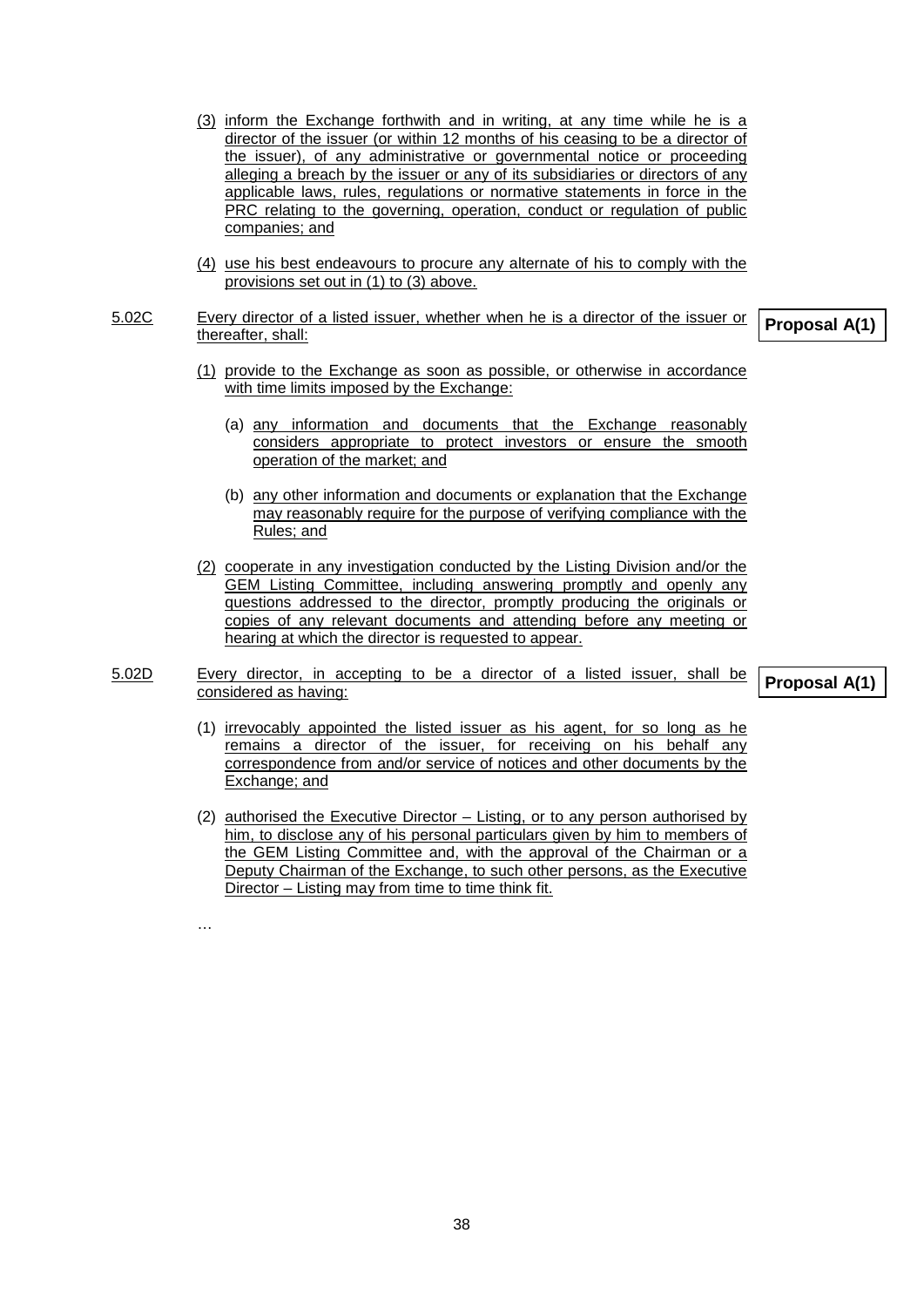(3) inform the Exchange forthwith and in writing, at any time while he is a director of the issuer (or within 12 months of his ceasing to be a director of the issuer), of any administrative or governmental notice or proceeding alleging a breach by the issuer or any of its subsidiaries or directors of any applicable laws, rules, regulations or normative statements in force in the PRC relating to the governing, operation, conduct or regulation of public companies; and

(4) use his best endeavours to procure any alternate of his to comply with the provisions set out in (1) to (3) above.

5.02C Every director of a listed issuer, whether when he is a director of the issuer or thereafter, shall: **Proposal A(1)**

(1) provide to the Exchange as soon as possible, or otherwise in accordance with time limits imposed by the Exchange:

(a) any information and documents that the Exchange reasonably considers appropriate to protect investors or ensure the smooth operation of the market; and

(b) any other information and documents or explanation that the Exchange may reasonably require for the purpose of verifying compliance with the Rules; and

(2) cooperate in any investigation conducted by the Listing Division and/or the GEM Listing Committee, including answering promptly and openly any questions addressed to the director, promptly producing the originals or copies of any relevant documents and attending before any meeting or hearing at which the director is requested to appear.

5.02D Every director, in accepting to be a director of a listed issuer, shall be considered as having: **Proposal A(1)**

(1) irrevocably appointed the listed issuer as his agent, for so long as he remains a director of the issuer, for receiving on his behalf any correspondence from and/or service of notices and other documents by the Exchange; and

(2) authorised the Executive Director – Listing, or to any person authorised by him, to disclose any of his personal particulars given by him to members of the GEM Listing Committee and, with the approval of the Chairman or a Deputy Chairman of the Exchange, to such other persons, as the Executive Director – Listing may from time to time think fit.

…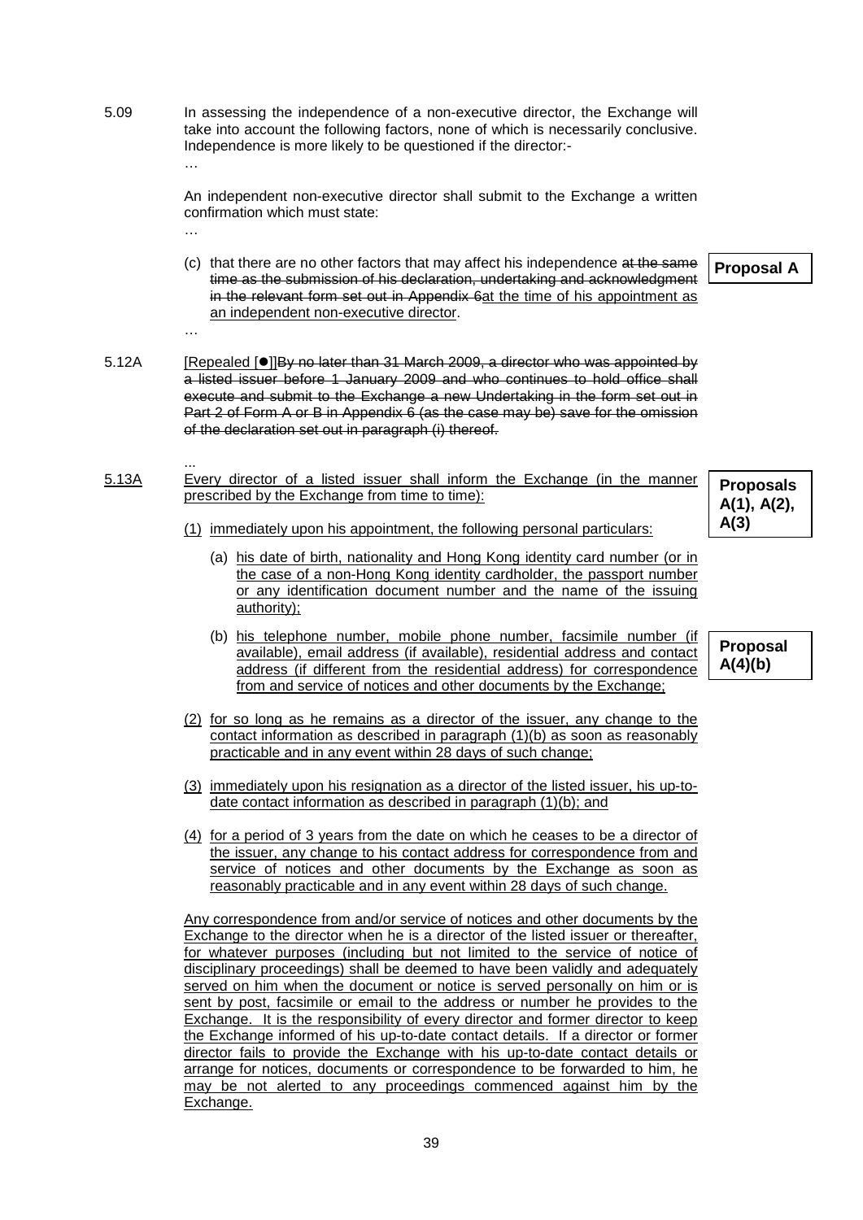5.09 In assessing the independence of a non-executive director, the Exchange will take into account the following factors, none of which is necessarily conclusive. Independence is more likely to be questioned if the director:-

…

An independent non-executive director shall submit to the Exchange a written confirmation which must state:

…

(c) that there are no other factors that may affect his independence ~~at the same time as the submission of his declaration, undertaking and acknowledgment in the relevant form set out in Appendix 6~~<u>at the time of his appointment as an independent non-executive director</u>. **Proposal A**

…

5.12A [Repealed [●]]~~By no later than 31 March 2009, a director who was appointed by a listed issuer before 1 January 2009 and who continues to hold office shall execute and submit to the Exchange a new Undertaking in the form set out in Part 2 of Form A or B in Appendix 6 (as the case may be) save for the omission of the declaration set out in paragraph (i) thereof.~~

...

<u>5.13A</u> <u>Every director of a listed issuer shall inform the Exchange (in the manner prescribed by the Exchange from time to time):</u> **Proposals A(1), A(2), A(3)**

<u>(1)</u> <u>immediately upon his appointment, the following personal particulars:</u>

(a) <u>his date of birth, nationality and Hong Kong identity card number (or in the case of a non-Hong Kong identity cardholder, the passport number or any identification document number and the name of the issuing authority);</u>

(b) <u>his telephone number, mobile phone number, facsimile number (if available), email address (if available), residential address and contact address (if different from the residential address) for correspondence from and service of notices and other documents by the Exchange;</u> **Proposal A(4)(b)**

<u>(2)</u> <u>for so long as he remains as a director of the issuer, any change to the contact information as described in paragraph (1)(b) as soon as reasonably practicable and in any event within 28 days of such change;</u>

<u>(3)</u> <u>immediately upon his resignation as a director of the listed issuer, his up-to-date contact information as described in paragraph (1)(b); and</u>

<u>(4)</u> <u>for a period of 3 years from the date on which he ceases to be a director of the issuer, any change to his contact address for correspondence from and service of notices and other documents by the Exchange as soon as reasonably practicable and in any event within 28 days of such change.</u>

<u>Any correspondence from and/or service of notices and other documents by the Exchange to the director when he is a director of the listed issuer or thereafter, for whatever purposes (including but not limited to the service of notice of disciplinary proceedings) shall be deemed to have been validly and adequately served on him when the document or notice is served personally on him or is sent by post, facsimile or email to the address or number he provides to the Exchange. It is the responsibility of every director and former director to keep the Exchange informed of his up-to-date contact details. If a director or former director fails to provide the Exchange with his up-to-date contact details or arrange for notices, documents or correspondence to be forwarded to him, he may be not alerted to any proceedings commenced against him by the Exchange.</u>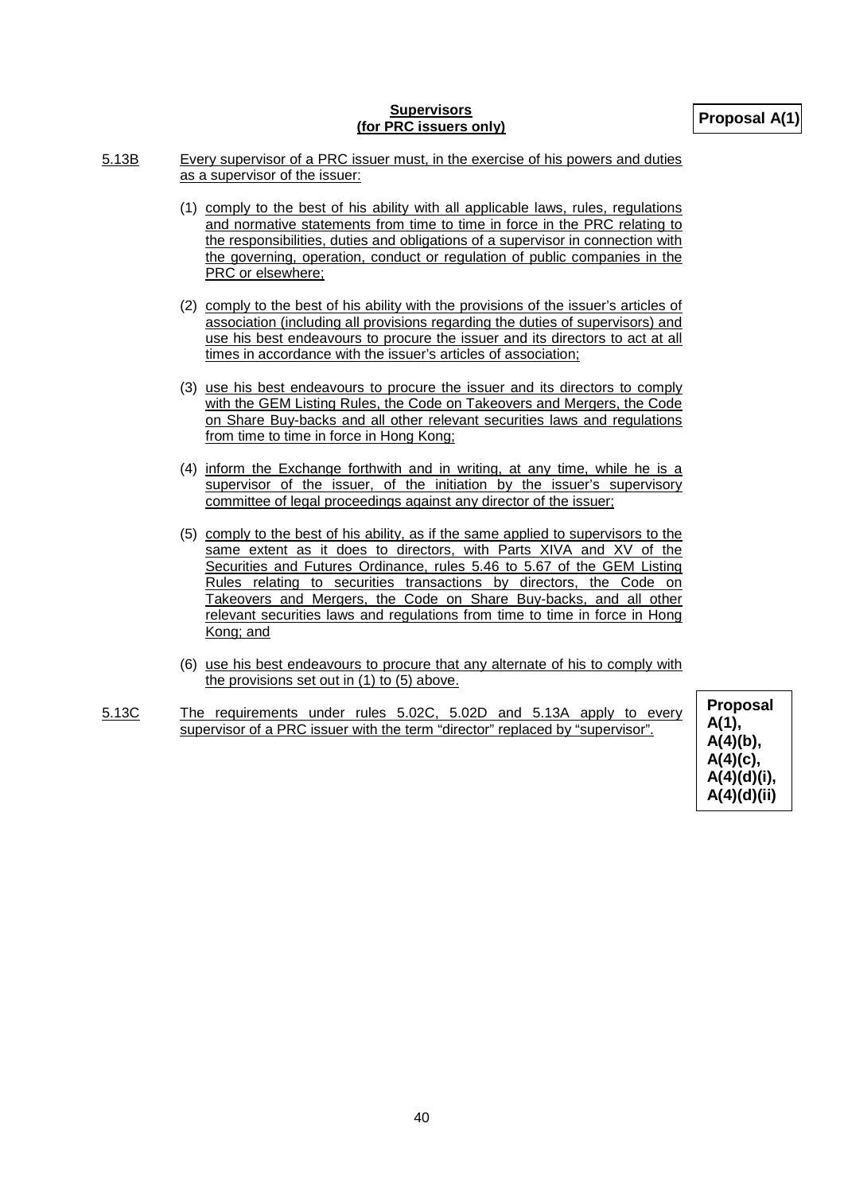**Supervisors**
**(for PRC issuers only)**

**Proposal A(1)**

5.13B Every supervisor of a PRC issuer must, in the exercise of his powers and duties as a supervisor of the issuer:

(1) comply to the best of his ability with all applicable laws, rules, regulations and normative statements from time to time in force in the PRC relating to the responsibilities, duties and obligations of a supervisor in connection with the governing, operation, conduct or regulation of public companies in the PRC or elsewhere;

(2) comply to the best of his ability with the provisions of the issuer's articles of association (including all provisions regarding the duties of supervisors) and use his best endeavours to procure the issuer and its directors to act at all times in accordance with the issuer's articles of association;

(3) use his best endeavours to procure the issuer and its directors to comply with the GEM Listing Rules, the Code on Takeovers and Mergers, the Code on Share Buy-backs and all other relevant securities laws and regulations from time to time in force in Hong Kong;

(4) inform the Exchange forthwith and in writing, at any time, while he is a supervisor of the issuer, of the initiation by the issuer's supervisory committee of legal proceedings against any director of the issuer;

(5) comply to the best of his ability, as if the same applied to supervisors to the same extent as it does to directors, with Parts XIVA and XV of the Securities and Futures Ordinance, rules 5.46 to 5.67 of the GEM Listing Rules relating to securities transactions by directors, the Code on Takeovers and Mergers, the Code on Share Buy-backs, and all other relevant securities laws and regulations from time to time in force in Hong Kong; and

(6) use his best endeavours to procure that any alternate of his to comply with the provisions set out in (1) to (5) above.

5.13C The requirements under rules 5.02C, 5.02D and 5.13A apply to every supervisor of a PRC issuer with the term "director" replaced by "supervisor".

**Proposal A(1), A(4)(b), A(4)(c), A(4)(d)(i), A(4)(d)(ii)**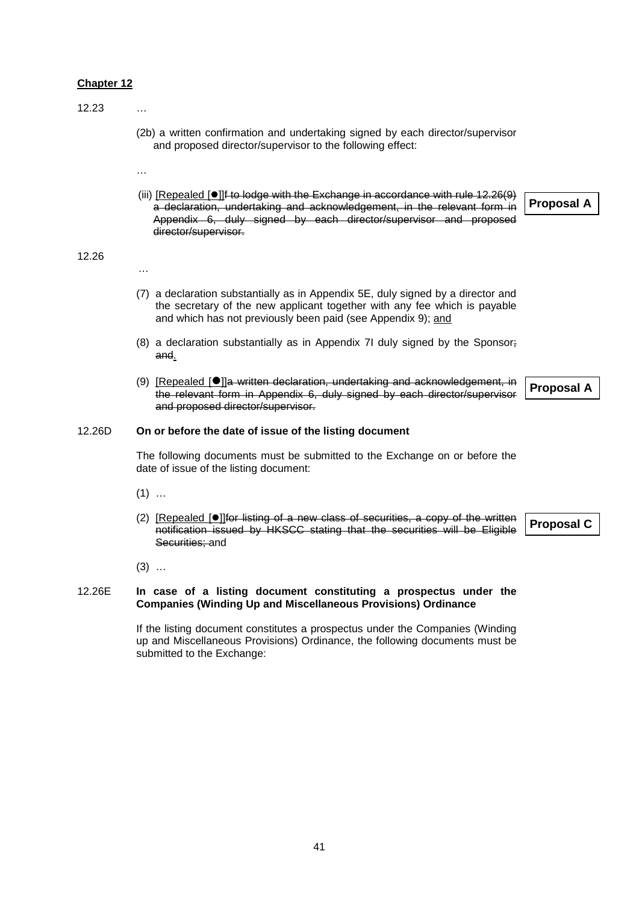**Chapter 12**

12.23 …

(2b) a written confirmation and undertaking signed by each director/supervisor and proposed director/supervisor to the following effect:

…

(iii) [Repealed [●]]~~f to lodge with the Exchange in accordance with rule 12.26(9) a declaration, undertaking and acknowledgement, in the relevant form in Appendix 6, duly signed by each director/supervisor and proposed director/supervisor.~~ **Proposal A**

12.26

…

(7) a declaration substantially as in Appendix 5E, duly signed by a director and the secretary of the new applicant together with any fee which is payable and which has not previously been paid (see Appendix 9); and

(8) a declaration substantially as in Appendix 7I duly signed by the Sponsor~~; and~~.

(9) [Repealed [●]]~~a written declaration, undertaking and acknowledgement, in the relevant form in Appendix 6, duly signed by each director/supervisor and proposed director/supervisor.~~ **Proposal A**

12.26D **On or before the date of issue of the listing document**

The following documents must be submitted to the Exchange on or before the date of issue of the listing document:

(1) …

(2) [Repealed [●]]~~for listing of a new class of securities, a copy of the written notification issued by HKSCC stating that the securities will be Eligible Securities;~~ and **Proposal C**

(3) …

12.26E **In case of a listing document constituting a prospectus under the Companies (Winding Up and Miscellaneous Provisions) Ordinance**

If the listing document constitutes a prospectus under the Companies (Winding up and Miscellaneous Provisions) Ordinance, the following documents must be submitted to the Exchange: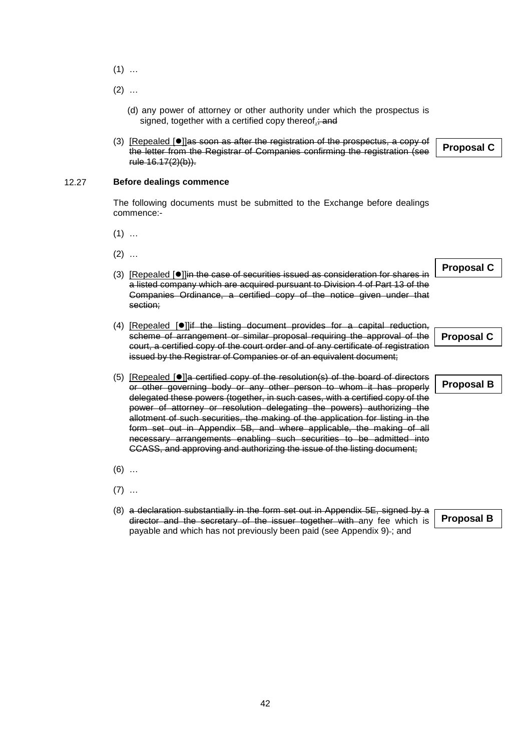(1) …

(2) …

(d) any power of attorney or other authority under which the prospectus is signed, together with a certified copy thereof.~~; and~~

(3) [Repealed [●]]~~as soon as after the registration of the prospectus, a copy of the letter from the Registrar of Companies confirming the registration (see rule 16.17(2)(b)).~~ **Proposal C**

12.27 **Before dealings commence**

The following documents must be submitted to the Exchange before dealings commence:-

(1) …

(2) …

(3) [Repealed [●]]~~in the case of securities issued as consideration for shares in a listed company which are acquired pursuant to Division 4 of Part 13 of the Companies Ordinance, a certified copy of the notice given under that section;~~ **Proposal C**

(4) [Repealed [●]]~~if the listing document provides for a capital reduction, scheme of arrangement or similar proposal requiring the approval of the court, a certified copy of the court order and of any certificate of registration issued by the Registrar of Companies or of an equivalent document;~~ **Proposal C**

(5) [Repealed [●]]~~a certified copy of the resolution(s) of the board of directors or other governing body or any other person to whom it has properly delegated these powers (together, in such cases, with a certified copy of the power of attorney or resolution delegating the powers) authorizing the allotment of such securities, the making of the application for listing in the form set out in Appendix 5B, and where applicable, the making of all necessary arrangements enabling such securities to be admitted into CCASS, and approving and authorizing the issue of the listing document;~~ **Proposal B**

(6) …

(7) …

(8) ~~a declaration substantially in the form set out in Appendix 5E, signed by a director and the secretary of the issuer together with~~ any fee which is payable and which has not previously been paid (see Appendix 9)~~.~~; and **Proposal B**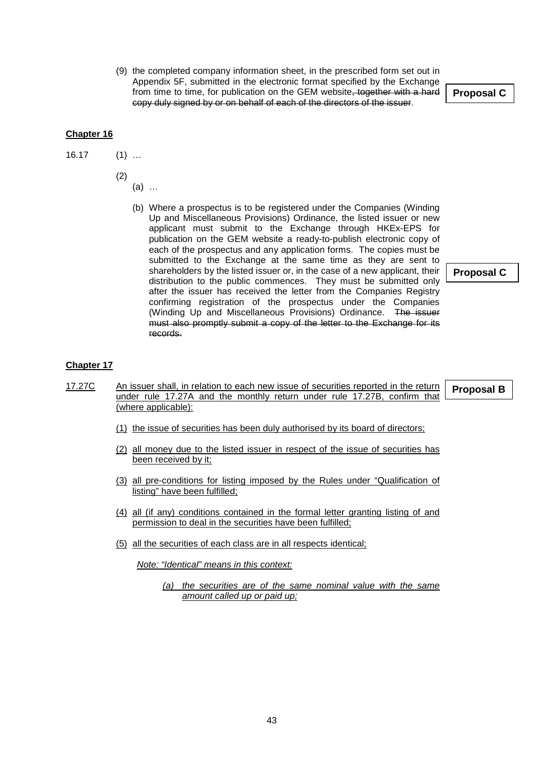(9) the completed company information sheet, in the prescribed form set out in Appendix 5F, submitted in the electronic format specified by the Exchange from time to time, for publication on the GEM website~~, together with a hard copy duly signed by or on behalf of each of the directors of the issuer~~.

**Proposal C**

**Chapter 16**

16.17 (1) …

(2)

(a) …

(b) Where a prospectus is to be registered under the Companies (Winding Up and Miscellaneous Provisions) Ordinance, the listed issuer or new applicant must submit to the Exchange through HKEx-EPS for publication on the GEM website a ready-to-publish electronic copy of each of the prospectus and any application forms. The copies must be submitted to the Exchange at the same time as they are sent to shareholders by the listed issuer or, in the case of a new applicant, their distribution to the public commences. They must be submitted only after the issuer has received the letter from the Companies Registry confirming registration of the prospectus under the Companies (Winding Up and Miscellaneous Provisions) Ordinance. ~~The issuer must also promptly submit a copy of the letter to the Exchange for its records.~~

**Proposal C**

**Chapter 17**

<u>17.27C</u> <u>An issuer shall, in relation to each new issue of securities reported in the return under rule 17.27A and the monthly return under rule 17.27B, confirm that (where applicable):</u>

**Proposal B**

<u>(1) the issue of securities has been duly authorised by its board of directors;</u>

<u>(2) all money due to the listed issuer in respect of the issue of securities has been received by it;</u>

<u>(3) all pre-conditions for listing imposed by the Rules under "Qualification of listing" have been fulfilled;</u>

<u>(4) all (if any) conditions contained in the formal letter granting listing of and permission to deal in the securities have been fulfilled;</u>

<u>(5) all the securities of each class are in all respects identical;</u>

<u>*Note: "Identical" means in this context:*</u>

<u>*(a) the securities are of the same nominal value with the same amount called up or paid up;*</u>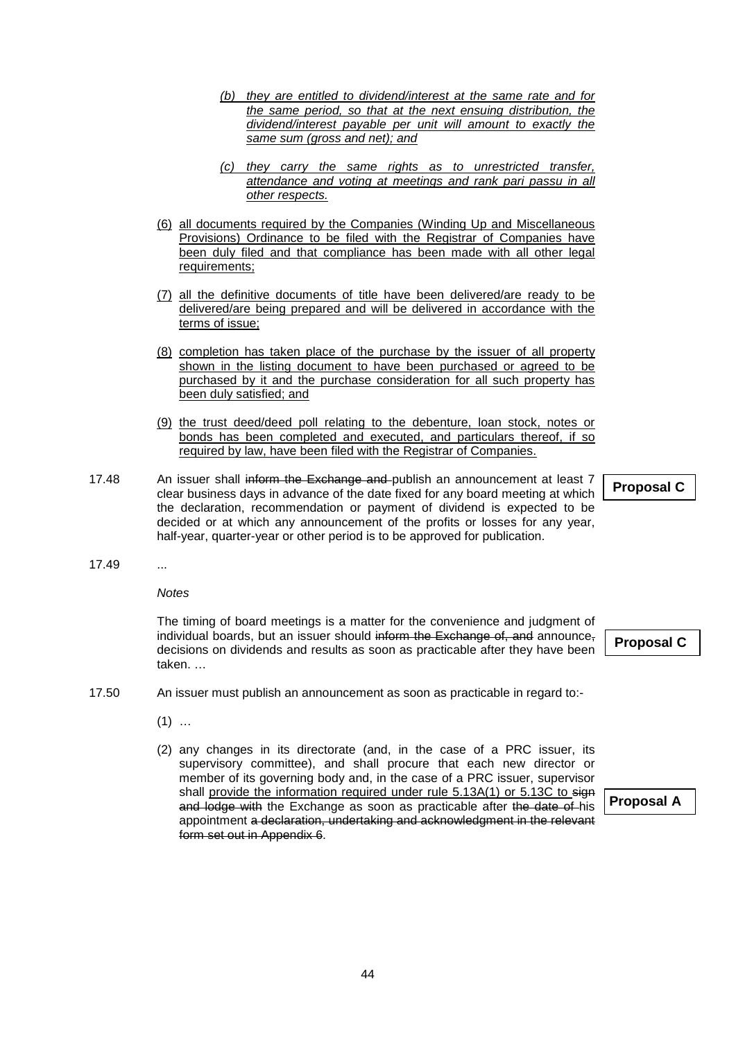(b) *they are entitled to dividend/interest at the same rate and for the same period, so that at the next ensuing distribution, the dividend/interest payable per unit will amount to exactly the same sum (gross and net); and*

(c) *they carry the same rights as to unrestricted transfer, attendance and voting at meetings and rank pari passu in all other respects.*

(6) all documents required by the Companies (Winding Up and Miscellaneous Provisions) Ordinance to be filed with the Registrar of Companies have been duly filed and that compliance has been made with all other legal requirements;

(7) all the definitive documents of title have been delivered/are ready to be delivered/are being prepared and will be delivered in accordance with the terms of issue;

(8) completion has taken place of the purchase by the issuer of all property shown in the listing document to have been purchased or agreed to be purchased by it and the purchase consideration for all such property has been duly satisfied; and

(9) the trust deed/deed poll relating to the debenture, loan stock, notes or bonds has been completed and executed, and particulars thereof, if so required by law, have been filed with the Registrar of Companies.

17.48 An issuer shall ~~inform the Exchange and~~ publish an announcement at least 7 clear business days in advance of the date fixed for any board meeting at which the declaration, recommendation or payment of dividend is expected to be decided or at which any announcement of the profits or losses for any year, half-year, quarter-year or other period is to be approved for publication.

**Proposal C**

17.49 ...

*Notes*

The timing of board meetings is a matter for the convenience and judgment of individual boards, but an issuer should ~~inform the Exchange of, and~~ announce~~,~~ decisions on dividends and results as soon as practicable after they have been taken. …

**Proposal C**

17.50 An issuer must publish an announcement as soon as practicable in regard to:-

(1) …

(2) any changes in its directorate (and, in the case of a PRC issuer, its supervisory committee), and shall procure that each new director or member of its governing body and, in the case of a PRC issuer, supervisor shall provide the information required under rule 5.13A(1) or 5.13C to ~~sign and lodge with~~ the Exchange as soon as practicable after ~~the date of~~ his appointment ~~a declaration, undertaking and acknowledgment in the relevant form set out in Appendix 6~~.

**Proposal A**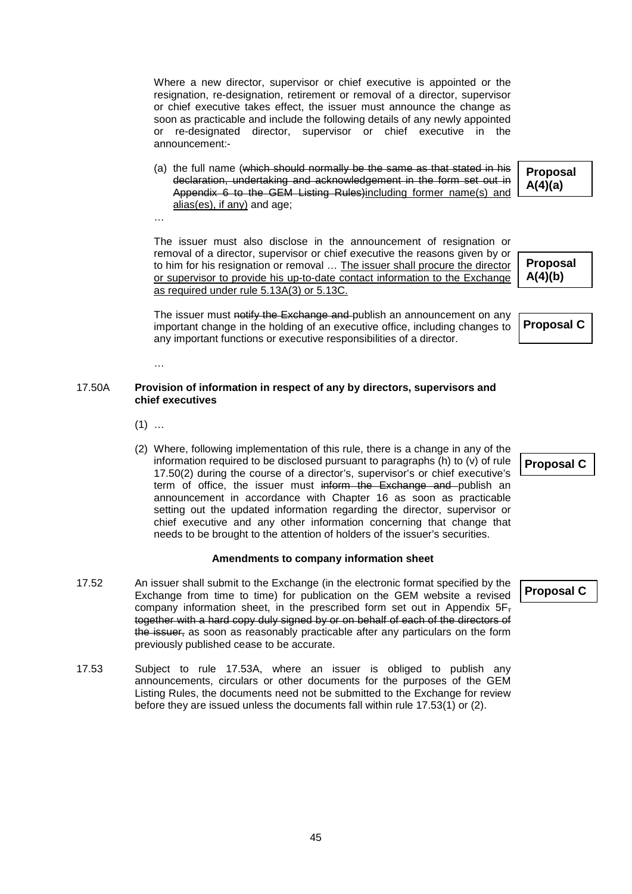Where a new director, supervisor or chief executive is appointed or the resignation, re-designation, retirement or removal of a director, supervisor or chief executive takes effect, the issuer must announce the change as soon as practicable and include the following details of any newly appointed or re-designated director, supervisor or chief executive in the announcement:-

(a) the full name (~~which should normally be the same as that stated in his declaration, undertaking and acknowledgement in the form set out in Appendix 6 to the GEM Listing Rules~~)<u>including former name(s) and alias(es), if any)</u> and age;

**Proposal A(4)(a)**

…

The issuer must also disclose in the announcement of resignation or removal of a director, supervisor or chief executive the reasons given by or to him for his resignation or removal … <u>The issuer shall procure the director or supervisor to provide his up-to-date contact information to the Exchange as required under rule 5.13A(3) or 5.13C.</u>

**Proposal A(4)(b)**

The issuer must ~~notify the Exchange and~~ publish an announcement on any important change in the holding of an executive office, including changes to any important functions or executive responsibilities of a director.

**Proposal C**

…

17.50A **Provision of information in respect of any by directors, supervisors and chief executives**

(1) …

(2) Where, following implementation of this rule, there is a change in any of the information required to be disclosed pursuant to paragraphs (h) to (v) of rule 17.50(2) during the course of a director's, supervisor's or chief executive's term of office, the issuer must ~~inform the Exchange and~~ publish an announcement in accordance with Chapter 16 as soon as practicable setting out the updated information regarding the director, supervisor or chief executive and any other information concerning that change that needs to be brought to the attention of holders of the issuer's securities.

**Proposal C**

**Amendments to company information sheet**

17.52 An issuer shall submit to the Exchange (in the electronic format specified by the Exchange from time to time) for publication on the GEM website a revised company information sheet, in the prescribed form set out in Appendix 5F~~, together with a hard copy duly signed by or on behalf of each of the directors of the issuer,~~ as soon as reasonably practicable after any particulars on the form previously published cease to be accurate.

**Proposal C**

17.53 Subject to rule 17.53A, where an issuer is obliged to publish any announcements, circulars or other documents for the purposes of the GEM Listing Rules, the documents need not be submitted to the Exchange for review before they are issued unless the documents fall within rule 17.53(1) or (2).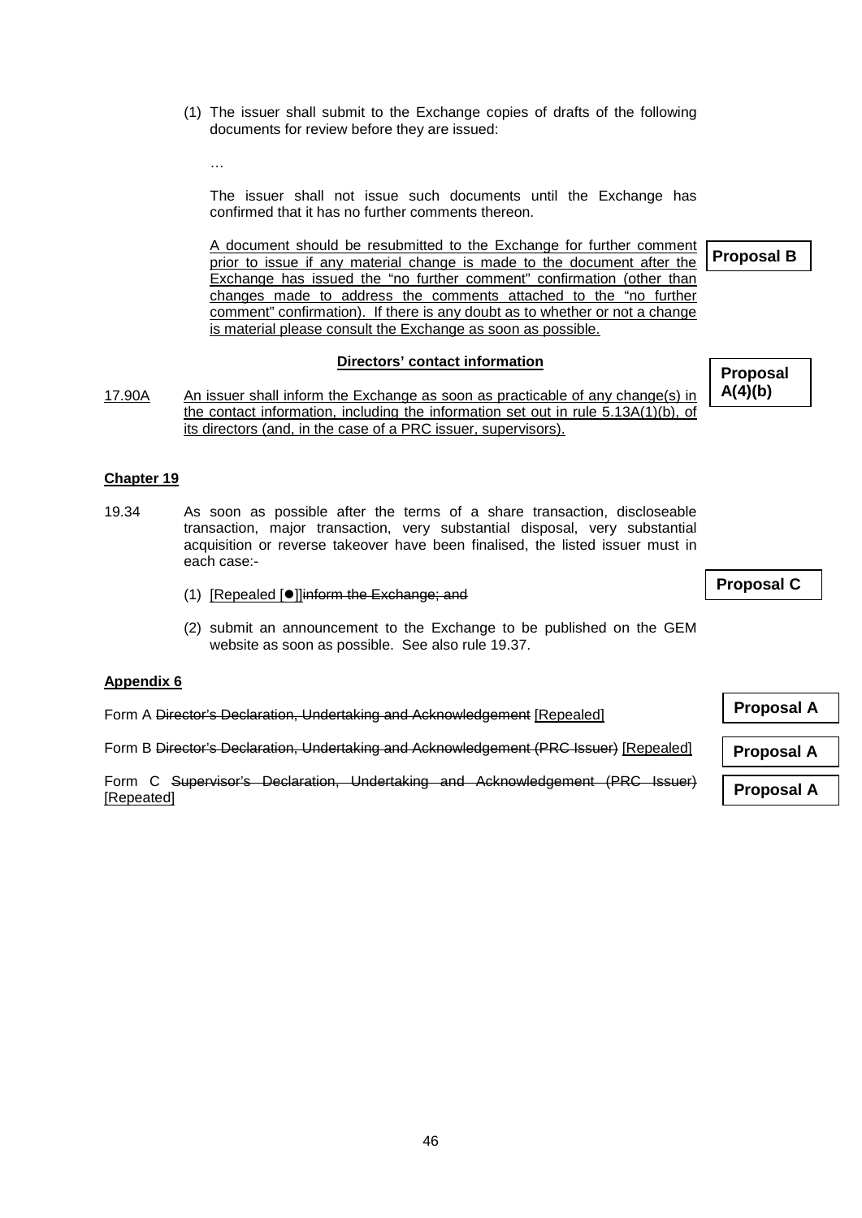(1) The issuer shall submit to the Exchange copies of drafts of the following documents for review before they are issued:

…

The issuer shall not issue such documents until the Exchange has confirmed that it has no further comments thereon.

<u>A document should be resubmitted to the Exchange for further comment prior to issue if any material change is made to the document after the Exchange has issued the "no further comment" confirmation (other than changes made to address the comments attached to the "no further comment" confirmation). If there is any doubt as to whether or not a change is material please consult the Exchange as soon as possible.</u>

**Proposal B**

**<u>Directors' contact information</u>**

**Proposal A(4)(b)**

<u>17.90A</u> <u>An issuer shall inform the Exchange as soon as practicable of any change(s) in the contact information, including the information set out in rule 5.13A(1)(b), of its directors (and, in the case of a PRC issuer, supervisors).</u>

**<u>Chapter 19</u>**

19.34 As soon as possible after the terms of a share transaction, discloseable transaction, major transaction, very substantial disposal, very substantial acquisition or reverse takeover have been finalised, the listed issuer must in each case:-

(1) <u>[Repealed [●]]</u>~~inform the Exchange; and~~

**Proposal C**

(2) submit an announcement to the Exchange to be published on the GEM website as soon as possible. See also rule 19.37.

**<u>Appendix 6</u>**

Form A ~~Director's Declaration, Undertaking and Acknowledgement~~ <u>[Repealed]</u>

**Proposal A**

Form B ~~Director's Declaration, Undertaking and Acknowledgement (PRC Issuer)~~ <u>[Repealed]</u>

**Proposal A**

Form C ~~Supervisor's Declaration, Undertaking and Acknowledgement (PRC Issuer)~~ <u>[Repeated]</u>

**Proposal A**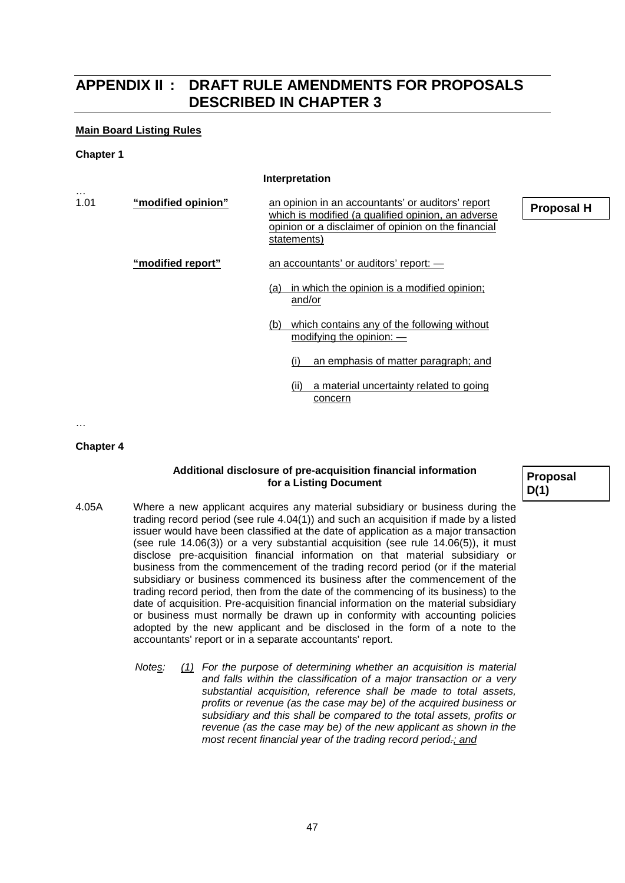# APPENDIX II : DRAFT RULE AMENDMENTS FOR PROPOSALS DESCRIBED IN CHAPTER 3

**Main Board Listing Rules**

**Chapter 1**

**Interpretation**

…

1.01 **"modified opinion"** an opinion in an accountants' or auditors' report which is modified (a qualified opinion, an adverse opinion or a disclaimer of opinion on the financial statements)

**Proposal H**

**"modified report"** an accountants' or auditors' report: —

(a) in which the opinion is a modified opinion; and/or

(b) which contains any of the following without modifying the opinion: —

(i) an emphasis of matter paragraph; and

(ii) a material uncertainty related to going concern

…

**Chapter 4**

**Additional disclosure of pre-acquisition financial information for a Listing Document**

**Proposal D(1)**

4.05A Where a new applicant acquires any material subsidiary or business during the trading record period (see rule 4.04(1)) and such an acquisition if made by a listed issuer would have been classified at the date of application as a major transaction (see rule 14.06(3)) or a very substantial acquisition (see rule 14.06(5)), it must disclose pre-acquisition financial information on that material subsidiary or business from the commencement of the trading record period (or if the material subsidiary or business commenced its business after the commencement of the trading record period, then from the date of the commencing of its business) to the date of acquisition. Pre-acquisition financial information on the material subsidiary or business must normally be drawn up in conformity with accounting policies adopted by the new applicant and be disclosed in the form of a note to the accountants' report or in a separate accountants' report.

*Notes: (1) For the purpose of determining whether an acquisition is material and falls within the classification of a major transaction or a very substantial acquisition, reference shall be made to total assets, profits or revenue (as the case may be) of the acquired business or subsidiary and this shall be compared to the total assets, profits or revenue (as the case may be) of the new applicant as shown in the most recent financial year of the trading record period.; and*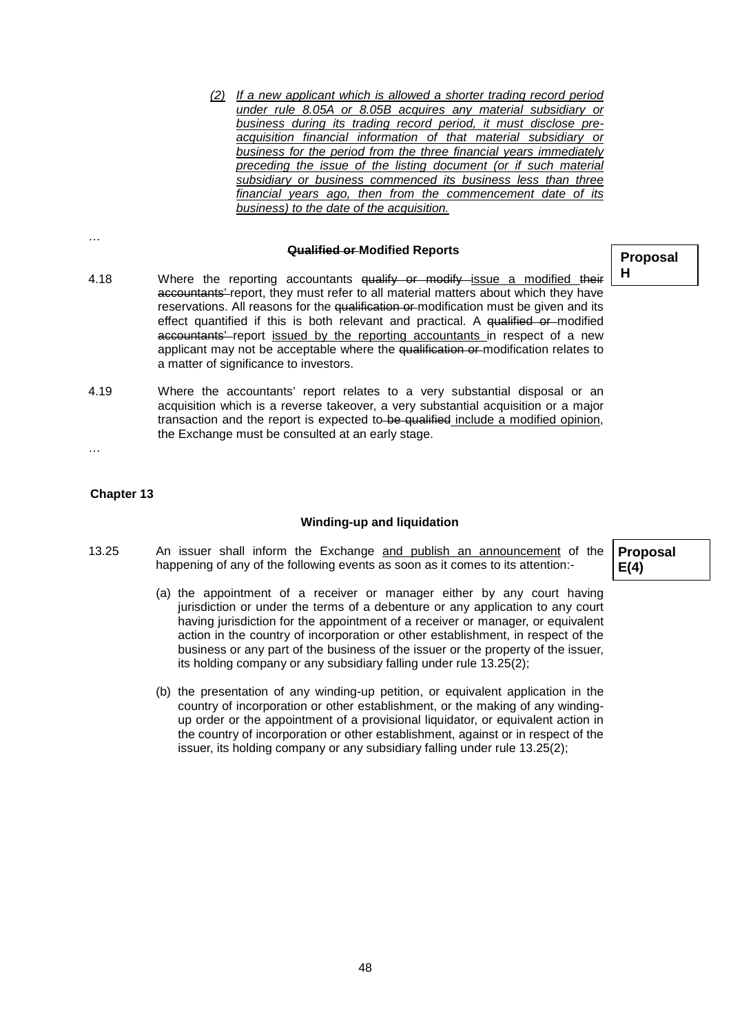*(2) If a new applicant which is allowed a shorter trading record period under rule 8.05A or 8.05B acquires any material subsidiary or business during its trading record period, it must disclose pre-acquisition financial information of that material subsidiary or business for the period from the three financial years immediately preceding the issue of the listing document (or if such material subsidiary or business commenced its business less than three financial years ago, then from the commencement date of its business) to the date of the acquisition.*

…

**~~Qualified or~~ Modified Reports**

**Proposal H**

4.18 Where the reporting accountants ~~qualify or modify~~ issue a modified ~~their accountants'~~ report, they must refer to all material matters about which they have reservations. All reasons for the ~~qualification or~~ modification must be given and its effect quantified if this is both relevant and practical. A ~~qualified or~~ modified ~~accountants'~~ report issued by the reporting accountants in respect of a new applicant may not be acceptable where the ~~qualification or~~ modification relates to a matter of significance to investors.

4.19 Where the accountants' report relates to a very substantial disposal or an acquisition which is a reverse takeover, a very substantial acquisition or a major transaction and the report is expected to ~~be qualified~~ include a modified opinion, the Exchange must be consulted at an early stage.

…

**Chapter 13**

**Winding-up and liquidation**

**Proposal E(4)**

13.25 An issuer shall inform the Exchange and publish an announcement of the happening of any of the following events as soon as it comes to its attention:-

(a) the appointment of a receiver or manager either by any court having jurisdiction or under the terms of a debenture or any application to any court having jurisdiction for the appointment of a receiver or manager, or equivalent action in the country of incorporation or other establishment, in respect of the business or any part of the business of the issuer or the property of the issuer, its holding company or any subsidiary falling under rule 13.25(2);

(b) the presentation of any winding-up petition, or equivalent application in the country of incorporation or other establishment, or the making of any winding-up order or the appointment of a provisional liquidator, or equivalent action in the country of incorporation or other establishment, against or in respect of the issuer, its holding company or any subsidiary falling under rule 13.25(2);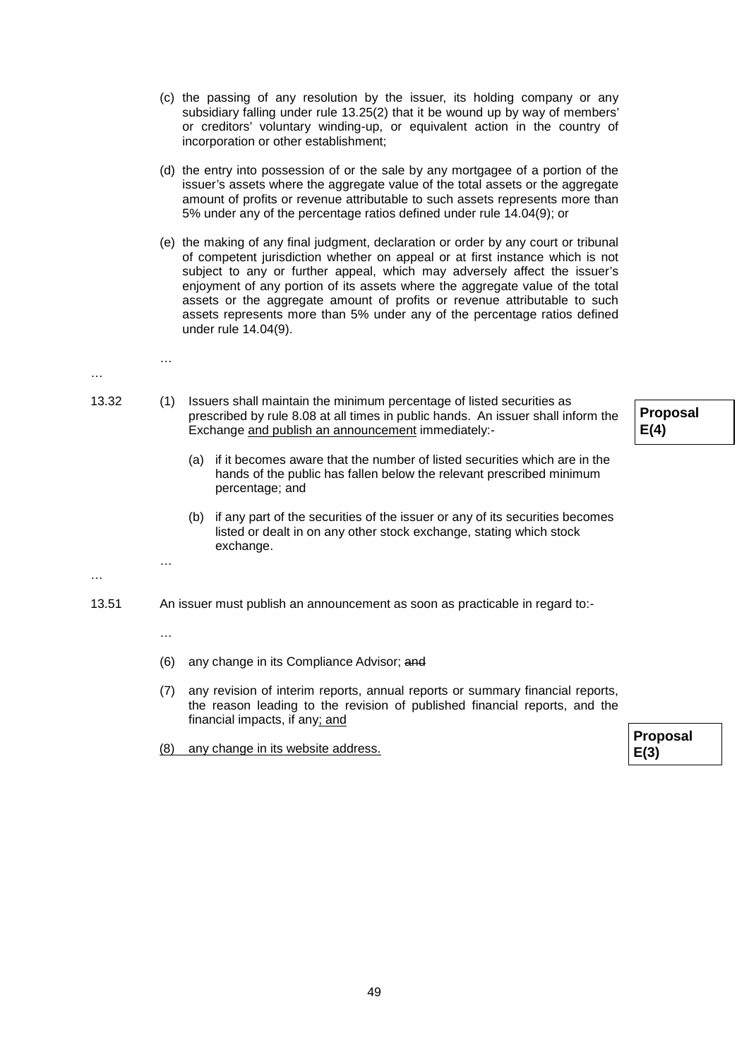(c) the passing of any resolution by the issuer, its holding company or any subsidiary falling under rule 13.25(2) that it be wound up by way of members' or creditors' voluntary winding-up, or equivalent action in the country of incorporation or other establishment;

(d) the entry into possession of or the sale by any mortgagee of a portion of the issuer's assets where the aggregate value of the total assets or the aggregate amount of profits or revenue attributable to such assets represents more than 5% under any of the percentage ratios defined under rule 14.04(9); or

(e) the making of any final judgment, declaration or order by any court or tribunal of competent jurisdiction whether on appeal or at first instance which is not subject to any or further appeal, which may adversely affect the issuer's enjoyment of any portion of its assets where the aggregate value of the total assets or the aggregate amount of profits or revenue attributable to such assets represents more than 5% under any of the percentage ratios defined under rule 14.04(9).

…

…

13.32 (1) Issuers shall maintain the minimum percentage of listed securities as prescribed by rule 8.08 at all times in public hands. An issuer shall inform the Exchange <u>and publish an announcement</u> immediately:-

**Proposal E(4)**

(a) if it becomes aware that the number of listed securities which are in the hands of the public has fallen below the relevant prescribed minimum percentage; and

(b) if any part of the securities of the issuer or any of its securities becomes listed or dealt in on any other stock exchange, stating which stock exchange.

…

…

13.51 An issuer must publish an announcement as soon as practicable in regard to:-

…

(6) any change in its Compliance Advisor; ~~and~~

(7) any revision of interim reports, annual reports or summary financial reports, the reason leading to the revision of published financial reports, and the financial impacts, if any<u>; and</u>

<u>(8) any change in its website address.</u>

**Proposal E(3)**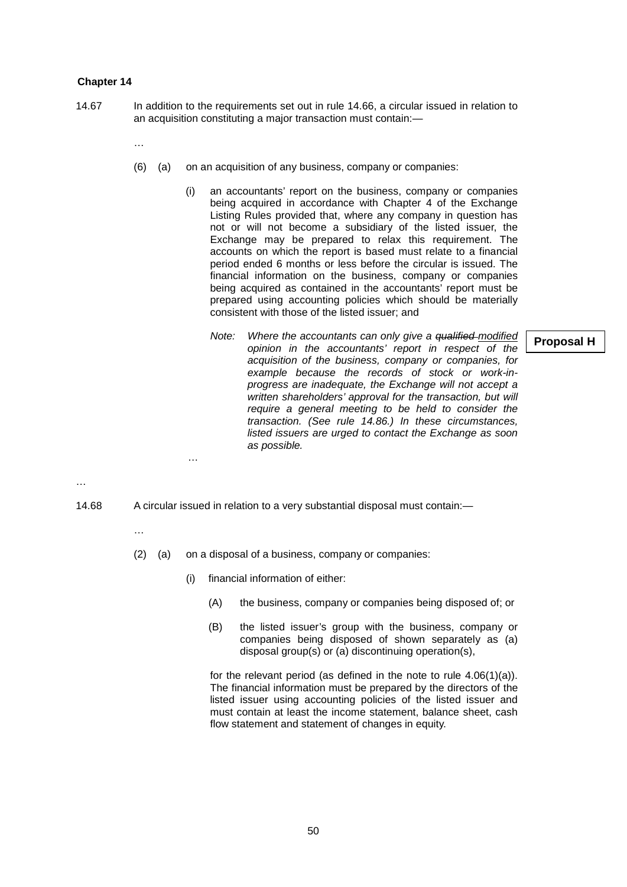**Chapter 14**

14.67 In addition to the requirements set out in rule 14.66, a circular issued in relation to an acquisition constituting a major transaction must contain:—

…

(6) (a) on an acquisition of any business, company or companies:

(i) an accountants' report on the business, company or companies being acquired in accordance with Chapter 4 of the Exchange Listing Rules provided that, where any company in question has not or will not become a subsidiary of the listed issuer, the Exchange may be prepared to relax this requirement. The accounts on which the report is based must relate to a financial period ended 6 months or less before the circular is issued. The financial information on the business, company or companies being acquired as contained in the accountants' report must be prepared using accounting policies which should be materially consistent with those of the listed issuer; and

*Note: Where the accountants can only give a ~~qualified~~ modified opinion in the accountants' report in respect of the acquisition of the business, company or companies, for example because the records of stock or work-in-progress are inadequate, the Exchange will not accept a written shareholders' approval for the transaction, but will require a general meeting to be held to consider the transaction. (See rule 14.86.) In these circumstances, listed issuers are urged to contact the Exchange as soon as possible.*

**Proposal H**

…

…

14.68 A circular issued in relation to a very substantial disposal must contain:—

…

(2) (a) on a disposal of a business, company or companies:

(i) financial information of either:

(A) the business, company or companies being disposed of; or

(B) the listed issuer's group with the business, company or companies being disposed of shown separately as (a) disposal group(s) or (a) discontinuing operation(s),

for the relevant period (as defined in the note to rule 4.06(1)(a)). The financial information must be prepared by the directors of the listed issuer using accounting policies of the listed issuer and must contain at least the income statement, balance sheet, cash flow statement and statement of changes in equity.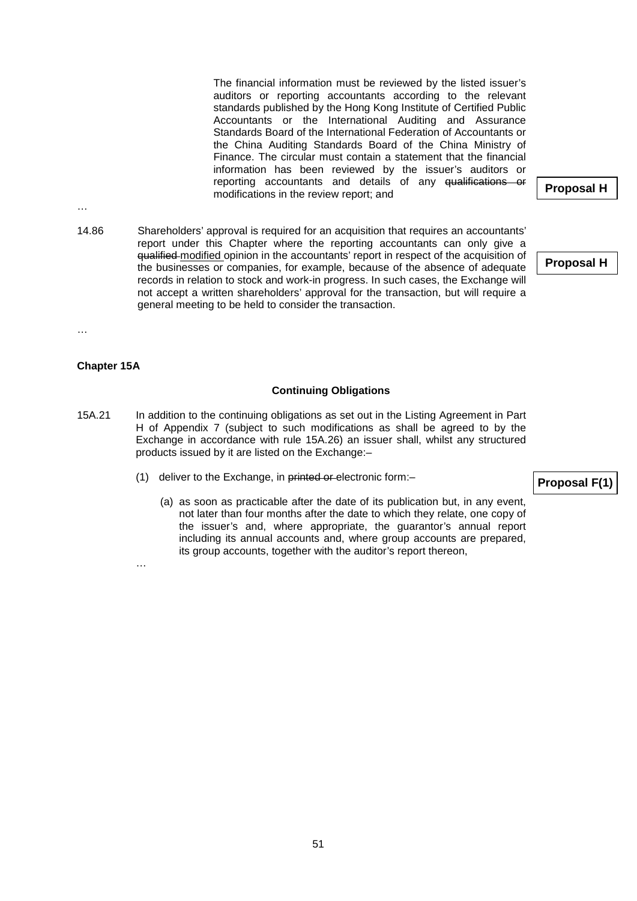The financial information must be reviewed by the listed issuer's auditors or reporting accountants according to the relevant standards published by the Hong Kong Institute of Certified Public Accountants or the International Auditing and Assurance Standards Board of the International Federation of Accountants or the China Auditing Standards Board of the China Ministry of Finance. The circular must contain a statement that the financial information has been reviewed by the issuer's auditors or reporting accountants and details of any ~~qualifications or~~ modifications in the review report; and **Proposal H**

…

14.86 Shareholders' approval is required for an acquisition that requires an accountants' report under this Chapter where the reporting accountants can only give a ~~qualified~~ modified opinion in the accountants' report in respect of the acquisition of the businesses or companies, for example, because of the absence of adequate records in relation to stock and work-in progress. In such cases, the Exchange will not accept a written shareholders' approval for the transaction, but will require a general meeting to be held to consider the transaction. **Proposal H**

…

**Chapter 15A**

**Continuing Obligations**

15A.21 In addition to the continuing obligations as set out in the Listing Agreement in Part H of Appendix 7 (subject to such modifications as shall be agreed to by the Exchange in accordance with rule 15A.26) an issuer shall, whilst any structured products issued by it are listed on the Exchange:–

(1) deliver to the Exchange, in ~~printed or~~ electronic form:– **Proposal F(1)**

(a) as soon as practicable after the date of its publication but, in any event, not later than four months after the date to which they relate, one copy of the issuer's and, where appropriate, the guarantor's annual report including its annual accounts and, where group accounts are prepared, its group accounts, together with the auditor's report thereon,

…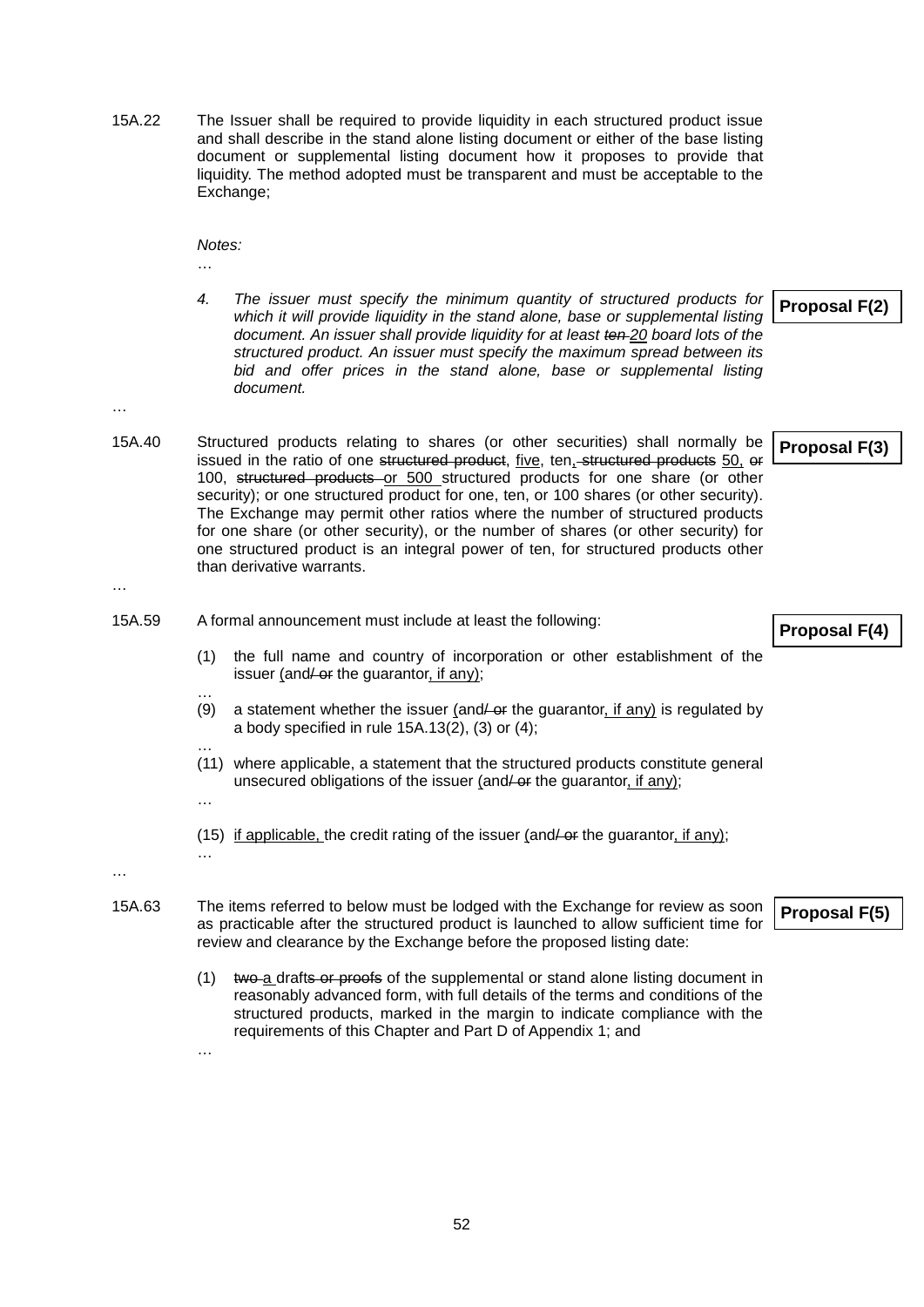15A.22 The Issuer shall be required to provide liquidity in each structured product issue and shall describe in the stand alone listing document or either of the base listing document or supplemental listing document how it proposes to provide that liquidity. The method adopted must be transparent and must be acceptable to the Exchange;

*Notes:*

…

4. *The issuer must specify the minimum quantity of structured products for which it will provide liquidity in the stand alone, base or supplemental listing document. An issuer shall provide liquidity for at least ~~ten~~ 20 board lots of the structured product. An issuer must specify the maximum spread between its bid and offer prices in the stand alone, base or supplemental listing document.*

**Proposal F(2)**

…

15A.40 Structured products relating to shares (or other securities) shall normally be issued in the ratio of one ~~structured product~~, five, ten~~, structured products~~ 50, ~~or~~ 100, ~~structured products~~ or 500 structured products for one share (or other security); or one structured product for one, ten, or 100 shares (or other security). The Exchange may permit other ratios where the number of structured products for one share (or other security), or the number of shares (or other security) for one structured product is an integral power of ten, for structured products other than derivative warrants.

**Proposal F(3)**

…

15A.59 A formal announcement must include at least the following:

**Proposal F(4)**

(1) the full name and country of incorporation or other establishment of the issuer (and~~/ or~~ the guarantor, if any);

…

(9) a statement whether the issuer (and~~/ or~~ the guarantor, if any) is regulated by a body specified in rule 15A.13(2), (3) or (4);

…

(11) where applicable, a statement that the structured products constitute general unsecured obligations of the issuer (and~~/ or~~ the guarantor, if any);

…

(15) if applicable, the credit rating of the issuer (and~~/ or~~ the guarantor, if any);

…

…

15A.63 The items referred to below must be lodged with the Exchange for review as soon as practicable after the structured product is launched to allow sufficient time for review and clearance by the Exchange before the proposed listing date:

**Proposal F(5)**

(1) ~~two~~ a draft~~s or proofs~~ of the supplemental or stand alone listing document in reasonably advanced form, with full details of the terms and conditions of the structured products, marked in the margin to indicate compliance with the requirements of this Chapter and Part D of Appendix 1; and

…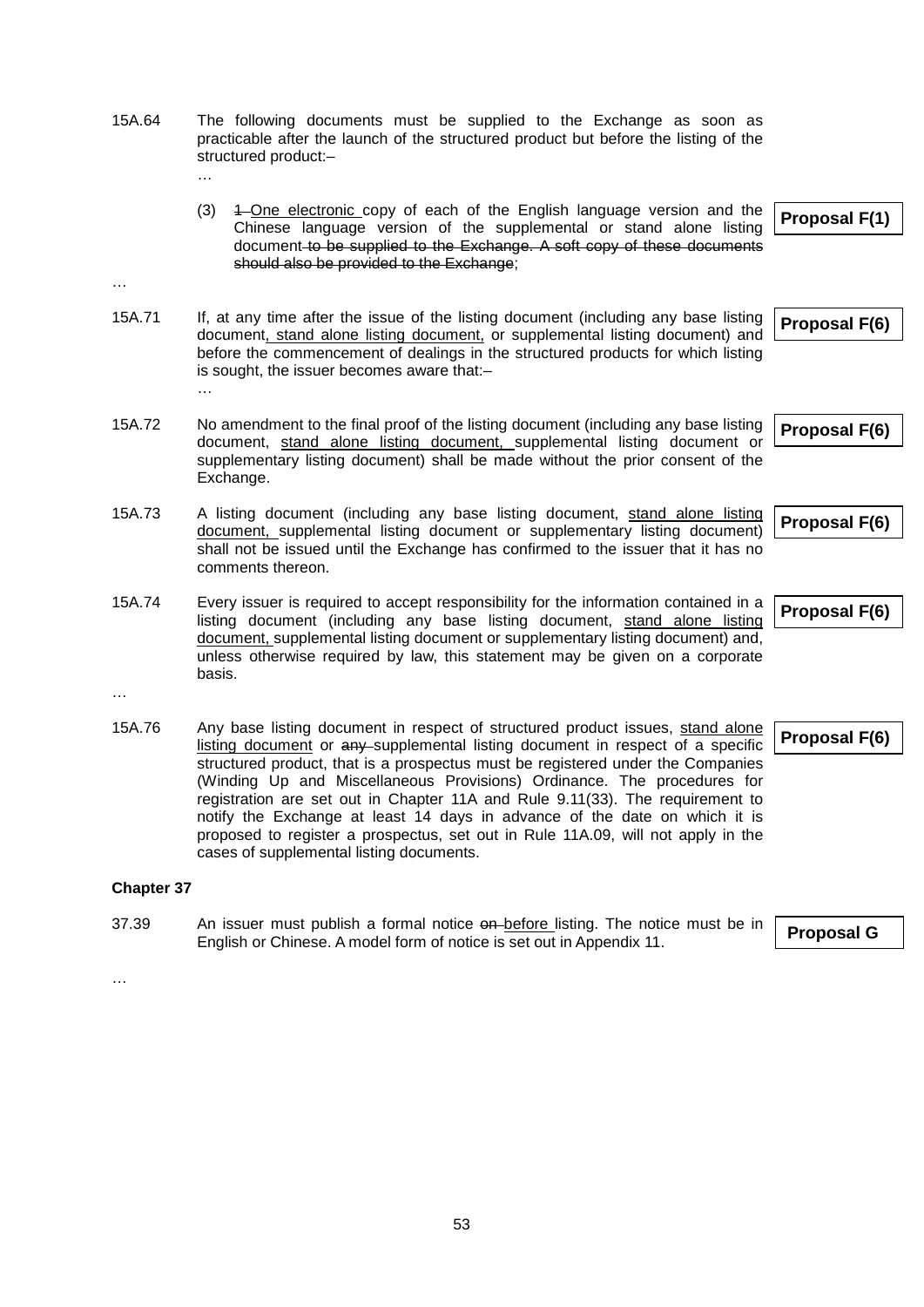15A.64 The following documents must be supplied to the Exchange as soon as practicable after the launch of the structured product but before the listing of the structured product:–

…

(3) ~~1~~ One electronic copy of each of the English language version and the Chinese language version of the supplemental or stand alone listing document ~~to be supplied to the Exchange. A soft copy of these documents should also be provided to the Exchange~~; **Proposal F(1)**

…

15A.71 If, at any time after the issue of the listing document (including any base listing document, stand alone listing document, or supplemental listing document) and before the commencement of dealings in the structured products for which listing is sought, the issuer becomes aware that:– **Proposal F(6)**

…

15A.72 No amendment to the final proof of the listing document (including any base listing document, stand alone listing document, supplemental listing document or supplementary listing document) shall be made without the prior consent of the Exchange. **Proposal F(6)**

15A.73 A listing document (including any base listing document, stand alone listing document, supplemental listing document or supplementary listing document) shall not be issued until the Exchange has confirmed to the issuer that it has no comments thereon. **Proposal F(6)**

15A.74 Every issuer is required to accept responsibility for the information contained in a listing document (including any base listing document, stand alone listing document, supplemental listing document or supplementary listing document) and, unless otherwise required by law, this statement may be given on a corporate basis. **Proposal F(6)**

…

15A.76 Any base listing document in respect of structured product issues, stand alone listing document or ~~any~~ supplemental listing document in respect of a specific structured product, that is a prospectus must be registered under the Companies (Winding Up and Miscellaneous Provisions) Ordinance. The procedures for registration are set out in Chapter 11A and Rule 9.11(33). The requirement to notify the Exchange at least 14 days in advance of the date on which it is proposed to register a prospectus, set out in Rule 11A.09, will not apply in the cases of supplemental listing documents. **Proposal F(6)**

**Chapter 37**

37.39 An issuer must publish a formal notice ~~on~~ before listing. The notice must be in English or Chinese. A model form of notice is set out in Appendix 11. **Proposal G**

…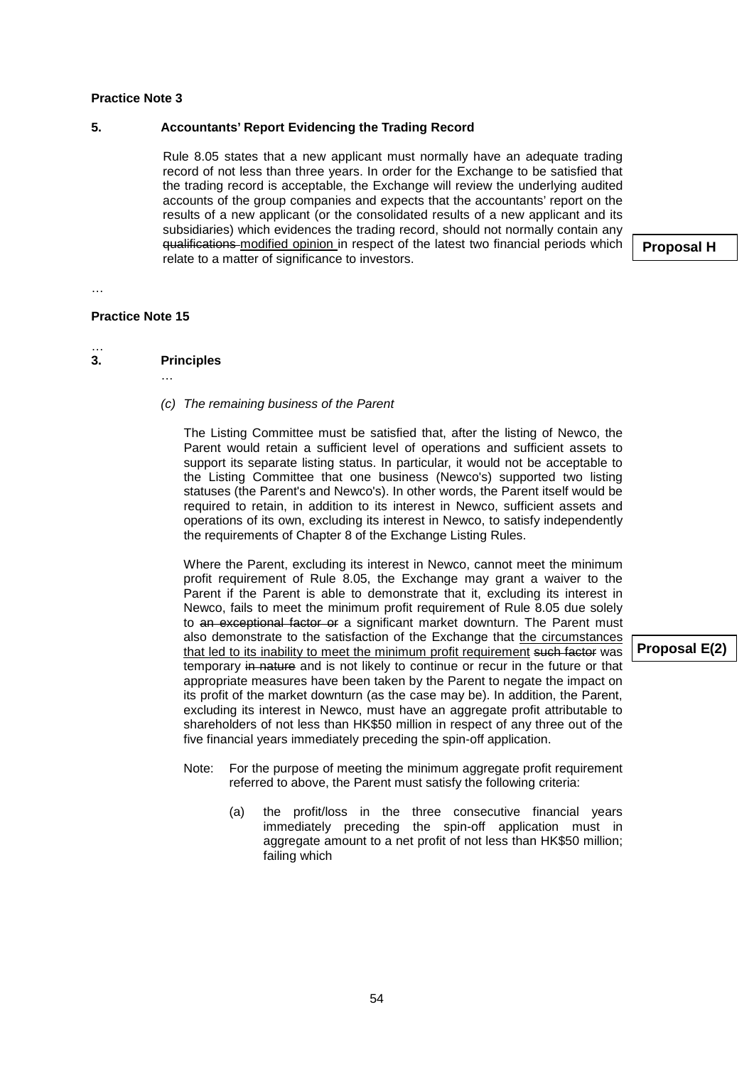**Practice Note 3**

**5. Accountants' Report Evidencing the Trading Record**

Rule 8.05 states that a new applicant must normally have an adequate trading record of not less than three years. In order for the Exchange to be satisfied that the trading record is acceptable, the Exchange will review the underlying audited accounts of the group companies and expects that the accountants' report on the results of a new applicant (or the consolidated results of a new applicant and its subsidiaries) which evidences the trading record, should not normally contain any ~~qualifications~~ <u>modified opinion</u> in respect of the latest two financial periods which relate to a matter of significance to investors.

**Proposal H**

…

**Practice Note 15**

…

**3. Principles**

…

*(c) The remaining business of the Parent*

The Listing Committee must be satisfied that, after the listing of Newco, the Parent would retain a sufficient level of operations and sufficient assets to support its separate listing status. In particular, it would not be acceptable to the Listing Committee that one business (Newco's) supported two listing statuses (the Parent's and Newco's). In other words, the Parent itself would be required to retain, in addition to its interest in Newco, sufficient assets and operations of its own, excluding its interest in Newco, to satisfy independently the requirements of Chapter 8 of the Exchange Listing Rules.

Where the Parent, excluding its interest in Newco, cannot meet the minimum profit requirement of Rule 8.05, the Exchange may grant a waiver to the Parent if the Parent is able to demonstrate that it, excluding its interest in Newco, fails to meet the minimum profit requirement of Rule 8.05 due solely to ~~an exceptional factor or~~ a significant market downturn. The Parent must also demonstrate to the satisfaction of the Exchange that <u>the circumstances that led to its inability to meet the minimum profit requirement</u> ~~such factor~~ was temporary ~~in nature~~ and is not likely to continue or recur in the future or that appropriate measures have been taken by the Parent to negate the impact on its profit of the market downturn (as the case may be). In addition, the Parent, excluding its interest in Newco, must have an aggregate profit attributable to shareholders of not less than HK$50 million in respect of any three out of the five financial years immediately preceding the spin-off application.

**Proposal E(2)**

Note: For the purpose of meeting the minimum aggregate profit requirement referred to above, the Parent must satisfy the following criteria:

(a) the profit/loss in the three consecutive financial years immediately preceding the spin-off application must in aggregate amount to a net profit of not less than HK$50 million; failing which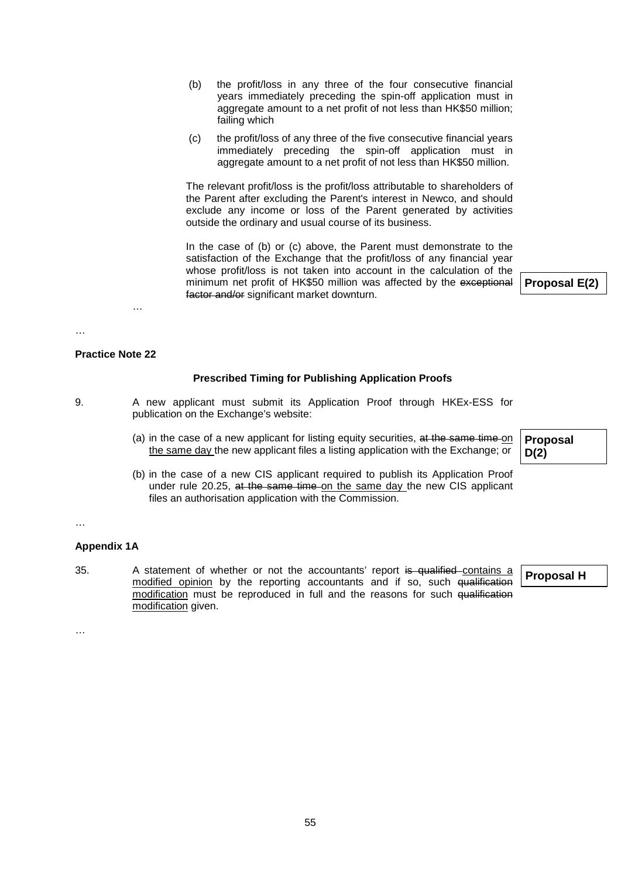(b) the profit/loss in any three of the four consecutive financial years immediately preceding the spin-off application must in aggregate amount to a net profit of not less than HK$50 million; failing which

(c) the profit/loss of any three of the five consecutive financial years immediately preceding the spin-off application must in aggregate amount to a net profit of not less than HK$50 million.

The relevant profit/loss is the profit/loss attributable to shareholders of the Parent after excluding the Parent's interest in Newco, and should exclude any income or loss of the Parent generated by activities outside the ordinary and usual course of its business.

In the case of (b) or (c) above, the Parent must demonstrate to the satisfaction of the Exchange that the profit/loss of any financial year whose profit/loss is not taken into account in the calculation of the minimum net profit of HK$50 million was affected by the ~~exceptional factor and/or~~ significant market downturn.

**Proposal E(2)**

…

…

**Practice Note 22**

**Prescribed Timing for Publishing Application Proofs**

9. A new applicant must submit its Application Proof through HKEx-ESS for publication on the Exchange's website:

(a) in the case of a new applicant for listing equity securities, ~~at the same time~~ <u>on the same day</u> the new applicant files a listing application with the Exchange; or

**Proposal D(2)**

(b) in the case of a new CIS applicant required to publish its Application Proof under rule 20.25, ~~at the same time~~ <u>on the same day</u> the new CIS applicant files an authorisation application with the Commission.

…

**Appendix 1A**

35. A statement of whether or not the accountants' report ~~is qualified~~ <u>contains a modified opinion</u> by the reporting accountants and if so, such ~~qualification~~ <u>modification</u> must be reproduced in full and the reasons for such ~~qualification~~ <u>modification</u> given.

**Proposal H**

…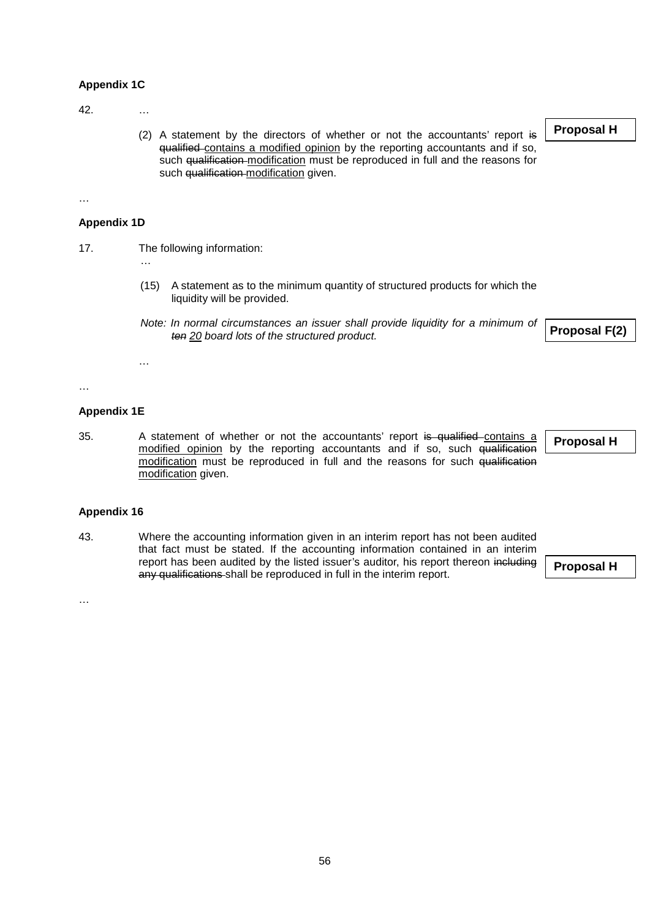**Appendix 1C**

42. …

(2) A statement by the directors of whether or not the accountants' report ~~is qualified~~ <u>contains a modified opinion</u> by the reporting accountants and if so, such ~~qualification~~ <u>modification</u> must be reproduced in full and the reasons for such ~~qualification~~ <u>modification</u> given.

**Proposal H**

…

**Appendix 1D**

17. The following information:

…

(15) A statement as to the minimum quantity of structured products for which the liquidity will be provided.

*Note: In normal circumstances an issuer shall provide liquidity for a minimum of ~~ten~~ <u>20</u> board lots of the structured product.*

**Proposal F(2)**

…

…

**Appendix 1E**

35. A statement of whether or not the accountants' report ~~is qualified~~ <u>contains a modified opinion</u> by the reporting accountants and if so, such ~~qualification~~ <u>modification</u> must be reproduced in full and the reasons for such ~~qualification~~ <u>modification</u> given.

**Proposal H**

**Appendix 16**

43. Where the accounting information given in an interim report has not been audited that fact must be stated. If the accounting information contained in an interim report has been audited by the listed issuer's auditor, his report thereon ~~including any qualifications~~ shall be reproduced in full in the interim report.

**Proposal H**

…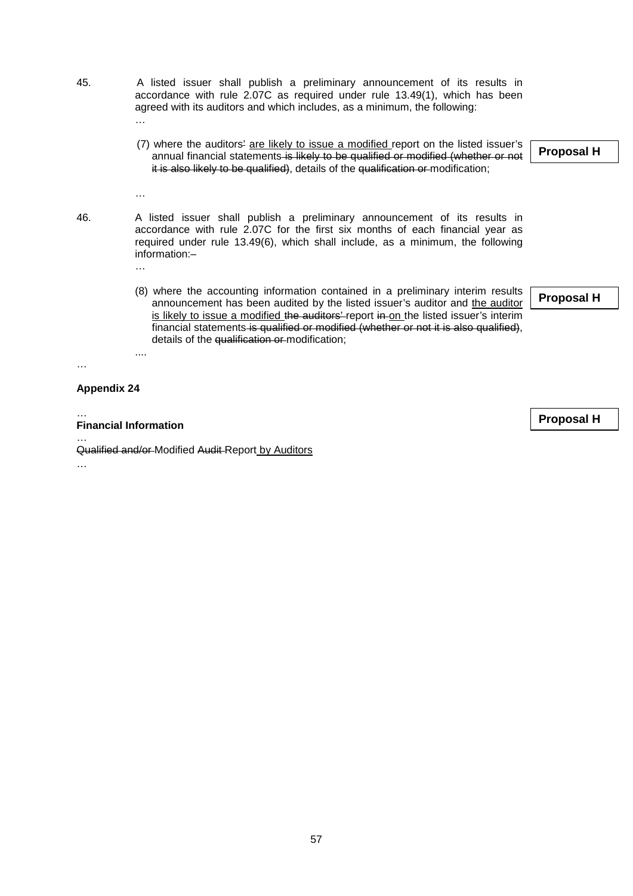45. A listed issuer shall publish a preliminary announcement of its results in accordance with rule 2.07C as required under rule 13.49(1), which has been agreed with its auditors and which includes, as a minimum, the following:

…

(7) where the auditors~~'~~ <u>are likely to issue a modified</u> report on the listed issuer's annual financial statements ~~is likely to be qualified or modified (whether or not it is also likely to be qualified)~~, details of the ~~qualification or~~ modification;

**Proposal H**

…

46. A listed issuer shall publish a preliminary announcement of its results in accordance with rule 2.07C for the first six months of each financial year as required under rule 13.49(6), which shall include, as a minimum, the following information:–

…

(8) where the accounting information contained in a preliminary interim results announcement has been audited by the listed issuer's auditor and <u>the auditor is likely to issue a modified</u> ~~the auditors'~~ report ~~in~~ <u>on</u> the listed issuer's interim financial statements ~~is qualified or modified (whether or not it is also qualified)~~, details of the ~~qualification or~~ modification;

**Proposal H**

....

…

**Appendix 24**

…

**Financial Information**

**Proposal H**

…

~~Qualified and/or~~ Modified ~~Audit~~ Report <u>by Auditors</u>

…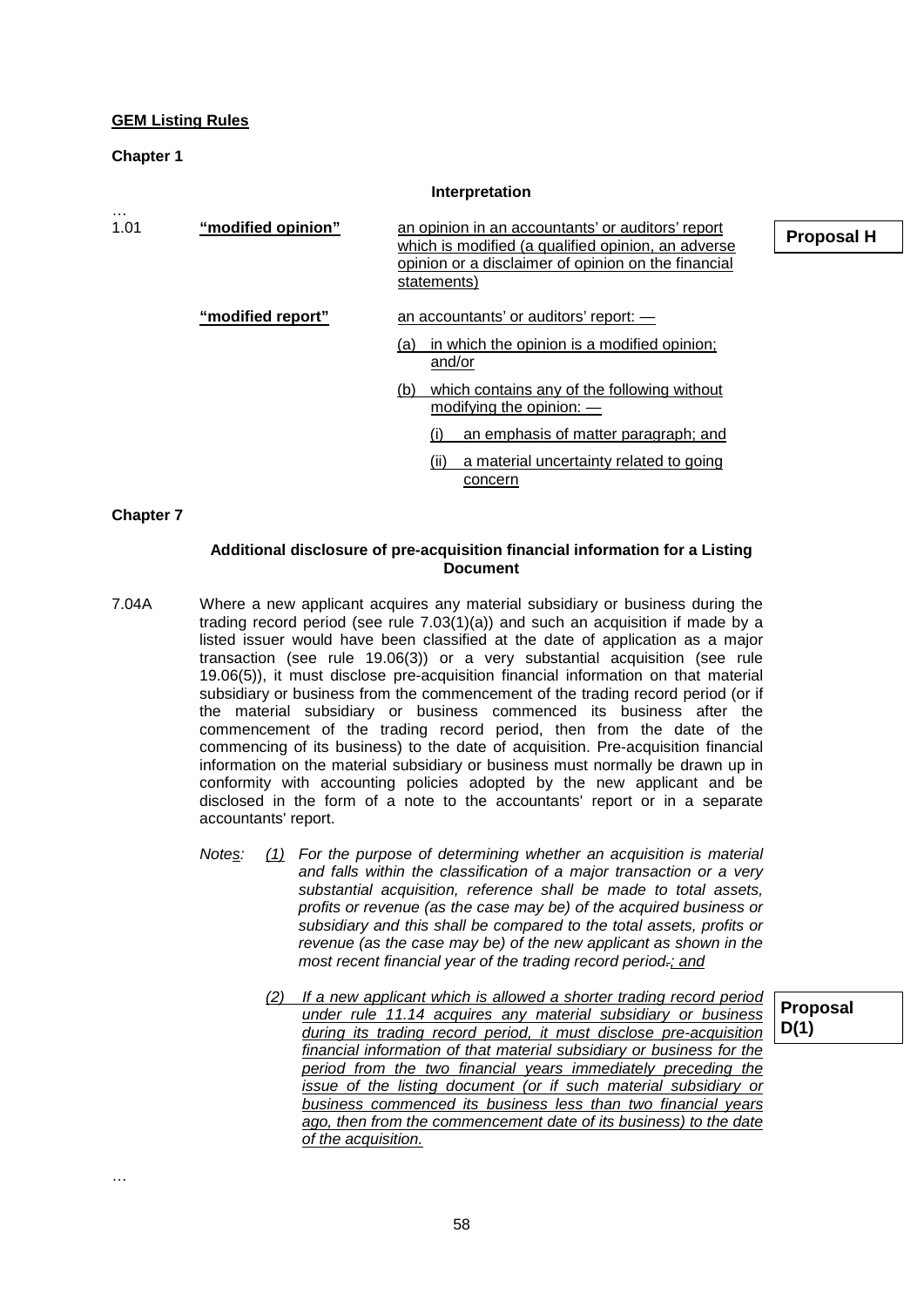**GEM Listing Rules**

**Chapter 1**

**Interpretation**

…

1.01 **"modified opinion"** an opinion in an accountants' or auditors' report which is modified (a qualified opinion, an adverse opinion or a disclaimer of opinion on the financial statements)

**Proposal H**

**"modified report"** an accountants' or auditors' report: —

(a) in which the opinion is a modified opinion; and/or

(b) which contains any of the following without modifying the opinion: —

(i) an emphasis of matter paragraph; and

(ii) a material uncertainty related to going concern

**Chapter 7**

**Additional disclosure of pre-acquisition financial information for a Listing Document**

7.04A Where a new applicant acquires any material subsidiary or business during the trading record period (see rule 7.03(1)(a)) and such an acquisition if made by a listed issuer would have been classified at the date of application as a major transaction (see rule 19.06(3)) or a very substantial acquisition (see rule 19.06(5)), it must disclose pre-acquisition financial information on that material subsidiary or business from the commencement of the trading record period (or if the material subsidiary or business commenced its business after the commencement of the trading record period, then from the date of the commencing of its business) to the date of acquisition. Pre-acquisition financial information on the material subsidiary or business must normally be drawn up in conformity with accounting policies adopted by the new applicant and be disclosed in the form of a note to the accountants' report or in a separate accountants' report.

*Notes:* *(1) For the purpose of determining whether an acquisition is material and falls within the classification of a major transaction or a very substantial acquisition, reference shall be made to total assets, profits or revenue (as the case may be) of the acquired business or subsidiary and this shall be compared to the total assets, profits or revenue (as the case may be) of the new applicant as shown in the most recent financial year of the trading record period.; and*

*(2) If a new applicant which is allowed a shorter trading record period under rule 11.14 acquires any material subsidiary or business during its trading record period, it must disclose pre-acquisition financial information of that material subsidiary or business for the period from the two financial years immediately preceding the issue of the listing document (or if such material subsidiary or business commenced its business less than two financial years ago, then from the commencement date of its business) to the date of the acquisition.*

**Proposal D(1)**

…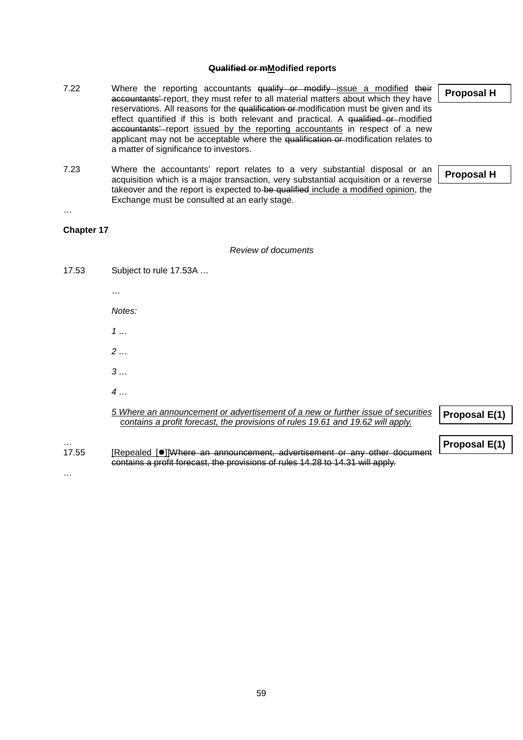**~~Qualified or m~~<u>M</u>odified reports**

7.22 Where the reporting accountants ~~qualify or modify~~ <u>issue a modified</u> ~~their accountants'~~ report, they must refer to all material matters about which they have reservations. All reasons for the ~~qualification or~~ modification must be given and its effect quantified if this is both relevant and practical. A ~~qualified or~~ modified ~~accountants'~~ report <u>issued by the reporting accountants</u> in respect of a new applicant may not be acceptable where the ~~qualification or~~ modification relates to a matter of significance to investors. **Proposal H**

7.23 Where the accountants' report relates to a very substantial disposal or an acquisition which is a major transaction, very substantial acquisition or a reverse takeover and the report is expected to ~~be qualified~~ <u>include a modified opinion</u>, the Exchange must be consulted at an early stage. **Proposal H**

…

**Chapter 17**

*Review of documents*

17.53 Subject to rule 17.53A …

…

*Notes:*

*1 …*

*2 …*

*3 …*

*4 …*

*<u>5 Where an announcement or advertisement of a new or further issue of securities contains a profit forecast, the provisions of rules 19.61 and 19.62 will apply.</u>* **Proposal E(1)**

…

17.55 <u>[Repealed [●]]</u>~~Where an announcement, advertisement or any other document contains a profit forecast, the provisions of rules 14.28 to 14.31 will apply.~~ **Proposal E(1)**

…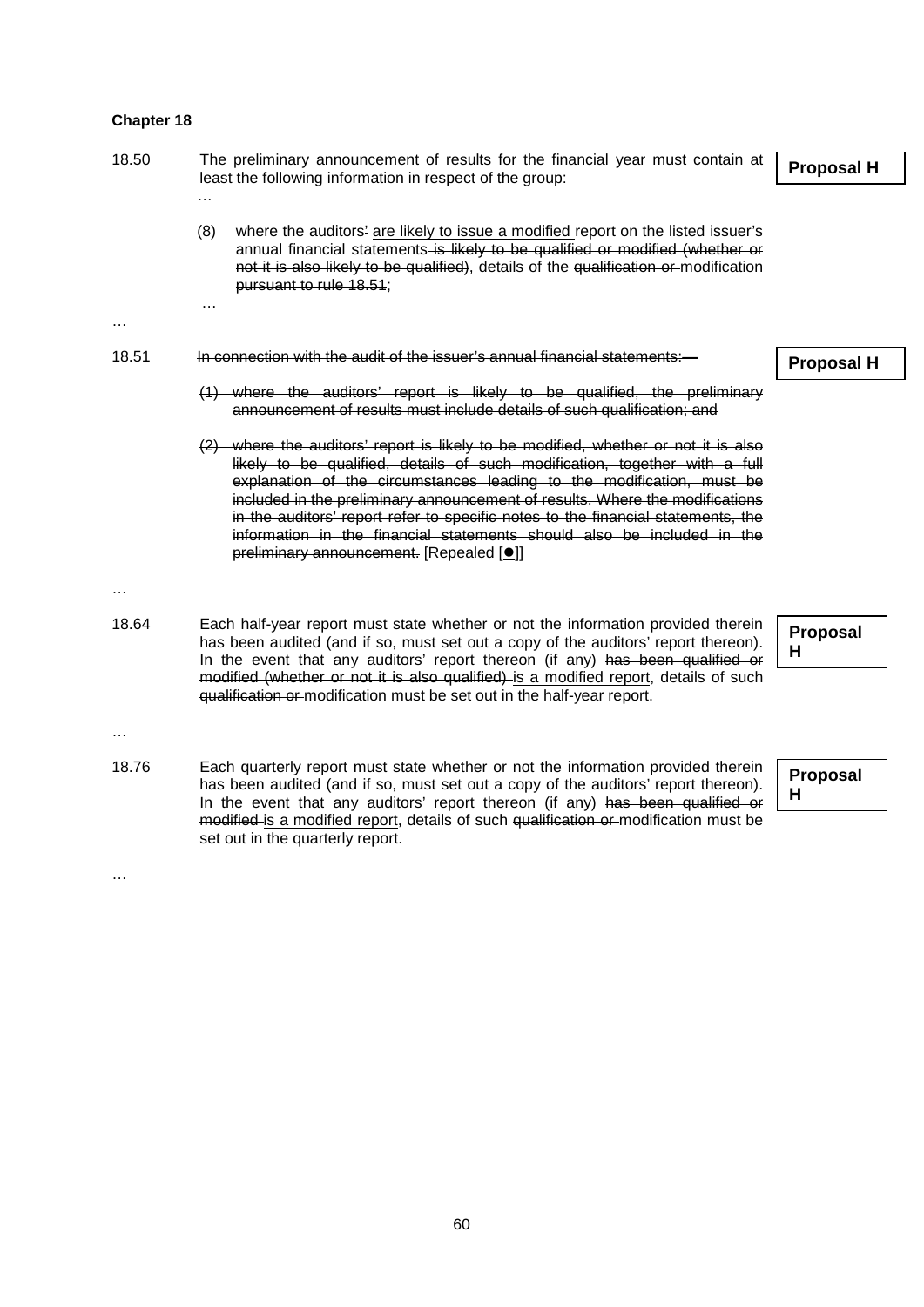**Chapter 18**

18.50 The preliminary announcement of results for the financial year must contain at least the following information in respect of the group:

**Proposal H**

…

(8) where the auditors' are likely to issue a modified report on the listed issuer's annual financial statements ~~is likely to be qualified or modified (whether or not it is also likely to be qualified)~~, details of the ~~qualification or~~ modification ~~pursuant to rule 18.51~~;

…

…

18.51 ~~In connection with the audit of the issuer's annual financial statements:—~~

**Proposal H**

~~(1) where the auditors' report is likely to be qualified, the preliminary announcement of results must include details of such qualification; and~~

~~(2) where the auditors' report is likely to be modified, whether or not it is also likely to be qualified, details of such modification, together with a full explanation of the circumstances leading to the modification, must be included in the preliminary announcement of results. Where the modifications in the auditors' report refer to specific notes to the financial statements, the information in the financial statements should also be included in the preliminary announcement.~~ [Repealed [●]]

…

18.64 Each half-year report must state whether or not the information provided therein has been audited (and if so, must set out a copy of the auditors' report thereon). In the event that any auditors' report thereon (if any) ~~has been qualified or modified (whether or not it is also qualified)~~ is a modified report, details of such ~~qualification or~~ modification must be set out in the half-year report.

**Proposal H**

…

18.76 Each quarterly report must state whether or not the information provided therein has been audited (and if so, must set out a copy of the auditors' report thereon). In the event that any auditors' report thereon (if any) ~~has been qualified or modified~~ is a modified report, details of such ~~qualification or~~ modification must be set out in the quarterly report.

**Proposal H**

…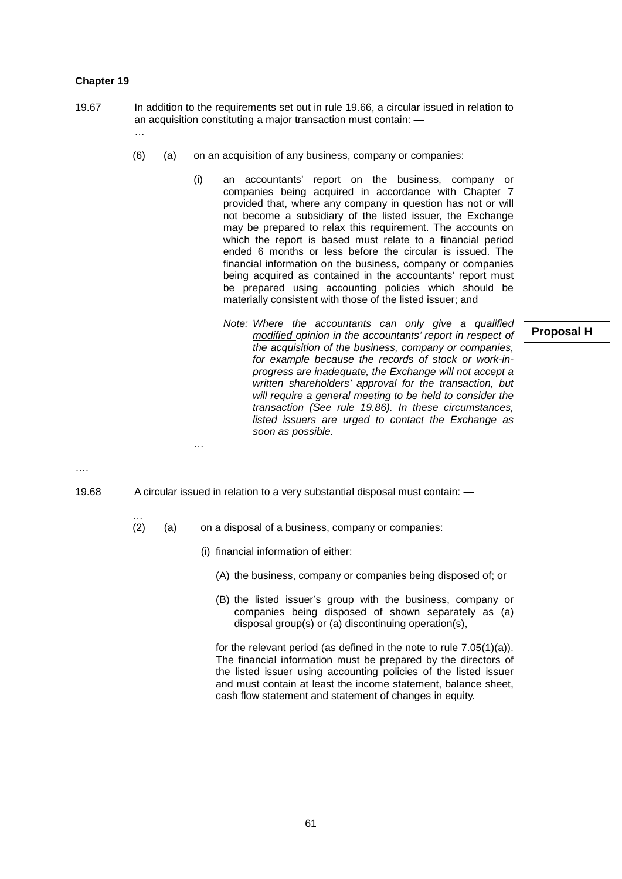**Chapter 19**

19.67 In addition to the requirements set out in rule 19.66, a circular issued in relation to an acquisition constituting a major transaction must contain: —

…

(6) (a) on an acquisition of any business, company or companies:

(i) an accountants' report on the business, company or companies being acquired in accordance with Chapter 7 provided that, where any company in question has not or will not become a subsidiary of the listed issuer, the Exchange may be prepared to relax this requirement. The accounts on which the report is based must relate to a financial period ended 6 months or less before the circular is issued. The financial information on the business, company or companies being acquired as contained in the accountants' report must be prepared using accounting policies which should be materially consistent with those of the listed issuer; and

*Note: Where the accountants can only give a ~~qualified~~ modified opinion in the accountants' report in respect of the acquisition of the business, company or companies, for example because the records of stock or work-in-progress are inadequate, the Exchange will not accept a written shareholders' approval for the transaction, but will require a general meeting to be held to consider the transaction (See rule 19.86). In these circumstances, listed issuers are urged to contact the Exchange as soon as possible.*

**Proposal H**

…

….

19.68 A circular issued in relation to a very substantial disposal must contain: —

…

(2) (a) on a disposal of a business, company or companies:

(i) financial information of either:

(A) the business, company or companies being disposed of; or

(B) the listed issuer's group with the business, company or companies being disposed of shown separately as (a) disposal group(s) or (a) discontinuing operation(s),

for the relevant period (as defined in the note to rule 7.05(1)(a)). The financial information must be prepared by the directors of the listed issuer using accounting policies of the listed issuer and must contain at least the income statement, balance sheet, cash flow statement and statement of changes in equity.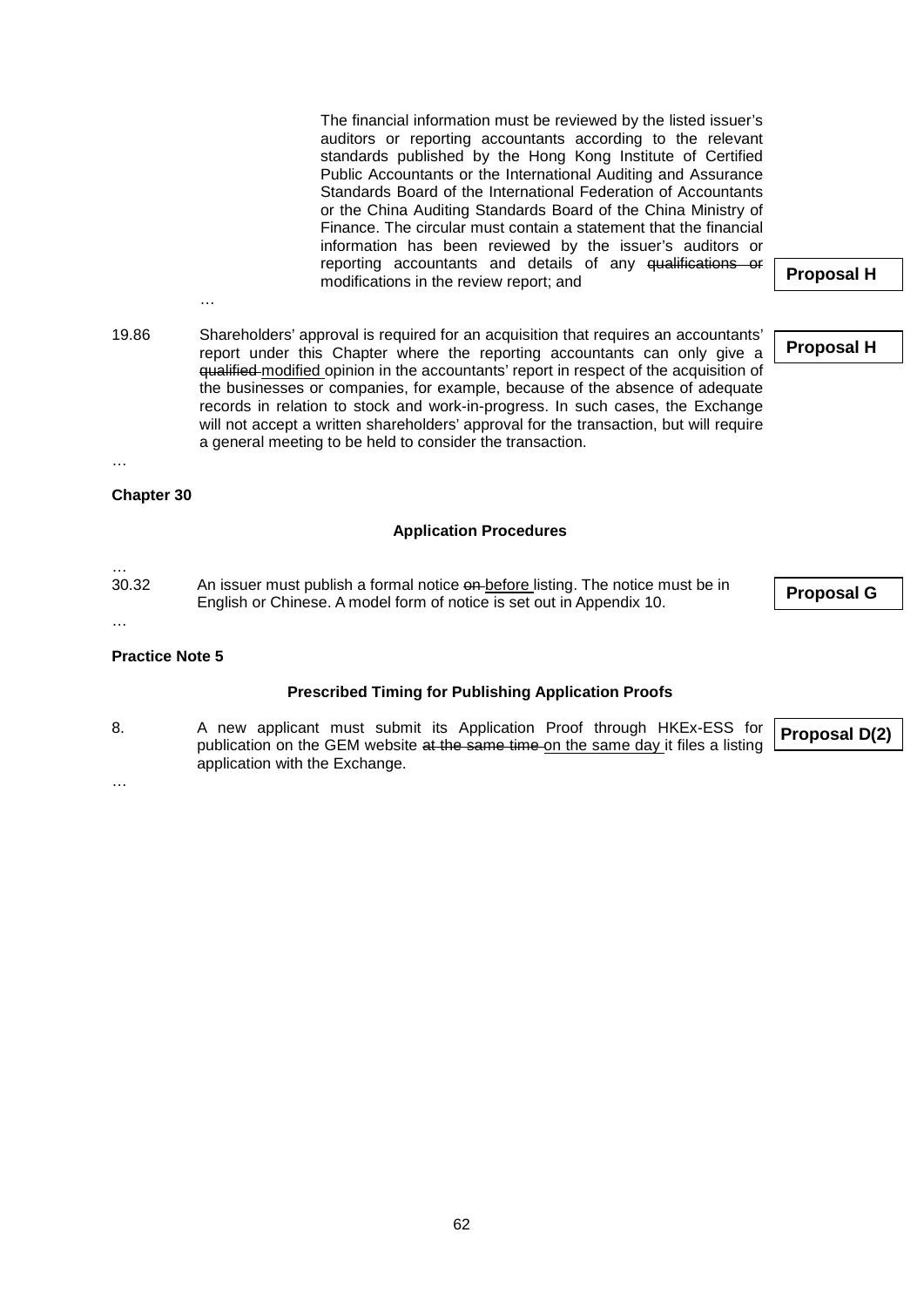The financial information must be reviewed by the listed issuer's auditors or reporting accountants according to the relevant standards published by the Hong Kong Institute of Certified Public Accountants or the International Auditing and Assurance Standards Board of the International Federation of Accountants or the China Auditing Standards Board of the China Ministry of Finance. The circular must contain a statement that the financial information has been reviewed by the issuer's auditors or reporting accountants and details of any ~~qualifications or~~ modifications in the review report; and

**Proposal H**

…

19.86 Shareholders' approval is required for an acquisition that requires an accountants' report under this Chapter where the reporting accountants can only give a ~~qualified~~ <u>modified</u> opinion in the accountants' report in respect of the acquisition of the businesses or companies, for example, because of the absence of adequate records in relation to stock and work-in-progress. In such cases, the Exchange will not accept a written shareholders' approval for the transaction, but will require a general meeting to be held to consider the transaction.

**Proposal H**

…

**Chapter 30**

**Application Procedures**

…

30.32 An issuer must publish a formal notice ~~on~~ <u>before</u> listing. The notice must be in English or Chinese. A model form of notice is set out in Appendix 10.

**Proposal G**

…

**Practice Note 5**

**Prescribed Timing for Publishing Application Proofs**

8. A new applicant must submit its Application Proof through HKEx-ESS for publication on the GEM website ~~at the same time~~ <u>on the same day</u> it files a listing application with the Exchange.

**Proposal D(2)**

…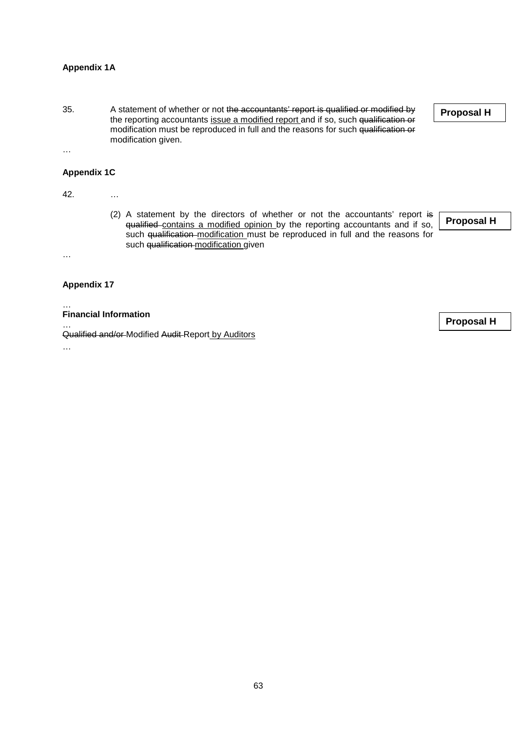**Appendix 1A**

35. A statement of whether or not ~~the accountants' report is qualified or modified by~~ the reporting accountants <u>issue a modified report</u> and if so, such ~~qualification or~~ modification must be reproduced in full and the reasons for such ~~qualification or~~ modification given.

**Proposal H**

…

**Appendix 1C**

42. …

(2) A statement by the directors of whether or not the accountants' report ~~is qualified~~ <u>contains a modified opinion</u> by the reporting accountants and if so, such ~~qualification~~ <u>modification</u> must be reproduced in full and the reasons for such ~~qualification~~ <u>modification</u> given

**Proposal H**

…

**Appendix 17**

…

**Financial Information**

…

~~Qualified and/or~~ Modified ~~Audit~~ Report <u>by Auditors</u>

**Proposal H**

…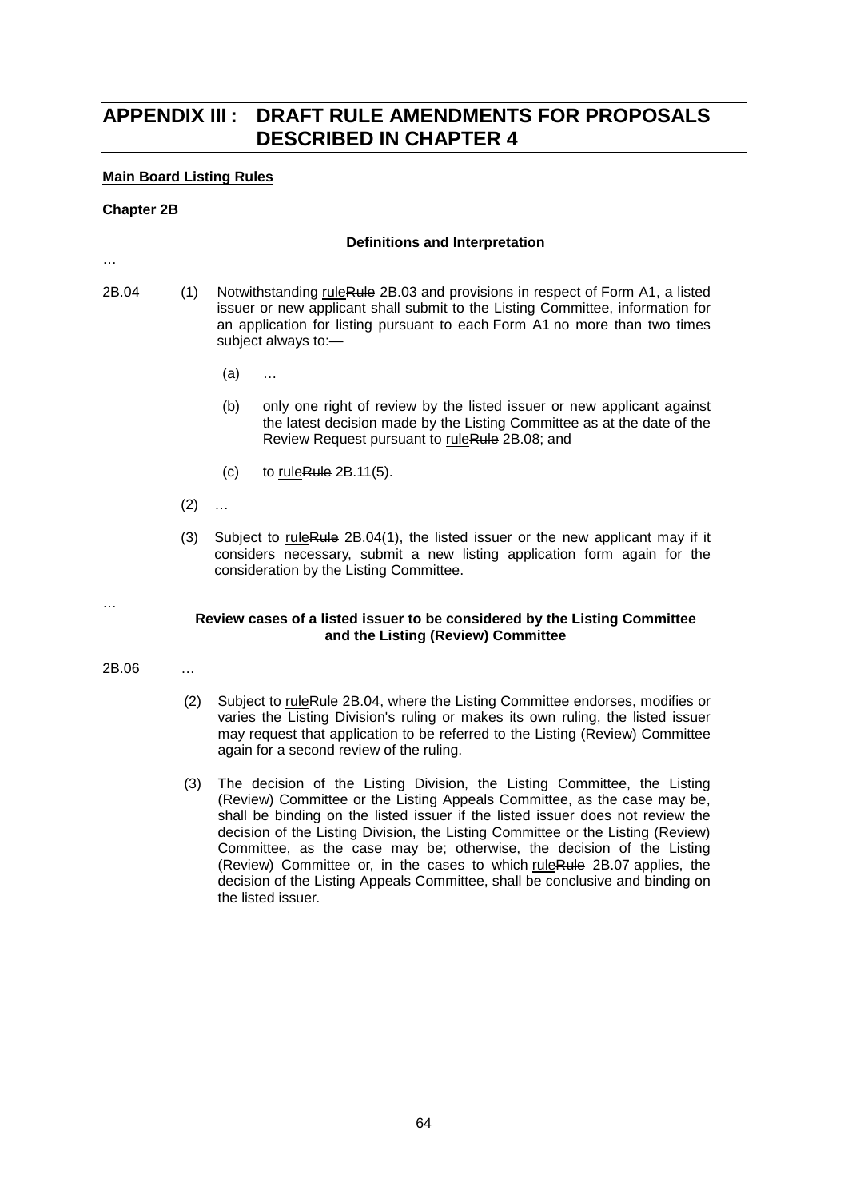# APPENDIX III : DRAFT RULE AMENDMENTS FOR PROPOSALS DESCRIBED IN CHAPTER 4

**Main Board Listing Rules**

**Chapter 2B**

**Definitions and Interpretation**

…

2B.04 (1) Notwithstanding <u>rule</u>~~Rule~~ 2B.03 and provisions in respect of Form A1, a listed issuer or new applicant shall submit to the Listing Committee, information for an application for listing pursuant to each Form A1 no more than two times subject always to:—

(a) …

(b) only one right of review by the listed issuer or new applicant against the latest decision made by the Listing Committee as at the date of the Review Request pursuant to <u>rule</u>~~Rule~~ 2B.08; and

(c) to <u>rule</u>~~Rule~~ 2B.11(5).

(2) …

(3) Subject to <u>rule</u>~~Rule~~ 2B.04(1), the listed issuer or the new applicant may if it considers necessary, submit a new listing application form again for the consideration by the Listing Committee.

…

**Review cases of a listed issuer to be considered by the Listing Committee and the Listing (Review) Committee**

2B.06 …

(2) Subject to <u>rule</u>~~Rule~~ 2B.04, where the Listing Committee endorses, modifies or varies the Listing Division's ruling or makes its own ruling, the listed issuer may request that application to be referred to the Listing (Review) Committee again for a second review of the ruling.

(3) The decision of the Listing Division, the Listing Committee, the Listing (Review) Committee or the Listing Appeals Committee, as the case may be, shall be binding on the listed issuer if the listed issuer does not review the decision of the Listing Division, the Listing Committee or the Listing (Review) Committee, as the case may be; otherwise, the decision of the Listing (Review) Committee or, in the cases to which <u>rule</u>~~Rule~~ 2B.07 applies, the decision of the Listing Appeals Committee, shall be conclusive and binding on the listed issuer.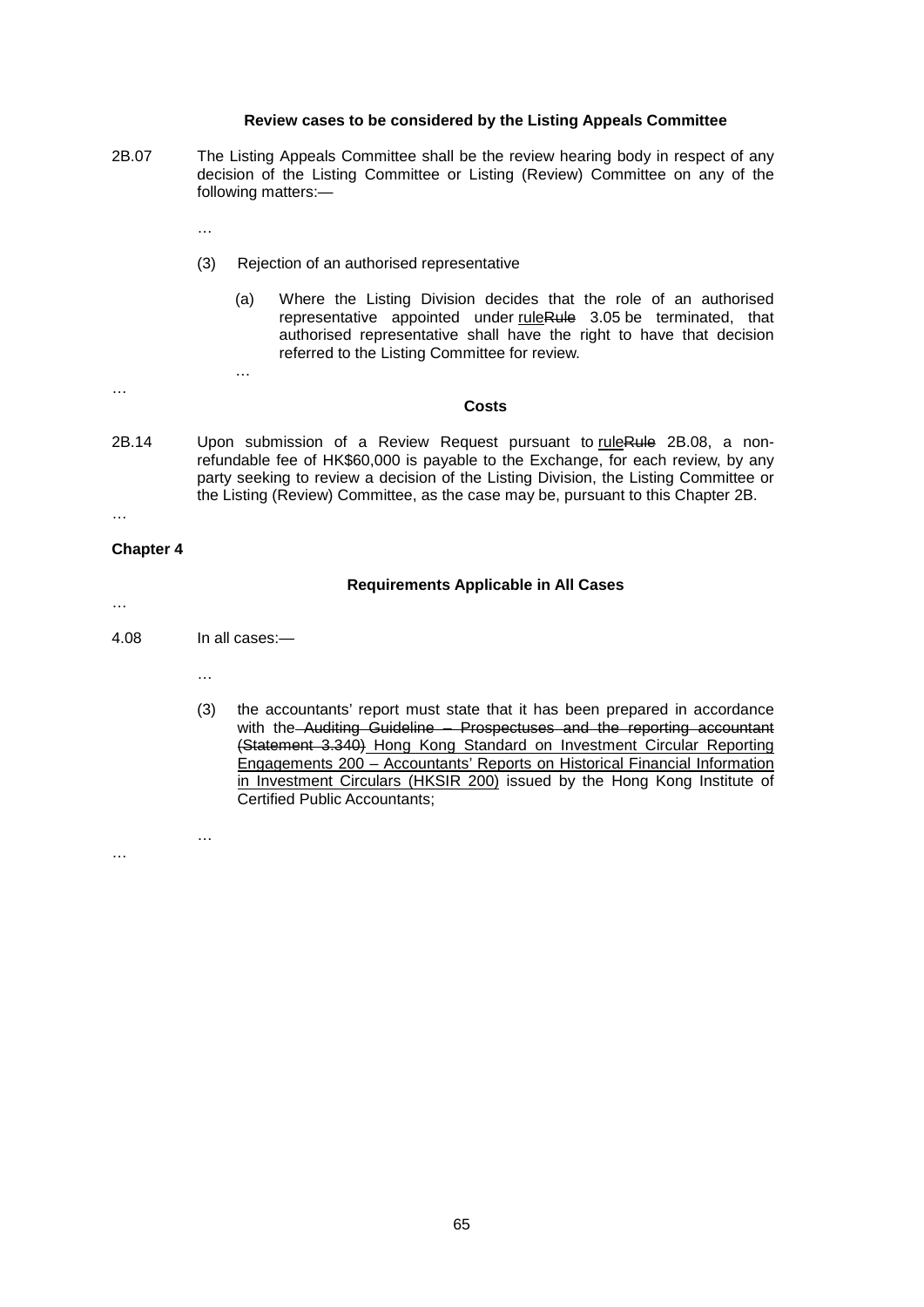**Review cases to be considered by the Listing Appeals Committee**

2B.07 The Listing Appeals Committee shall be the review hearing body in respect of any decision of the Listing Committee or Listing (Review) Committee on any of the following matters:—

…

(3) Rejection of an authorised representative

(a) Where the Listing Division decides that the role of an authorised representative appointed under <u>rule</u>~~Rule~~ 3.05 be terminated, that authorised representative shall have the right to have that decision referred to the Listing Committee for review.

…

…

**Costs**

2B.14 Upon submission of a Review Request pursuant to <u>rule</u>~~Rule~~ 2B.08, a non-refundable fee of HK$60,000 is payable to the Exchange, for each review, by any party seeking to review a decision of the Listing Division, the Listing Committee or the Listing (Review) Committee, as the case may be, pursuant to this Chapter 2B.

…

**Chapter 4**

**Requirements Applicable in All Cases**

…

4.08 In all cases:—

…

(3) the accountants' report must state that it has been prepared in accordance with the ~~Auditing Guideline – Prospectuses and the reporting accountant (Statement 3.340)~~ <u>Hong Kong Standard on Investment Circular Reporting Engagements 200 – Accountants' Reports on Historical Financial Information in Investment Circulars (HKSIR 200)</u> issued by the Hong Kong Institute of Certified Public Accountants;

…

…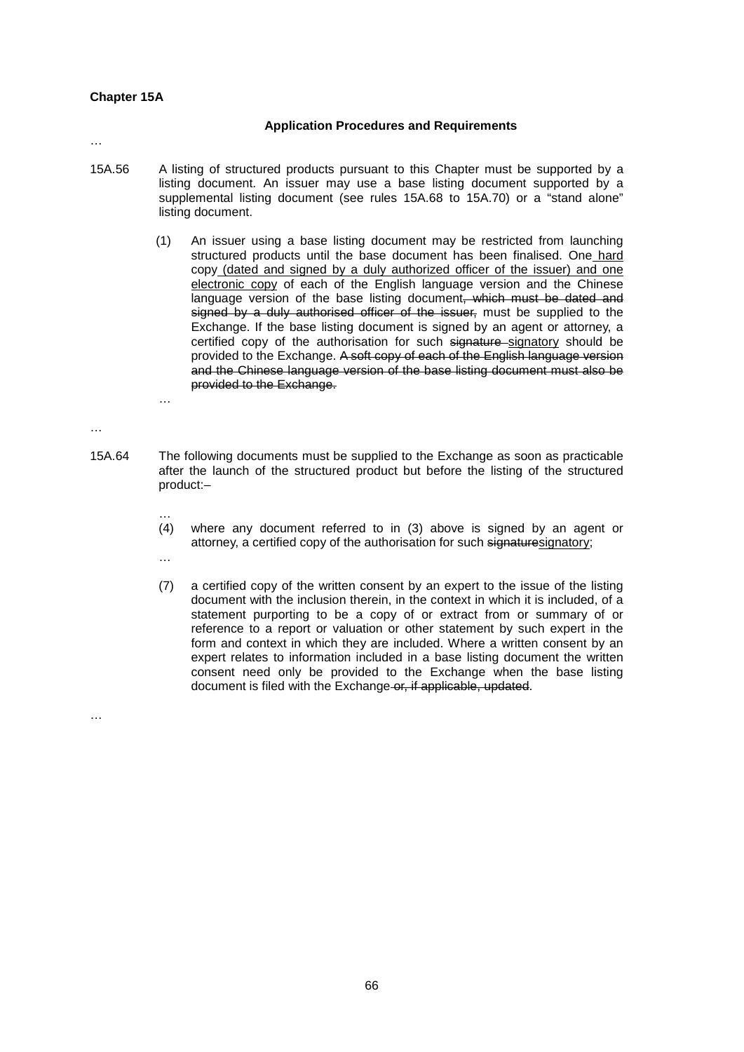**Chapter 15A**

**Application Procedures and Requirements**

…

15A.56 A listing of structured products pursuant to this Chapter must be supported by a listing document. An issuer may use a base listing document supported by a supplemental listing document (see rules 15A.68 to 15A.70) or a "stand alone" listing document.

(1) An issuer using a base listing document may be restricted from launching structured products until the base document has been finalised. One <u>hard</u> copy <u>(dated and signed by a duly authorized officer of the issuer) and one electronic copy</u> of each of the English language version and the Chinese language version of the base listing document~~, which must be dated and signed by a duly authorised officer of the issuer,~~ must be supplied to the Exchange. If the base listing document is signed by an agent or attorney, a certified copy of the authorisation for such ~~signature~~ <u>signatory</u> should be provided to the Exchange. ~~A soft copy of each of the English language version and the Chinese language version of the base listing document must also be provided to the Exchange.~~

…

…

15A.64 The following documents must be supplied to the Exchange as soon as practicable after the launch of the structured product but before the listing of the structured product:–

…

(4) where any document referred to in (3) above is signed by an agent or attorney, a certified copy of the authorisation for such ~~signature~~<u>signatory</u>;

…

(7) a certified copy of the written consent by an expert to the issue of the listing document with the inclusion therein, in the context in which it is included, of a statement purporting to be a copy of or extract from or summary of or reference to a report or valuation or other statement by such expert in the form and context in which they are included. Where a written consent by an expert relates to information included in a base listing document the written consent need only be provided to the Exchange when the base listing document is filed with the Exchange ~~or, if applicable, updated~~.

…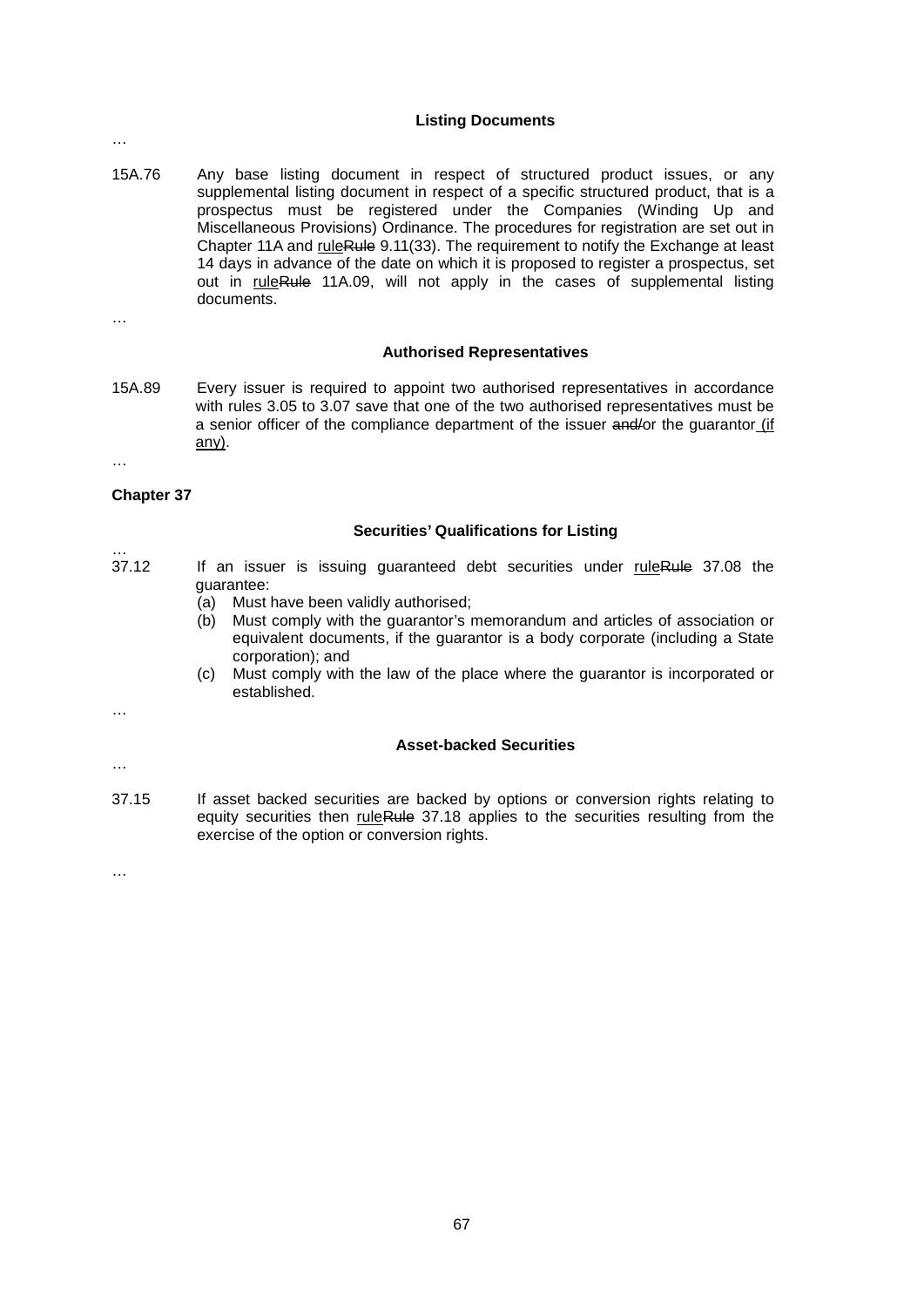### Listing Documents

…

15A.76 Any base listing document in respect of structured product issues, or any supplemental listing document in respect of a specific structured product, that is a prospectus must be registered under the Companies (Winding Up and Miscellaneous Provisions) Ordinance. The procedures for registration are set out in Chapter 11A and ruleRule 9.11(33). The requirement to notify the Exchange at least 14 days in advance of the date on which it is proposed to register a prospectus, set out in ruleRule 11A.09, will not apply in the cases of supplemental listing documents.

…

### Authorised Representatives

15A.89 Every issuer is required to appoint two authorised representatives in accordance with rules 3.05 to 3.07 save that one of the two authorised representatives must be a senior officer of the compliance department of the issuer and/or the guarantor (if any).

…

**Chapter 37**

### Securities' Qualifications for Listing

…

37.12 If an issuer is issuing guaranteed debt securities under ruleRule 37.08 the guarantee:

(a) Must have been validly authorised;

(b) Must comply with the guarantor's memorandum and articles of association or equivalent documents, if the guarantor is a body corporate (including a State corporation); and

(c) Must comply with the law of the place where the guarantor is incorporated or established.

…

### Asset-backed Securities

…

37.15 If asset backed securities are backed by options or conversion rights relating to equity securities then ruleRule 37.18 applies to the securities resulting from the exercise of the option or conversion rights.

…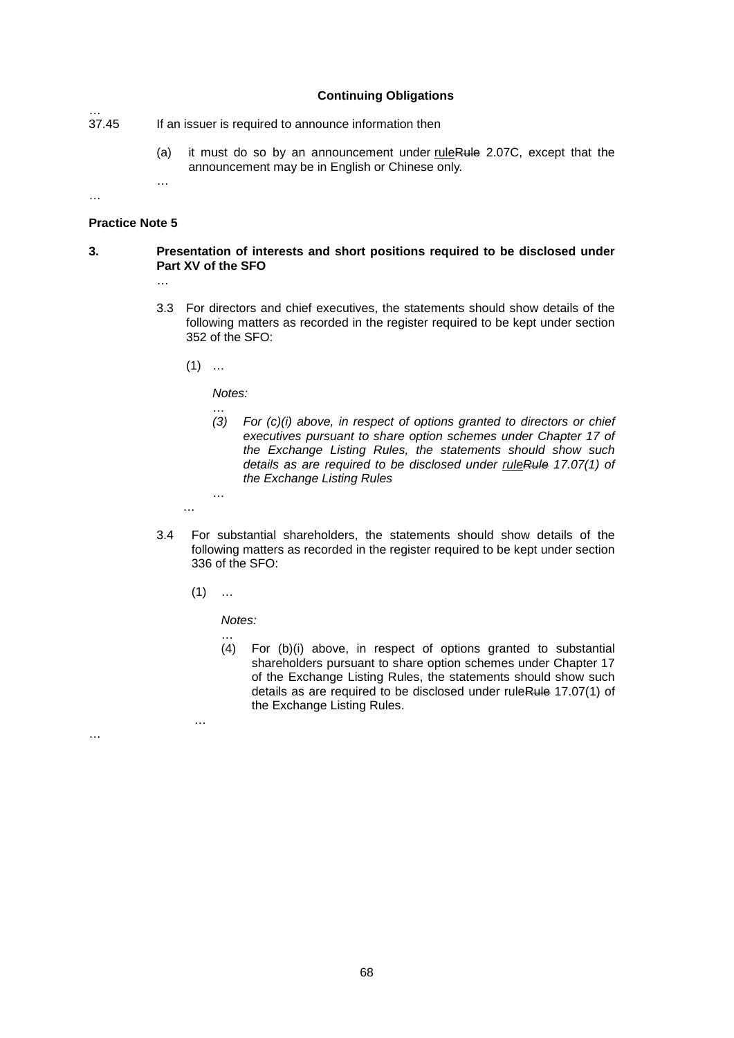**Continuing Obligations**

…

37.45 If an issuer is required to announce information then

(a) it must do so by an announcement under ruleRule 2.07C, except that the announcement may be in English or Chinese only.

…

…

**Practice Note 5**

**3. Presentation of interests and short positions required to be disclosed under Part XV of the SFO**

…

3.3 For directors and chief executives, the statements should show details of the following matters as recorded in the register required to be kept under section 352 of the SFO:

(1) …

*Notes:*

…

*(3) For (c)(i) above, in respect of options granted to directors or chief executives pursuant to share option schemes under Chapter 17 of the Exchange Listing Rules, the statements should show such details as are required to be disclosed under ruleRule 17.07(1) of the Exchange Listing Rules*

…

…

3.4 For substantial shareholders, the statements should show details of the following matters as recorded in the register required to be kept under section 336 of the SFO:

(1) …

*Notes:*

…

(4) For (b)(i) above, in respect of options granted to substantial shareholders pursuant to share option schemes under Chapter 17 of the Exchange Listing Rules, the statements should show such details as are required to be disclosed under ruleRule 17.07(1) of the Exchange Listing Rules.

…

…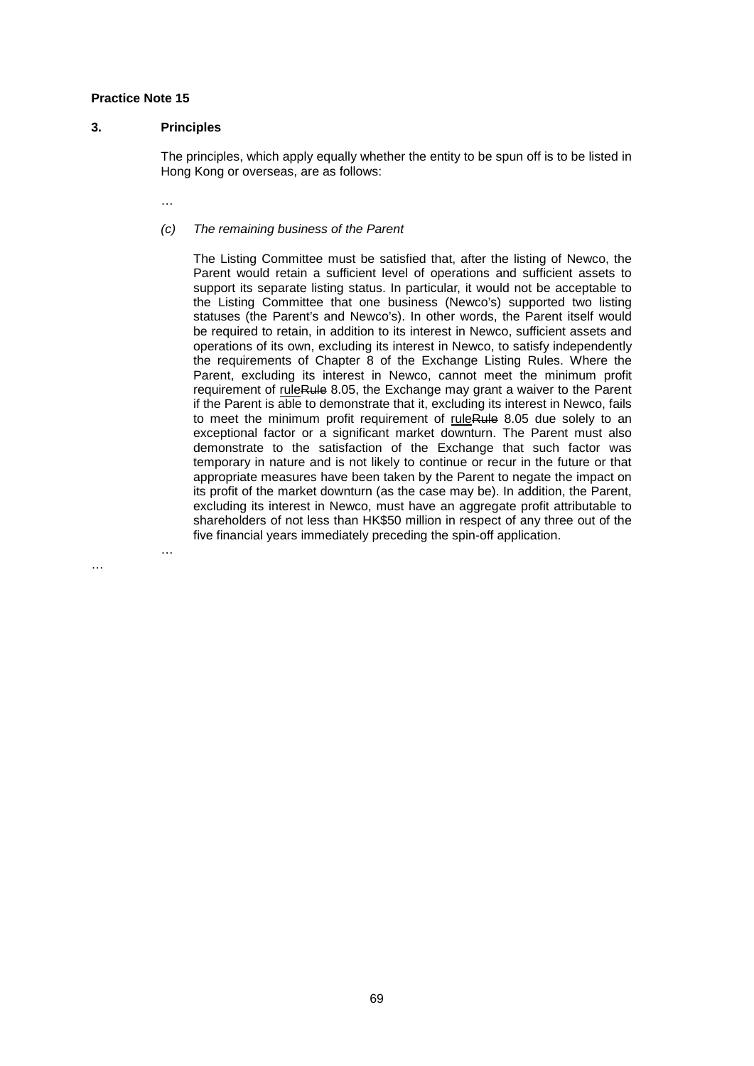**Practice Note 15**

**3. Principles**

The principles, which apply equally whether the entity to be spun off is to be listed in Hong Kong or overseas, are as follows:

…

*(c) The remaining business of the Parent*

The Listing Committee must be satisfied that, after the listing of Newco, the Parent would retain a sufficient level of operations and sufficient assets to support its separate listing status. In particular, it would not be acceptable to the Listing Committee that one business (Newco's) supported two listing statuses (the Parent's and Newco's). In other words, the Parent itself would be required to retain, in addition to its interest in Newco, sufficient assets and operations of its own, excluding its interest in Newco, to satisfy independently the requirements of Chapter 8 of the Exchange Listing Rules. Where the Parent, excluding its interest in Newco, cannot meet the minimum profit requirement of rule~~Rule~~ 8.05, the Exchange may grant a waiver to the Parent if the Parent is able to demonstrate that it, excluding its interest in Newco, fails to meet the minimum profit requirement of rule~~Rule~~ 8.05 due solely to an exceptional factor or a significant market downturn. The Parent must also demonstrate to the satisfaction of the Exchange that such factor was temporary in nature and is not likely to continue or recur in the future or that appropriate measures have been taken by the Parent to negate the impact on its profit of the market downturn (as the case may be). In addition, the Parent, excluding its interest in Newco, must have an aggregate profit attributable to shareholders of not less than HK$50 million in respect of any three out of the five financial years immediately preceding the spin-off application.

…

…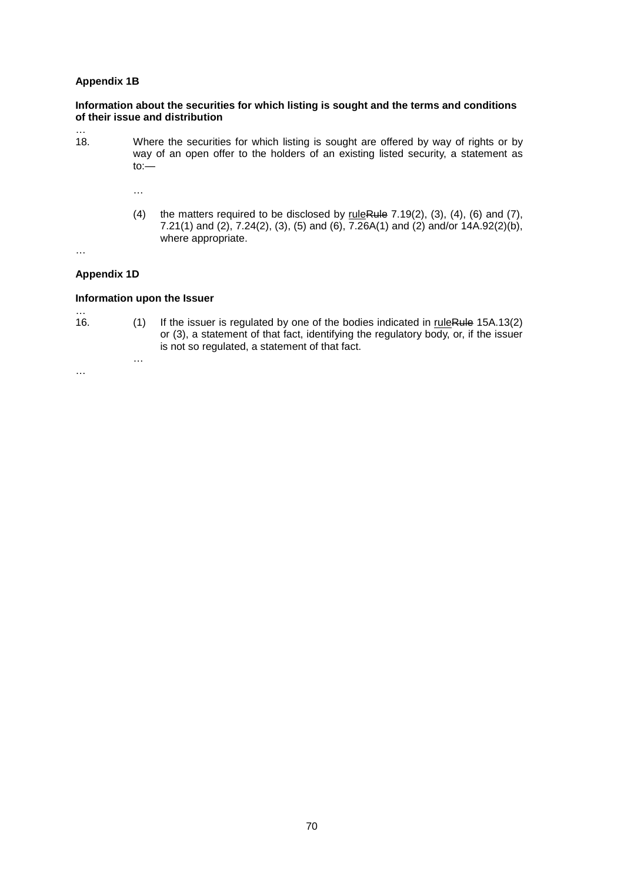**Appendix 1B**

**Information about the securities for which listing is sought and the terms and conditions of their issue and distribution**

…

18. Where the securities for which listing is sought are offered by way of rights or by way of an open offer to the holders of an existing listed security, a statement as to:—

…

(4) the matters required to be disclosed by <u>rule</u>~~Rule~~ 7.19(2), (3), (4), (6) and (7), 7.21(1) and (2), 7.24(2), (3), (5) and (6), 7.26A(1) and (2) and/or 14A.92(2)(b), where appropriate.

…

**Appendix 1D**

**Information upon the Issuer**

…

16. (1) If the issuer is regulated by one of the bodies indicated in <u>rule</u>~~Rule~~ 15A.13(2) or (3), a statement of that fact, identifying the regulatory body, or, if the issuer is not so regulated, a statement of that fact.

…

…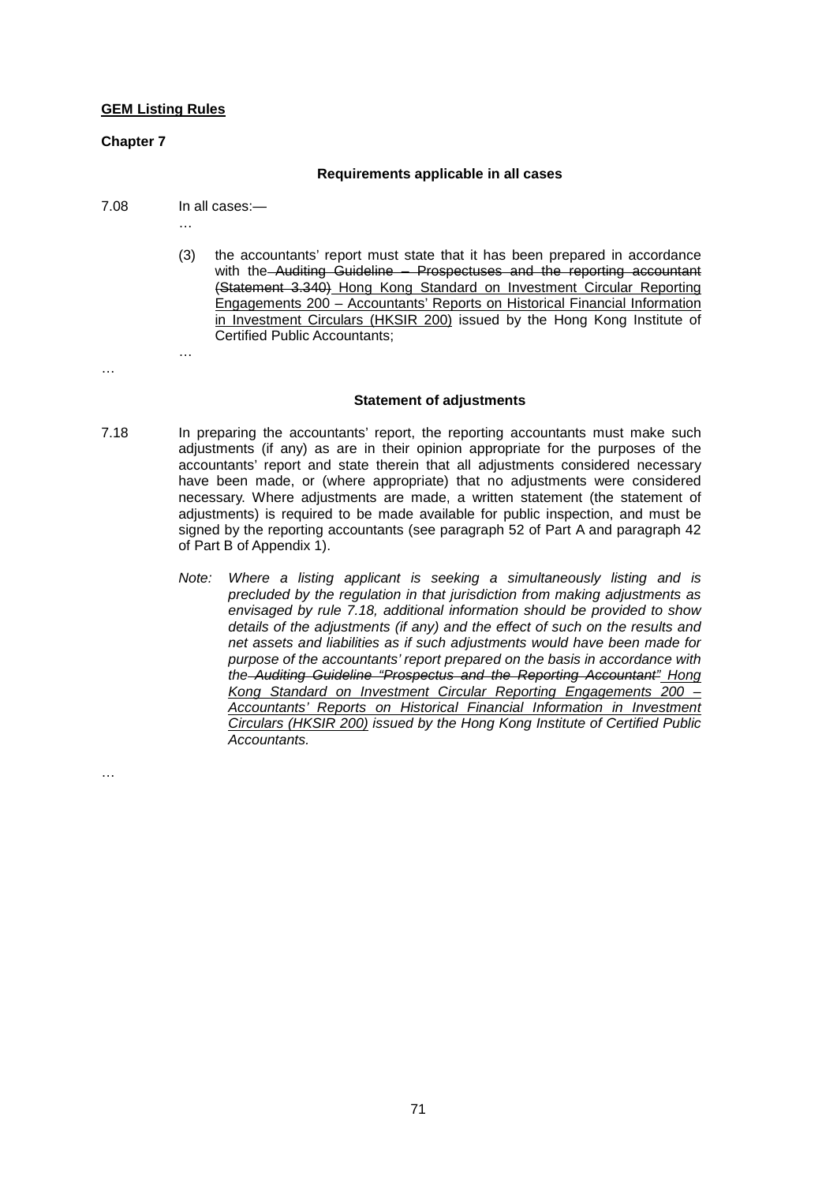**GEM Listing Rules**

**Chapter 7**

**Requirements applicable in all cases**

7.08 In all cases:—

…

(3) the accountants' report must state that it has been prepared in accordance with the ~~Auditing Guideline – Prospectuses and the reporting accountant (Statement 3.340)~~ Hong Kong Standard on Investment Circular Reporting Engagements 200 – Accountants' Reports on Historical Financial Information in Investment Circulars (HKSIR 200) issued by the Hong Kong Institute of Certified Public Accountants;

…

…

**Statement of adjustments**

7.18 In preparing the accountants' report, the reporting accountants must make such adjustments (if any) as are in their opinion appropriate for the purposes of the accountants' report and state therein that all adjustments considered necessary have been made, or (where appropriate) that no adjustments were considered necessary. Where adjustments are made, a written statement (the statement of adjustments) is required to be made available for public inspection, and must be signed by the reporting accountants (see paragraph 52 of Part A and paragraph 42 of Part B of Appendix 1).

*Note: Where a listing applicant is seeking a simultaneously listing and is precluded by the regulation in that jurisdiction from making adjustments as envisaged by rule 7.18, additional information should be provided to show details of the adjustments (if any) and the effect of such on the results and net assets and liabilities as if such adjustments would have been made for purpose of the accountants' report prepared on the basis in accordance with the ~~Auditing Guideline "Prospectus and the Reporting Accountant"~~ Hong Kong Standard on Investment Circular Reporting Engagements 200 – Accountants' Reports on Historical Financial Information in Investment Circulars (HKSIR 200) issued by the Hong Kong Institute of Certified Public Accountants.*

…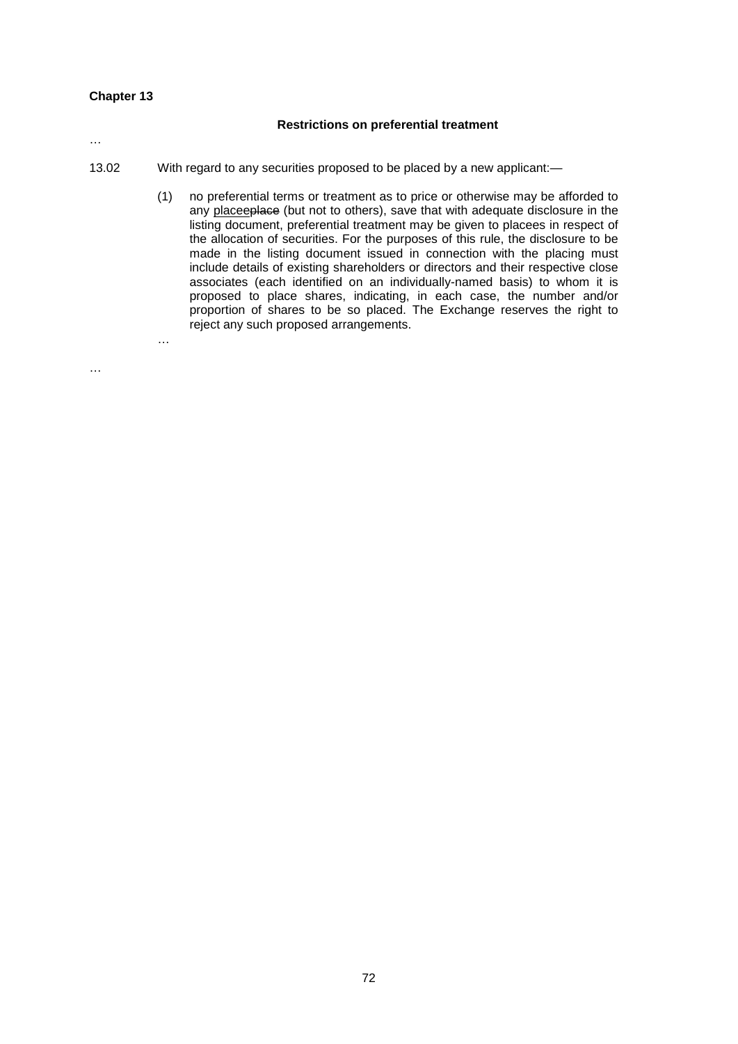**Chapter 13**

**Restrictions on preferential treatment**

…

13.02 With regard to any securities proposed to be placed by a new applicant:—

(1) no preferential terms or treatment as to price or otherwise may be afforded to any <u>placee</u>~~place~~ (but not to others), save that with adequate disclosure in the listing document, preferential treatment may be given to placees in respect of the allocation of securities. For the purposes of this rule, the disclosure to be made in the listing document issued in connection with the placing must include details of existing shareholders or directors and their respective close associates (each identified on an individually-named basis) to whom it is proposed to place shares, indicating, in each case, the number and/or proportion of shares to be so placed. The Exchange reserves the right to reject any such proposed arrangements.

…

…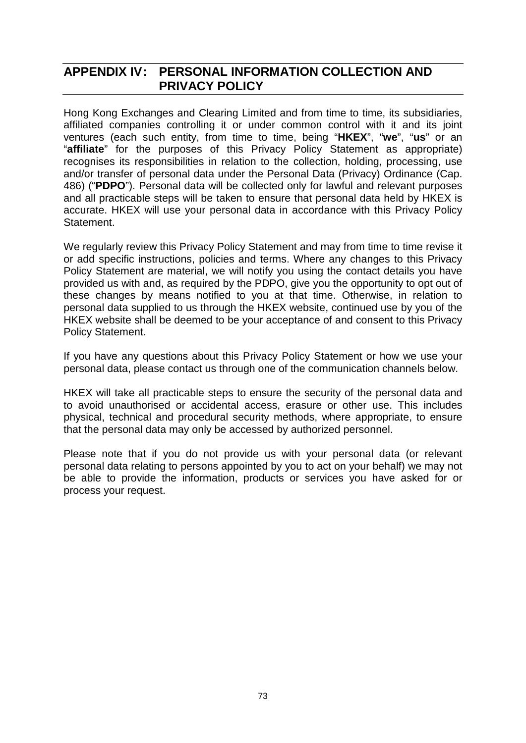# APPENDIX IV: PERSONAL INFORMATION COLLECTION AND PRIVACY POLICY

Hong Kong Exchanges and Clearing Limited and from time to time, its subsidiaries, affiliated companies controlling it or under common control with it and its joint ventures (each such entity, from time to time, being "**HKEX**", "**we**", "**us**" or an "**affiliate**" for the purposes of this Privacy Policy Statement as appropriate) recognises its responsibilities in relation to the collection, holding, processing, use and/or transfer of personal data under the Personal Data (Privacy) Ordinance (Cap. 486) ("**PDPO**"). Personal data will be collected only for lawful and relevant purposes and all practicable steps will be taken to ensure that personal data held by HKEX is accurate. HKEX will use your personal data in accordance with this Privacy Policy Statement.

We regularly review this Privacy Policy Statement and may from time to time revise it or add specific instructions, policies and terms. Where any changes to this Privacy Policy Statement are material, we will notify you using the contact details you have provided us with and, as required by the PDPO, give you the opportunity to opt out of these changes by means notified to you at that time. Otherwise, in relation to personal data supplied to us through the HKEX website, continued use by you of the HKEX website shall be deemed to be your acceptance of and consent to this Privacy Policy Statement.

If you have any questions about this Privacy Policy Statement or how we use your personal data, please contact us through one of the communication channels below.

HKEX will take all practicable steps to ensure the security of the personal data and to avoid unauthorised or accidental access, erasure or other use. This includes physical, technical and procedural security methods, where appropriate, to ensure that the personal data may only be accessed by authorized personnel.

Please note that if you do not provide us with your personal data (or relevant personal data relating to persons appointed by you to act on your behalf) we may not be able to provide the information, products or services you have asked for or process your request.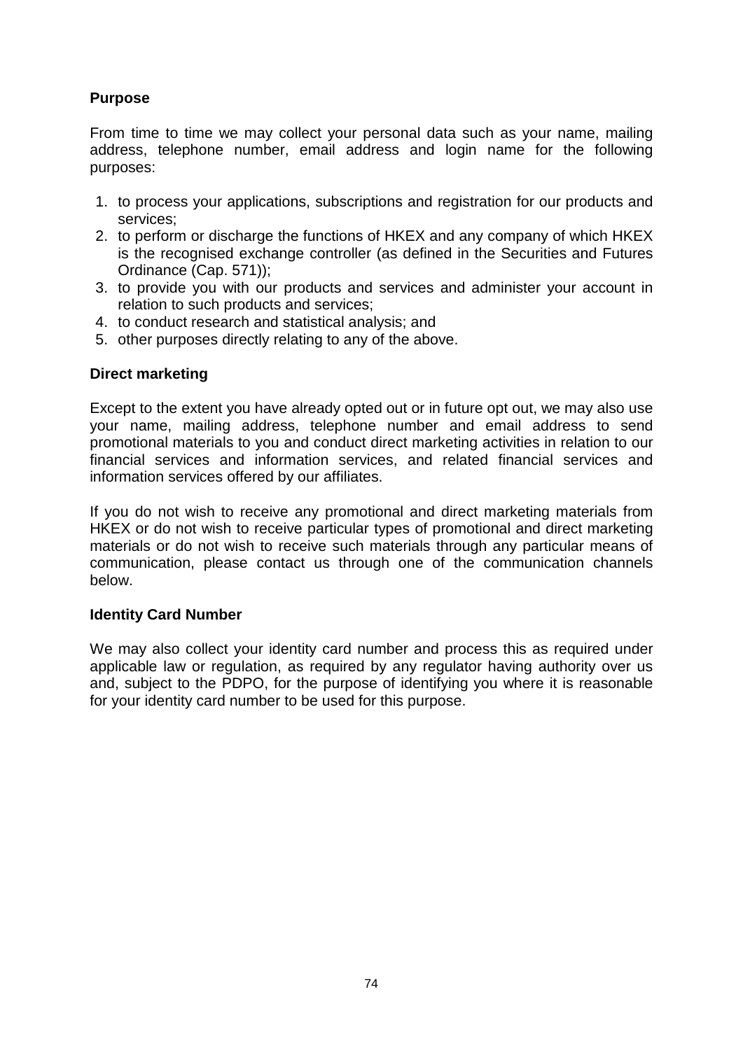**Purpose**

From time to time we may collect your personal data such as your name, mailing address, telephone number, email address and login name for the following purposes:

1. to process your applications, subscriptions and registration for our products and services;
2. to perform or discharge the functions of HKEX and any company of which HKEX is the recognised exchange controller (as defined in the Securities and Futures Ordinance (Cap. 571));
3. to provide you with our products and services and administer your account in relation to such products and services;
4. to conduct research and statistical analysis; and
5. other purposes directly relating to any of the above.

**Direct marketing**

Except to the extent you have already opted out or in future opt out, we may also use your name, mailing address, telephone number and email address to send promotional materials to you and conduct direct marketing activities in relation to our financial services and information services, and related financial services and information services offered by our affiliates.

If you do not wish to receive any promotional and direct marketing materials from HKEX or do not wish to receive particular types of promotional and direct marketing materials or do not wish to receive such materials through any particular means of communication, please contact us through one of the communication channels below.

**Identity Card Number**

We may also collect your identity card number and process this as required under applicable law or regulation, as required by any regulator having authority over us and, subject to the PDPO, for the purpose of identifying you where it is reasonable for your identity card number to be used for this purpose.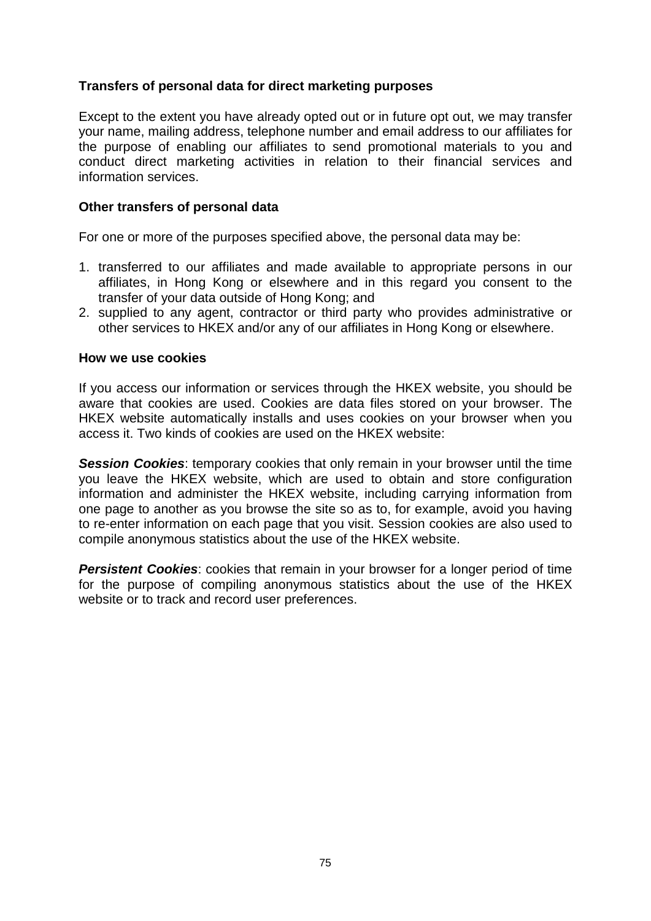**Transfers of personal data for direct marketing purposes**

Except to the extent you have already opted out or in future opt out, we may transfer your name, mailing address, telephone number and email address to our affiliates for the purpose of enabling our affiliates to send promotional materials to you and conduct direct marketing activities in relation to their financial services and information services.

**Other transfers of personal data**

For one or more of the purposes specified above, the personal data may be:

1. transferred to our affiliates and made available to appropriate persons in our affiliates, in Hong Kong or elsewhere and in this regard you consent to the transfer of your data outside of Hong Kong; and
2. supplied to any agent, contractor or third party who provides administrative or other services to HKEX and/or any of our affiliates in Hong Kong or elsewhere.

**How we use cookies**

If you access our information or services through the HKEX website, you should be aware that cookies are used. Cookies are data files stored on your browser. The HKEX website automatically installs and uses cookies on your browser when you access it. Two kinds of cookies are used on the HKEX website:

***Session Cookies***: temporary cookies that only remain in your browser until the time you leave the HKEX website, which are used to obtain and store configuration information and administer the HKEX website, including carrying information from one page to another as you browse the site so as to, for example, avoid you having to re-enter information on each page that you visit. Session cookies are also used to compile anonymous statistics about the use of the HKEX website.

***Persistent Cookies***: cookies that remain in your browser for a longer period of time for the purpose of compiling anonymous statistics about the use of the HKEX website or to track and record user preferences.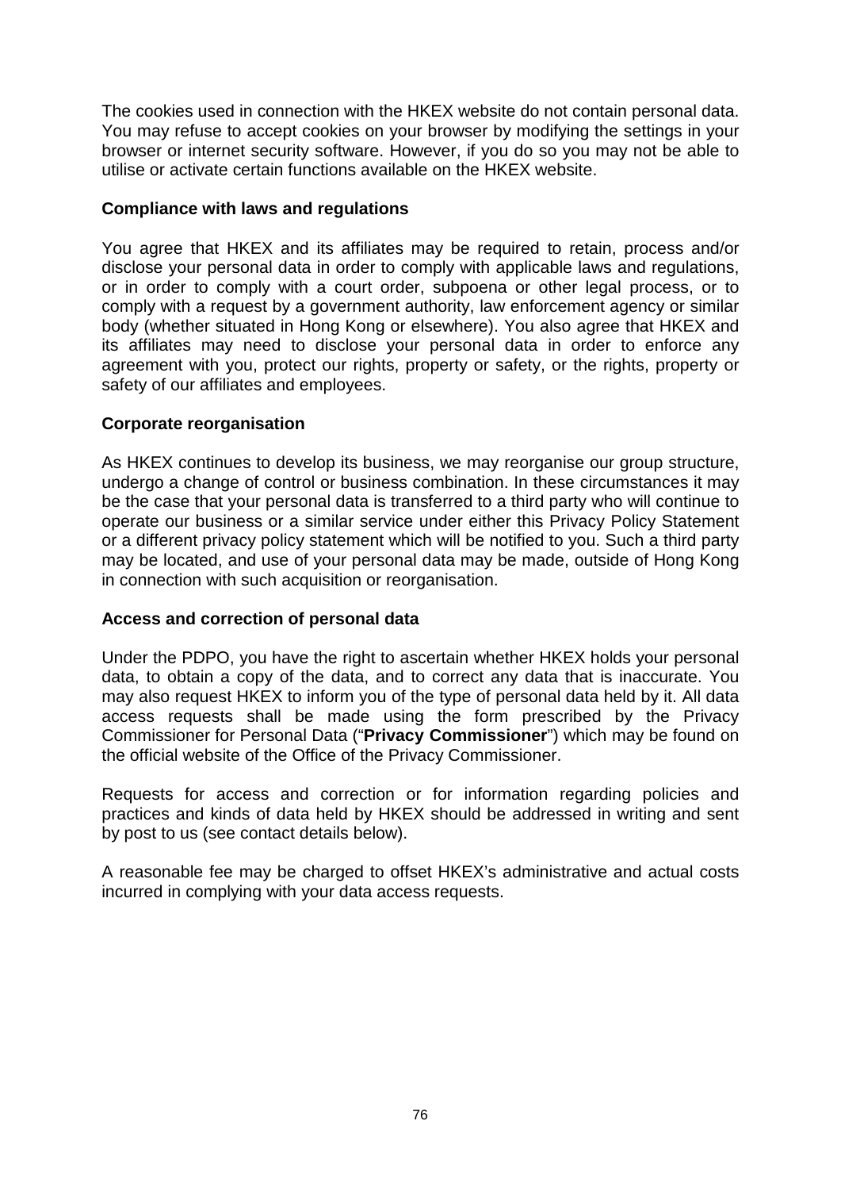The cookies used in connection with the HKEX website do not contain personal data. You may refuse to accept cookies on your browser by modifying the settings in your browser or internet security software. However, if you do so you may not be able to utilise or activate certain functions available on the HKEX website.

**Compliance with laws and regulations**

You agree that HKEX and its affiliates may be required to retain, process and/or disclose your personal data in order to comply with applicable laws and regulations, or in order to comply with a court order, subpoena or other legal process, or to comply with a request by a government authority, law enforcement agency or similar body (whether situated in Hong Kong or elsewhere). You also agree that HKEX and its affiliates may need to disclose your personal data in order to enforce any agreement with you, protect our rights, property or safety, or the rights, property or safety of our affiliates and employees.

**Corporate reorganisation**

As HKEX continues to develop its business, we may reorganise our group structure, undergo a change of control or business combination. In these circumstances it may be the case that your personal data is transferred to a third party who will continue to operate our business or a similar service under either this Privacy Policy Statement or a different privacy policy statement which will be notified to you. Such a third party may be located, and use of your personal data may be made, outside of Hong Kong in connection with such acquisition or reorganisation.

**Access and correction of personal data**

Under the PDPO, you have the right to ascertain whether HKEX holds your personal data, to obtain a copy of the data, and to correct any data that is inaccurate. You may also request HKEX to inform you of the type of personal data held by it. All data access requests shall be made using the form prescribed by the Privacy Commissioner for Personal Data ("**Privacy Commissioner**") which may be found on the official website of the Office of the Privacy Commissioner.

Requests for access and correction or for information regarding policies and practices and kinds of data held by HKEX should be addressed in writing and sent by post to us (see contact details below).

A reasonable fee may be charged to offset HKEX's administrative and actual costs incurred in complying with your data access requests.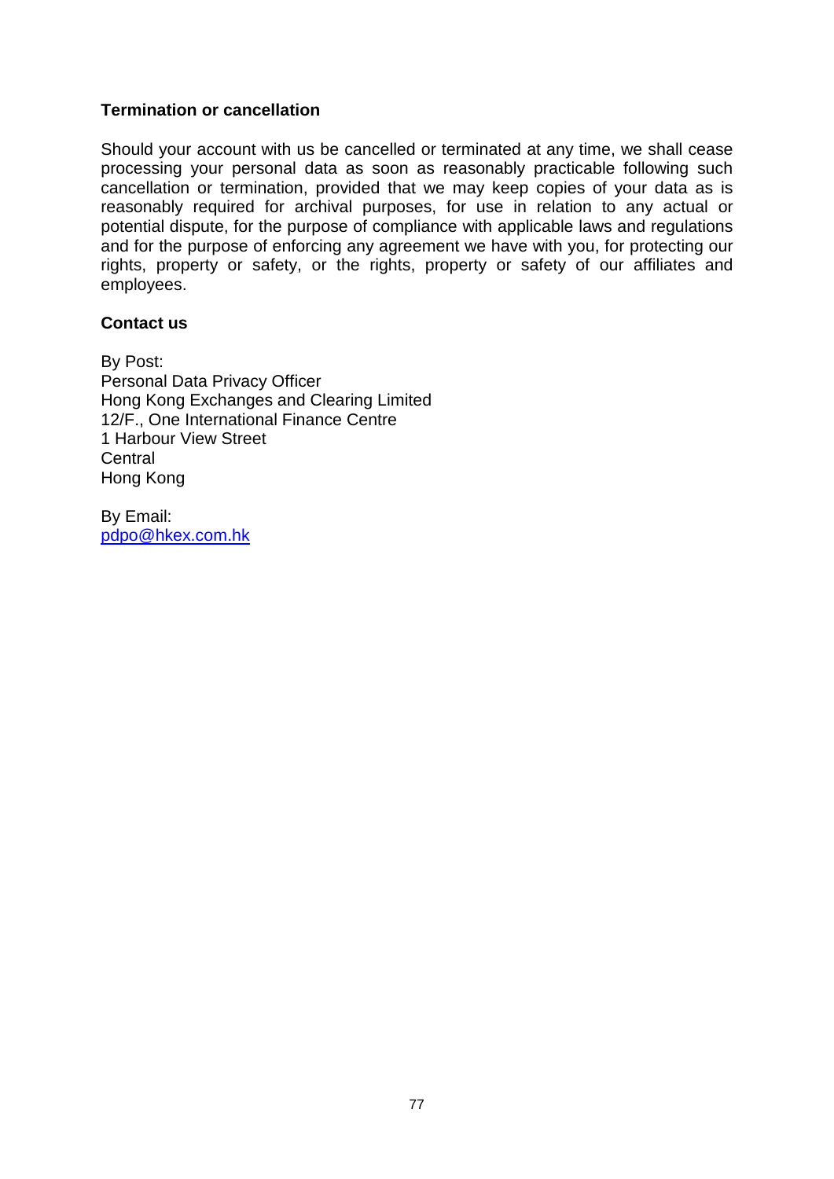**Termination or cancellation**

Should your account with us be cancelled or terminated at any time, we shall cease processing your personal data as soon as reasonably practicable following such cancellation or termination, provided that we may keep copies of your data as is reasonably required for archival purposes, for use in relation to any actual or potential dispute, for the purpose of compliance with applicable laws and regulations and for the purpose of enforcing any agreement we have with you, for protecting our rights, property or safety, or the rights, property or safety of our affiliates and employees.

**Contact us**

By Post:
Personal Data Privacy Officer
Hong Kong Exchanges and Clearing Limited
12/F., One International Finance Centre
1 Harbour View Street
Central
Hong Kong

By Email:
[pdpo@hkex.com.hk](mailto:pdpo@hkex.com.hk)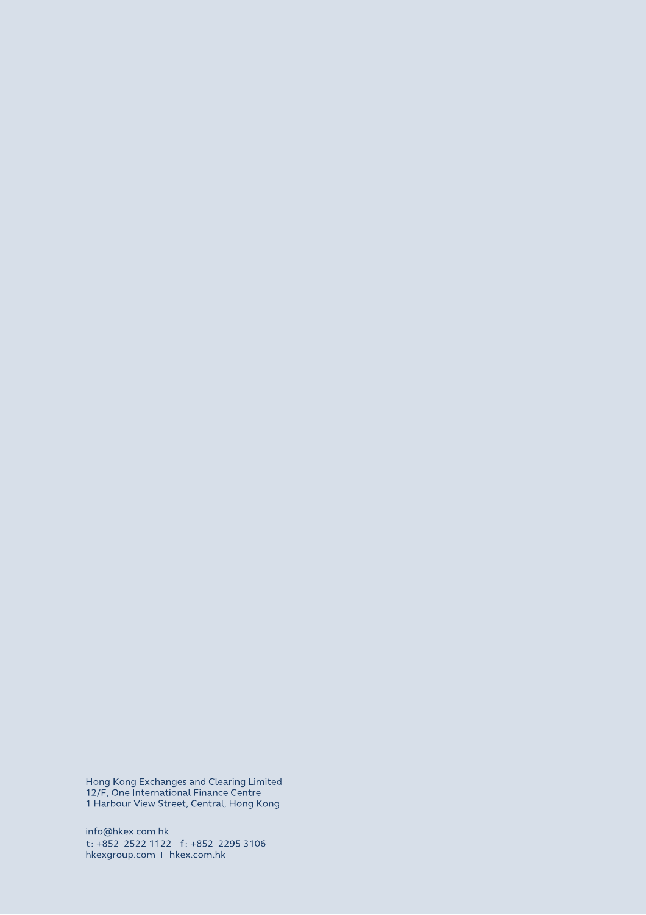Hong Kong Exchanges and Clearing Limited
12/F, One International Finance Centre
1 Harbour View Street, Central, Hong Kong

info@hkex.com.hk
t: +852 2522 1122 f: +852 2295 3106
hkexgroup.com | hkex.com.hk